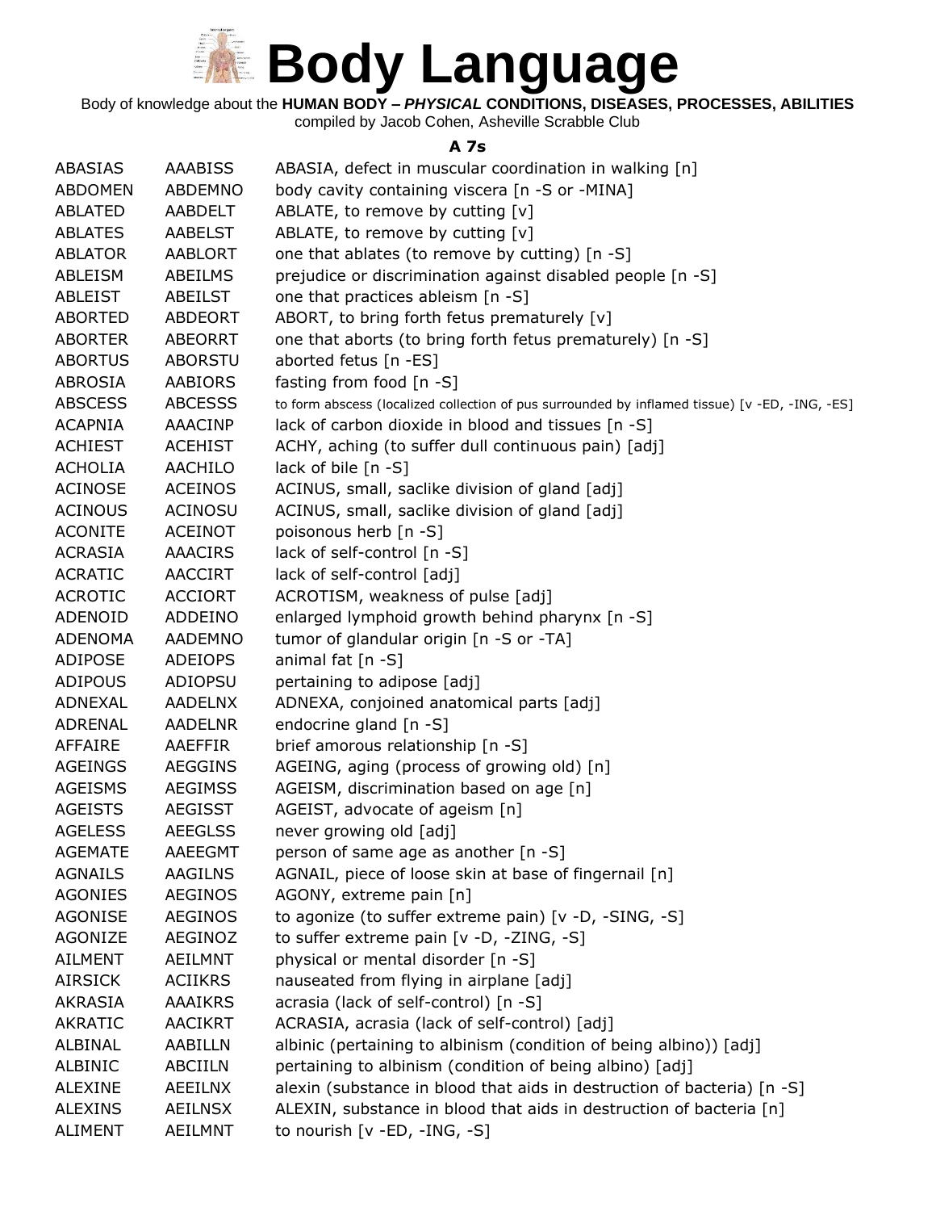# Body Language

Body of knowledge about the **HUMAN BODY – *PHYSICAL* CONDITIONS, DISEASES, PROCESSES, ABILITIES**
compiled by Jacob Cohen, Asheville Scrabble Club

### A 7s

| | | |
|---|---|---|
| ABASIAS | AAABISS | ABASIA, defect in muscular coordination in walking [n] |
| ABDOMEN | ABDEMNO | body cavity containing viscera [n -S or -MINA] |
| ABLATED | AABDELT | ABLATE, to remove by cutting [v] |
| ABLATES | AABELST | ABLATE, to remove by cutting [v] |
| ABLATOR | AABLORT | one that ablates (to remove by cutting) [n -S] |
| ABLEISM | ABEILMS | prejudice or discrimination against disabled people [n -S] |
| ABLEIST | ABEILST | one that practices ableism [n -S] |
| ABORTED | ABDEORT | ABORT, to bring forth fetus prematurely [v] |
| ABORTER | ABEORRT | one that aborts (to bring forth fetus prematurely) [n -S] |
| ABORTUS | ABORSTU | aborted fetus [n -ES] |
| ABROSIA | AABIORS | fasting from food [n -S] |
| ABSCESS | ABCESSS | to form abscess (localized collection of pus surrounded by inflamed tissue) [v -ED, -ING, -ES] |
| ACAPNIA | AAACINP | lack of carbon dioxide in blood and tissues [n -S] |
| ACHIEST | ACEHIST | ACHY, aching (to suffer dull continuous pain) [adj] |
| ACHOLIA | AACHILO | lack of bile [n -S] |
| ACINOSE | ACEINOS | ACINUS, small, saclike division of gland [adj] |
| ACINOUS | ACINOSU | ACINUS, small, saclike division of gland [adj] |
| ACONITE | ACEINOT | poisonous herb [n -S] |
| ACRASIA | AAACIRS | lack of self-control [n -S] |
| ACRATIC | AACCIRT | lack of self-control [adj] |
| ACROTIC | ACCIORT | ACROTISM, weakness of pulse [adj] |
| ADENOID | ADDEINO | enlarged lymphoid growth behind pharynx [n -S] |
| ADENOMA | AADEMNO | tumor of glandular origin [n -S or -TA] |
| ADIPOSE | ADEIOPS | animal fat [n -S] |
| ADIPOUS | ADIOPSU | pertaining to adipose [adj] |
| ADNEXAL | AADELNX | ADNEXA, conjoined anatomical parts [adj] |
| ADRENAL | AADELNR | endocrine gland [n -S] |
| AFFAIRE | AAEFFIR | brief amorous relationship [n -S] |
| AGEINGS | AEGGINS | AGEING, aging (process of growing old) [n] |
| AGEISMS | AEGIMSS | AGEISM, discrimination based on age [n] |
| AGEISTS | AEGISST | AGEIST, advocate of ageism [n] |
| AGELESS | AEEGLSS | never growing old [adj] |
| AGEMATE | AAEEGMT | person of same age as another [n -S] |
| AGNAILS | AAGILNS | AGNAIL, piece of loose skin at base of fingernail [n] |
| AGONIES | AEGINOS | AGONY, extreme pain [n] |
| AGONISE | AEGINOS | to agonize (to suffer extreme pain) [v -D, -SING, -S] |
| AGONIZE | AEGINOZ | to suffer extreme pain [v -D, -ZING, -S] |
| AILMENT | AEILMNT | physical or mental disorder [n -S] |
| AIRSICK | ACIIKRS | nauseated from flying in airplane [adj] |
| AKRASIA | AAAIKRS | acrasia (lack of self-control) [n -S] |
| AKRATIC | AACIKRT | ACRASIA, acrasia (lack of self-control) [adj] |
| ALBINAL | AABILLN | albinic (pertaining to albinism (condition of being albino)) [adj] |
| ALBINIC | ABCIILN | pertaining to albinism (condition of being albino) [adj] |
| ALEXINE | AEEILNX | alexin (substance in blood that aids in destruction of bacteria) [n -S] |
| ALEXINS | AEILNSX | ALEXIN, substance in blood that aids in destruction of bacteria [n] |
| ALIMENT | AEILMNT | to nourish [v -ED, -ING, -S] |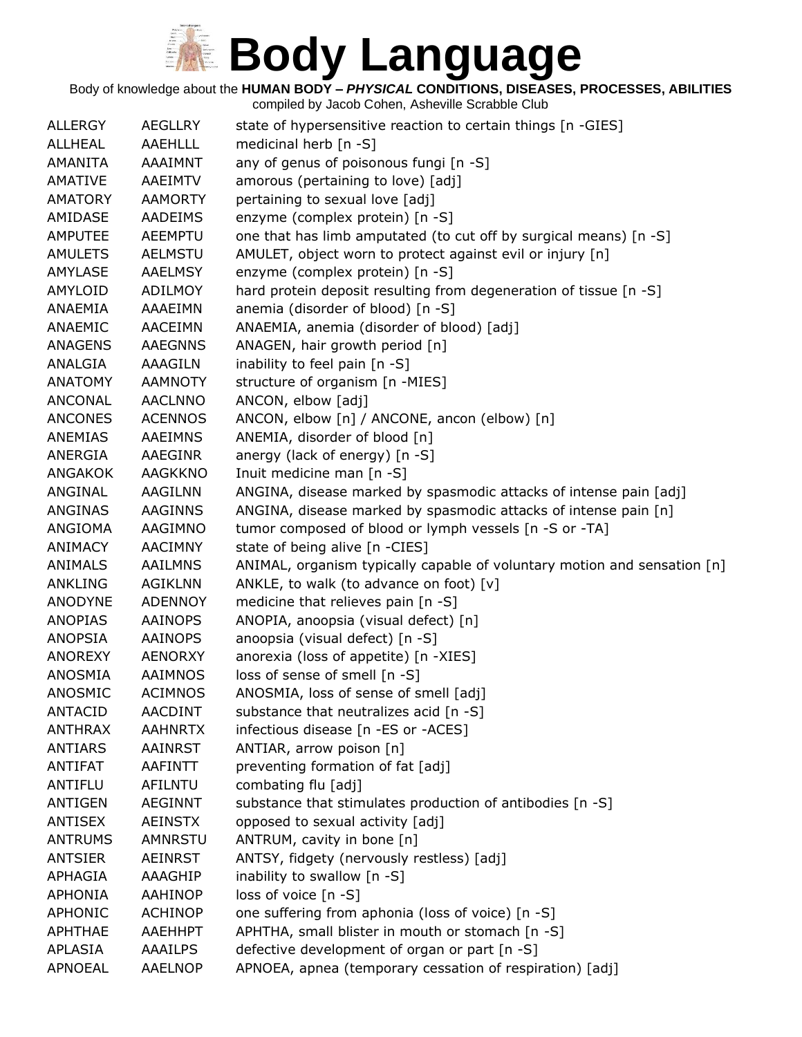# Body Language

Body of knowledge about the **HUMAN BODY – *PHYSICAL* CONDITIONS, DISEASES, PROCESSES, ABILITIES**

compiled by Jacob Cohen, Asheville Scrabble Club

| | | |
|---|---|---|
| ALLERGY | AEGLLRY | state of hypersensitive reaction to certain things [n -GIES] |
| ALLHEAL | AAEHLLL | medicinal herb [n -S] |
| AMANITA | AAAIMNT | any of genus of poisonous fungi [n -S] |
| AMATIVE | AAEIMTV | amorous (pertaining to love) [adj] |
| AMATORY | AAMORTY | pertaining to sexual love [adj] |
| AMIDASE | AADEIMS | enzyme (complex protein) [n -S] |
| AMPUTEE | AEEMPTU | one that has limb amputated (to cut off by surgical means) [n -S] |
| AMULETS | AELMSTU | AMULET, object worn to protect against evil or injury [n] |
| AMYLASE | AAELMSY | enzyme (complex protein) [n -S] |
| AMYLOID | ADILMOY | hard protein deposit resulting from degeneration of tissue [n -S] |
| ANAEMIA | AAAEIMN | anemia (disorder of blood) [n -S] |
| ANAEMIC | AACEIMN | ANAEMIA, anemia (disorder of blood) [adj] |
| ANAGENS | AAEGNNS | ANAGEN, hair growth period [n] |
| ANALGIA | AAAGILN | inability to feel pain [n -S] |
| ANATOMY | AAMNOTY | structure of organism [n -MIES] |
| ANCONAL | AACLNNO | ANCON, elbow [adj] |
| ANCONES | ACENNOS | ANCON, elbow [n] / ANCONE, ancon (elbow) [n] |
| ANEMIAS | AAEIMNS | ANEMIA, disorder of blood [n] |
| ANERGIA | AAEGINR | anergy (lack of energy) [n -S] |
| ANGAKOK | AAGKKNO | Inuit medicine man [n -S] |
| ANGINAL | AAGILNN | ANGINA, disease marked by spasmodic attacks of intense pain [adj] |
| ANGINAS | AAGINNS | ANGINA, disease marked by spasmodic attacks of intense pain [n] |
| ANGIOMA | AAGIMNO | tumor composed of blood or lymph vessels [n -S or -TA] |
| ANIMACY | AACIMNY | state of being alive [n -CIES] |
| ANIMALS | AAILMNS | ANIMAL, organism typically capable of voluntary motion and sensation [n] |
| ANKLING | AGIKLNN | ANKLE, to walk (to advance on foot) [v] |
| ANODYNE | ADENNOY | medicine that relieves pain [n -S] |
| ANOPIAS | AAINOPS | ANOPIA, anoopsia (visual defect) [n] |
| ANOPSIA | AAINOPS | anoopsia (visual defect) [n -S] |
| ANOREXY | AENORXY | anorexia (loss of appetite) [n -XIES] |
| ANOSMIA | AAIMNOS | loss of sense of smell [n -S] |
| ANOSMIC | ACIMNOS | ANOSMIA, loss of sense of smell [adj] |
| ANTACID | AACDINT | substance that neutralizes acid [n -S] |
| ANTHRAX | AAHNRTX | infectious disease [n -ES or -ACES] |
| ANTIARS | AAINRST | ANTIAR, arrow poison [n] |
| ANTIFAT | AAFINTT | preventing formation of fat [adj] |
| ANTIFLU | AFILNTU | combating flu [adj] |
| ANTIGEN | AEGINNT | substance that stimulates production of antibodies [n -S] |
| ANTISEX | AEINSTX | opposed to sexual activity [adj] |
| ANTRUMS | AMNRSTU | ANTRUM, cavity in bone [n] |
| ANTSIER | AEINRST | ANTSY, fidgety (nervously restless) [adj] |
| APHAGIA | AAAGHIP | inability to swallow [n -S] |
| APHONIA | AAHINOP | loss of voice [n -S] |
| APHONIC | ACHINOP | one suffering from aphonia (loss of voice) [n -S] |
| APHTHAE | AAEHHPT | APHTHA, small blister in mouth or stomach [n -S] |
| APLASIA | AAAILPS | defective development of organ or part [n -S] |
| APNOEAL | AAELNOP | APNOEA, apnea (temporary cessation of respiration) [adj] |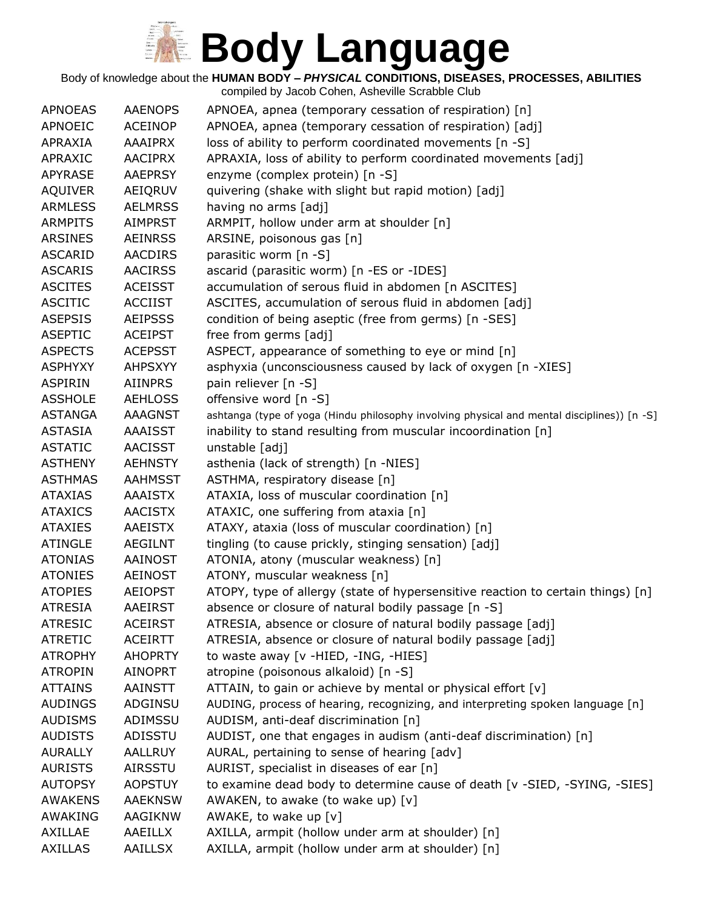# Body Language

Body of knowledge about the **HUMAN BODY – *PHYSICAL* CONDITIONS, DISEASES, PROCESSES, ABILITIES**

compiled by Jacob Cohen, Asheville Scrabble Club

| | | |
|---|---|---|
| APNOEAS | AAENOPS | APNOEA, apnea (temporary cessation of respiration) [n] |
| APNOEIC | ACEINOP | APNOEA, apnea (temporary cessation of respiration) [adj] |
| APRAXIA | AAAIPRX | loss of ability to perform coordinated movements [n -S] |
| APRAXIC | AACIPRX | APRAXIA, loss of ability to perform coordinated movements [adj] |
| APYRASE | AAEPRSY | enzyme (complex protein) [n -S] |
| AQUIVER | AEIQRUV | quivering (shake with slight but rapid motion) [adj] |
| ARMLESS | AELMRSS | having no arms [adj] |
| ARMPITS | AIMPRST | ARMPIT, hollow under arm at shoulder [n] |
| ARSINES | AEINRSS | ARSINE, poisonous gas [n] |
| ASCARID | AACDIRS | parasitic worm [n -S] |
| ASCARIS | AACIRSS | ascarid (parasitic worm) [n -ES or -IDES] |
| ASCITES | ACEISST | accumulation of serous fluid in abdomen [n ASCITES] |
| ASCITIC | ACCIIST | ASCITES, accumulation of serous fluid in abdomen [adj] |
| ASEPSIS | AEIPSSS | condition of being aseptic (free from germs) [n -SES] |
| ASEPTIC | ACEIPST | free from germs [adj] |
| ASPECTS | ACEPSST | ASPECT, appearance of something to eye or mind [n] |
| ASPHYXY | AHPSXYY | asphyxia (unconsciousness caused by lack of oxygen [n -XIES] |
| ASPIRIN | AIINPRS | pain reliever [n -S] |
| ASSHOLE | AEHLOSS | offensive word [n -S] |
| ASTANGA | AAAGNST | ashtanga (type of yoga (Hindu philosophy involving physical and mental disciplines)) [n -S] |
| ASTASIA | AAAISST | inability to stand resulting from muscular incoordination [n] |
| ASTATIC | AACISST | unstable [adj] |
| ASTHENY | AEHNSTY | asthenia (lack of strength) [n -NIES] |
| ASTHMAS | AAHMSST | ASTHMA, respiratory disease [n] |
| ATAXIAS | AAAISTX | ATAXIA, loss of muscular coordination [n] |
| ATAXICS | AACISTX | ATAXIC, one suffering from ataxia [n] |
| ATAXIES | AAEISTX | ATAXY, ataxia (loss of muscular coordination) [n] |
| ATINGLE | AEGILNT | tingling (to cause prickly, stinging sensation) [adj] |
| ATONIAS | AAINOST | ATONIA, atony (muscular weakness) [n] |
| ATONIES | AEINOST | ATONY, muscular weakness [n] |
| ATOPIES | AEIOPST | ATOPY, type of allergy (state of hypersensitive reaction to certain things) [n] |
| ATRESIA | AAEIRST | absence or closure of natural bodily passage [n -S] |
| ATRESIC | ACEIRST | ATRESIA, absence or closure of natural bodily passage [adj] |
| ATRETIC | ACEIRTT | ATRESIA, absence or closure of natural bodily passage [adj] |
| ATROPHY | AHOPRTY | to waste away [v -HIED, -ING, -HIES] |
| ATROPIN | AINOPRT | atropine (poisonous alkaloid) [n -S] |
| ATTAINS | AAINSTT | ATTAIN, to gain or achieve by mental or physical effort [v] |
| AUDINGS | ADGINSU | AUDING, process of hearing, recognizing, and interpreting spoken language [n] |
| AUDISMS | ADIMSSU | AUDISM, anti-deaf discrimination [n] |
| AUDISTS | ADISSTU | AUDIST, one that engages in audism (anti-deaf discrimination) [n] |
| AURALLY | AALLRUY | AURAL, pertaining to sense of hearing [adv] |
| AURISTS | AIRSSTU | AURIST, specialist in diseases of ear [n] |
| AUTOPSY | AOPSTUY | to examine dead body to determine cause of death [v -SIED, -SYING, -SIES] |
| AWAKENS | AAEKNSW | AWAKEN, to awake (to wake up) [v] |
| AWAKING | AAGIKNW | AWAKE, to wake up [v] |
| AXILLAE | AAEILLX | AXILLA, armpit (hollow under arm at shoulder) [n] |
| AXILLAS | AAILLSX | AXILLA, armpit (hollow under arm at shoulder) [n] |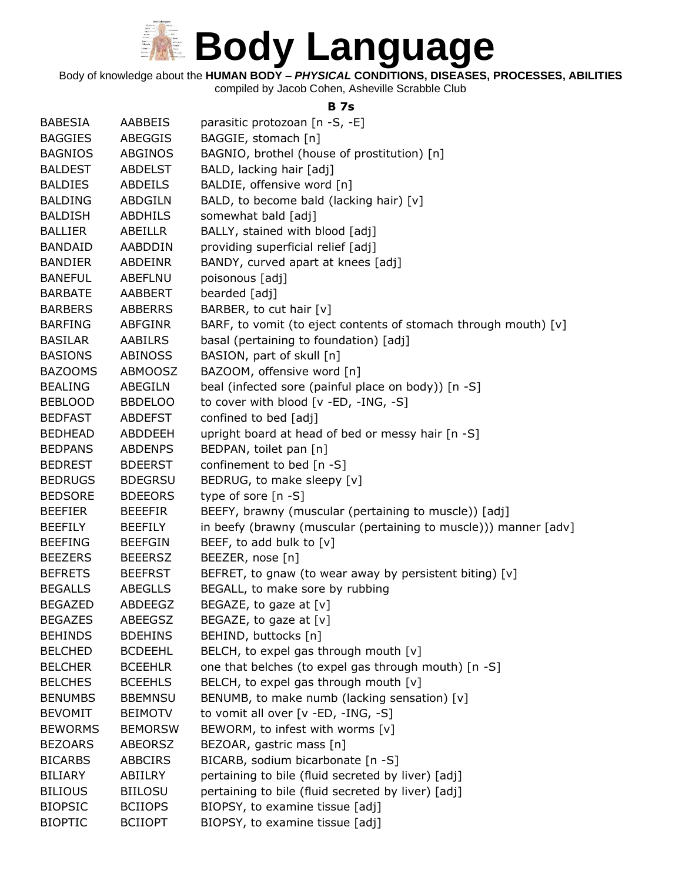# Body Language

Body of knowledge about the **HUMAN BODY – *PHYSICAL* CONDITIONS, DISEASES, PROCESSES, ABILITIES**
compiled by Jacob Cohen, Asheville Scrabble Club

### B 7s

| | | |
|---|---|---|
| BABESIA | AABBEIS | parasitic protozoan [n -S, -E] |
| BAGGIES | ABEGGIS | BAGGIE, stomach [n] |
| BAGNIOS | ABGINOS | BAGNIO, brothel (house of prostitution) [n] |
| BALDEST | ABDELST | BALD, lacking hair [adj] |
| BALDIES | ABDEILS | BALDIE, offensive word [n] |
| BALDING | ABDGILN | BALD, to become bald (lacking hair) [v] |
| BALDISH | ABDHILS | somewhat bald [adj] |
| BALLIER | ABEILLR | BALLY, stained with blood [adj] |
| BANDAID | AABDDIN | providing superficial relief [adj] |
| BANDIER | ABDEINR | BANDY, curved apart at knees [adj] |
| BANEFUL | ABEFLNU | poisonous [adj] |
| BARBATE | AABBERT | bearded [adj] |
| BARBERS | ABBERRS | BARBER, to cut hair [v] |
| BARFING | ABFGINR | BARF, to vomit (to eject contents of stomach through mouth) [v] |
| BASILAR | AABILRS | basal (pertaining to foundation) [adj] |
| BASIONS | ABINOSS | BASION, part of skull [n] |
| BAZOOMS | ABMOOSZ | BAZOOM, offensive word [n] |
| BEALING | ABEGILN | beal (infected sore (painful place on body)) [n -S] |
| BEBLOOD | BBDELOO | to cover with blood [v -ED, -ING, -S] |
| BEDFAST | ABDEFST | confined to bed [adj] |
| BEDHEAD | ABDDEEH | upright board at head of bed or messy hair [n -S] |
| BEDPANS | ABDENPS | BEDPAN, toilet pan [n] |
| BEDREST | BDEERST | confinement to bed [n -S] |
| BEDRUGS | BDEGRSU | BEDRUG, to make sleepy [v] |
| BEDSORE | BDEEORS | type of sore [n -S] |
| BEEFIER | BEEEFIR | BEEFY, brawny (muscular (pertaining to muscle)) [adj] |
| BEEFILY | BEEFILY | in beefy (brawny (muscular (pertaining to muscle))) manner [adv] |
| BEEFING | BEEFGIN | BEEF, to add bulk to [v] |
| BEEZERS | BEEERSZ | BEEZER, nose [n] |
| BEFRETS | BEEFRST | BEFRET, to gnaw (to wear away by persistent biting) [v] |
| BEGALLS | ABEGLLS | BEGALL, to make sore by rubbing |
| BEGAZED | ABDEEGZ | BEGAZE, to gaze at [v] |
| BEGAZES | ABEEGSZ | BEGAZE, to gaze at [v] |
| BEHINDS | BDEHINS | BEHIND, buttocks [n] |
| BELCHED | BCDEEHL | BELCH, to expel gas through mouth [v] |
| BELCHER | BCEEHLR | one that belches (to expel gas through mouth) [n -S] |
| BELCHES | BCEEHLS | BELCH, to expel gas through mouth [v] |
| BENUMBS | BBEMNSU | BENUMB, to make numb (lacking sensation) [v] |
| BEVOMIT | BEIMOTV | to vomit all over [v -ED, -ING, -S] |
| BEWORMS | BEMORSW | BEWORM, to infest with worms [v] |
| BEZOARS | ABEORSZ | BEZOAR, gastric mass [n] |
| BICARBS | ABBCIRS | BICARB, sodium bicarbonate [n -S] |
| BILIARY | ABIILRY | pertaining to bile (fluid secreted by liver) [adj] |
| BILIOUS | BIILOSU | pertaining to bile (fluid secreted by liver) [adj] |
| BIOPSIC | BCIIOPS | BIOPSY, to examine tissue [adj] |
| BIOPTIC | BCIIOPT | BIOPSY, to examine tissue [adj] |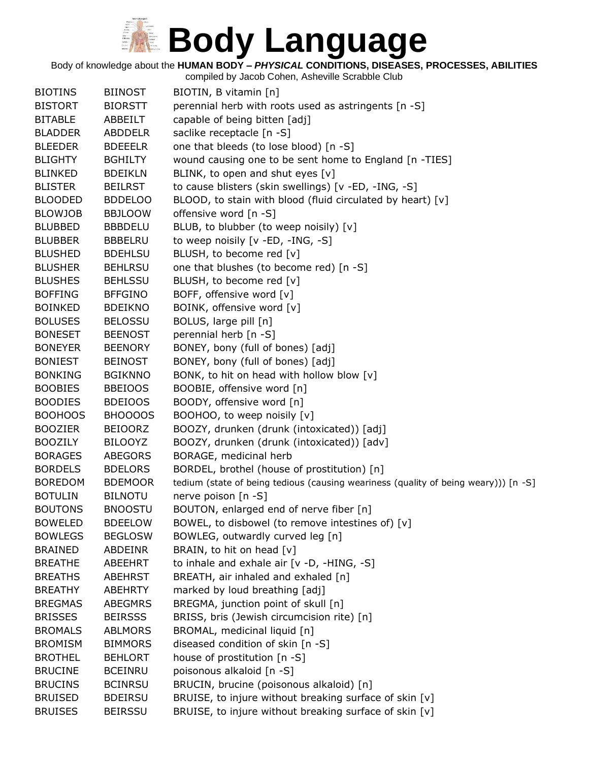# Body Language

Body of knowledge about the **HUMAN BODY – *PHYSICAL* CONDITIONS, DISEASES, PROCESSES, ABILITIES**

compiled by Jacob Cohen, Asheville Scrabble Club

| | | |
|---|---|---|
| BIOTINS | BIINOST | BIOTIN, B vitamin [n] |
| BISTORT | BIORSTT | perennial herb with roots used as astringents [n -S] |
| BITABLE | ABBEILT | capable of being bitten [adj] |
| BLADDER | ABDDELR | saclike receptacle [n -S] |
| BLEEDER | BDEEELR | one that bleeds (to lose blood) [n -S] |
| BLIGHTY | BGHILTY | wound causing one to be sent home to England [n -TIES] |
| BLINKED | BDEIKLN | BLINK, to open and shut eyes [v] |
| BLISTER | BEILRST | to cause blisters (skin swellings) [v -ED, -ING, -S] |
| BLOODED | BDDELOO | BLOOD, to stain with blood (fluid circulated by heart) [v] |
| BLOWJOB | BBJLOOW | offensive word [n -S] |
| BLUBBED | BBBDELU | BLUB, to blubber (to weep noisily) [v] |
| BLUBBER | BBBELRU | to weep noisily [v -ED, -ING, -S] |
| BLUSHED | BDEHLSU | BLUSH, to become red [v] |
| BLUSHER | BEHLRSU | one that blushes (to become red) [n -S] |
| BLUSHES | BEHLSSU | BLUSH, to become red [v] |
| BOFFING | BFFGINO | BOFF, offensive word [v] |
| BOINKED | BDEIKNO | BOINK, offensive word [v] |
| BOLUSES | BELOSSU | BOLUS, large pill [n] |
| BONESET | BEENOST | perennial herb [n -S] |
| BONEYER | BEENORY | BONEY, bony (full of bones) [adj] |
| BONIEST | BEINOST | BONEY, bony (full of bones) [adj] |
| BONKING | BGIKNNO | BONK, to hit on head with hollow blow [v] |
| BOOBIES | BBEIOOS | BOOBIE, offensive word [n] |
| BOODIES | BDEIOOS | BOODY, offensive word [n] |
| BOOHOOS | BHOOOOS | BOOHOO, to weep noisily [v] |
| BOOZIER | BEIOORZ | BOOZY, drunken (drunk (intoxicated)) [adj] |
| BOOZILY | BILOOYZ | BOOZY, drunken (drunk (intoxicated)) [adv] |
| BORAGES | ABEGORS | BORAGE, medicinal herb |
| BORDELS | BDELORS | BORDEL, brothel (house of prostitution) [n] |
| BOREDOM | BDEMOOR | tedium (state of being tedious (causing weariness (quality of being weary))) [n -S] |
| BOTULIN | BILNOTU | nerve poison [n -S] |
| BOUTONS | BNOOSTU | BOUTON, enlarged end of nerve fiber [n] |
| BOWELED | BDEELOW | BOWEL, to disbowel (to remove intestines of) [v] |
| BOWLEGS | BEGLOSW | BOWLEG, outwardly curved leg [n] |
| BRAINED | ABDEINR | BRAIN, to hit on head [v] |
| BREATHE | ABEEHRT | to inhale and exhale air [v -D, -HING, -S] |
| BREATHS | ABEHRST | BREATH, air inhaled and exhaled [n] |
| BREATHY | ABEHRTY | marked by loud breathing [adj] |
| BREGMAS | ABEGMRS | BREGMA, junction point of skull [n] |
| BRISSES | BEIRSSS | BRISS, bris (Jewish circumcision rite) [n] |
| BROMALS | ABLMORS | BROMAL, medicinal liquid [n] |
| BROMISM | BIMMORS | diseased condition of skin [n -S] |
| BROTHEL | BEHLORT | house of prostitution [n -S] |
| BRUCINE | BCEINRU | poisonous alkaloid [n -S] |
| BRUCINS | BCINRSU | BRUCIN, brucine (poisonous alkaloid) [n] |
| BRUISED | BDEIRSU | BRUISE, to injure without breaking surface of skin [v] |
| BRUISES | BEIRSSU | BRUISE, to injure without breaking surface of skin [v] |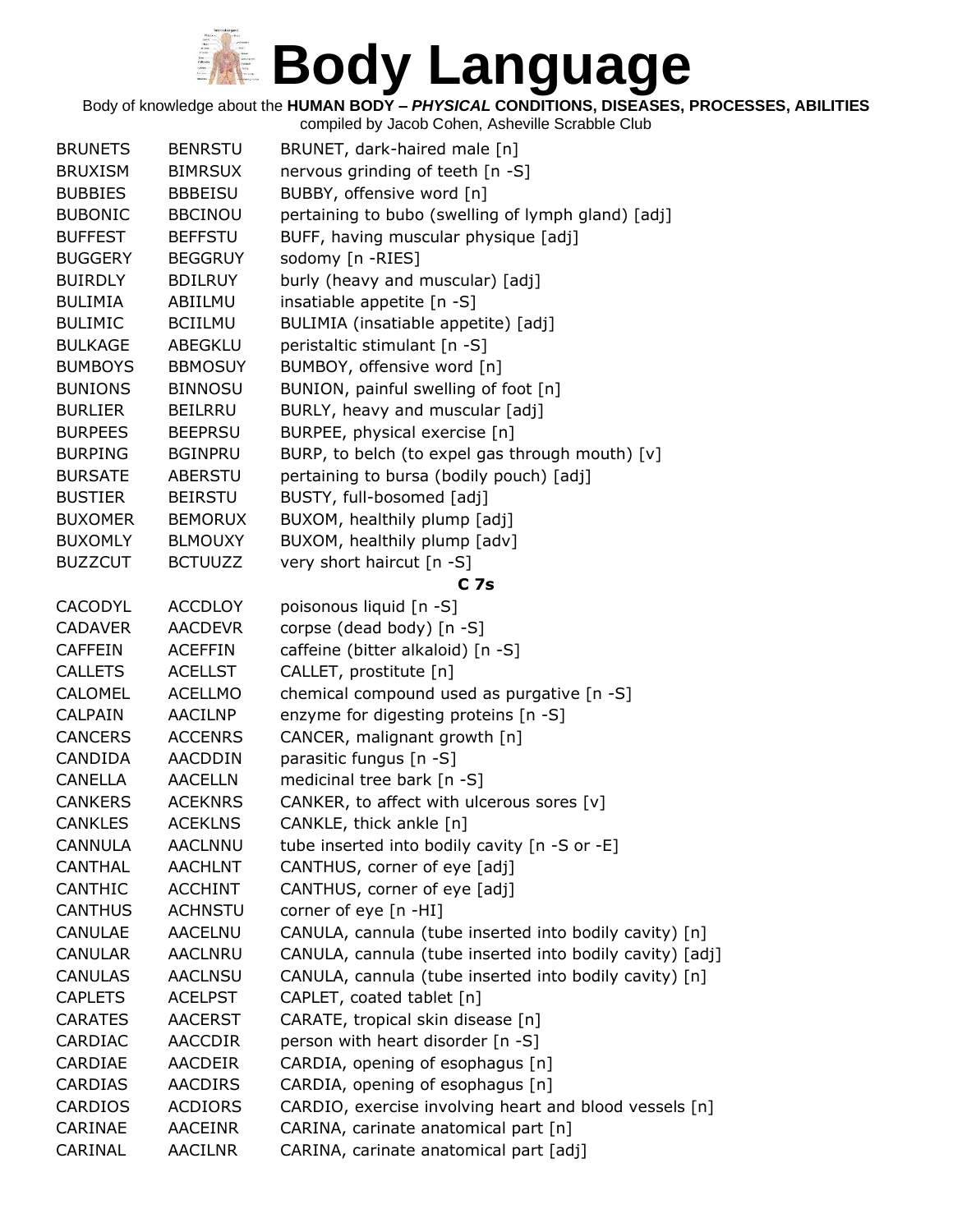# Body Language

Body of knowledge about the **HUMAN BODY – *PHYSICAL* CONDITIONS, DISEASES, PROCESSES, ABILITIES**

compiled by Jacob Cohen, Asheville Scrabble Club

| | | |
|---|---|---|
| BRUNETS | BENRSTU | BRUNET, dark-haired male [n] |
| BRUXISM | BIMRSUX | nervous grinding of teeth [n -S] |
| BUBBIES | BBBEISU | BUBBY, offensive word [n] |
| BUBONIC | BBCINOU | pertaining to bubo (swelling of lymph gland) [adj] |
| BUFFEST | BEFFSTU | BUFF, having muscular physique [adj] |
| BUGGERY | BEGGRUY | sodomy [n -RIES] |
| BUIRDLY | BDILRUY | burly (heavy and muscular) [adj] |
| BULIMIA | ABIILMU | insatiable appetite [n -S] |
| BULIMIC | BCIILMU | BULIMIA (insatiable appetite) [adj] |
| BULKAGE | ABEGKLU | peristaltic stimulant [n -S] |
| BUMBOYS | BBMOSUY | BUMBOY, offensive word [n] |
| BUNIONS | BINNOSU | BUNION, painful swelling of foot [n] |
| BURLIER | BEILRRU | BURLY, heavy and muscular [adj] |
| BURPEES | BEEPRSU | BURPEE, physical exercise [n] |
| BURPING | BGINPRU | BURP, to belch (to expel gas through mouth) [v] |
| BURSATE | ABERSTU | pertaining to bursa (bodily pouch) [adj] |
| BUSTIER | BEIRSTU | BUSTY, full-bosomed [adj] |
| BUXOMER | BEMORUX | BUXOM, healthily plump [adj] |
| BUXOMLY | BLMOUXY | BUXOM, healthily plump [adv] |
| BUZZCUT | BCTUUZZ | very short haircut [n -S] |
| | | **C 7s** |
| CACODYL | ACCDLOY | poisonous liquid [n -S] |
| CADAVER | AACDEVR | corpse (dead body) [n -S] |
| CAFFEIN | ACEFFIN | caffeine (bitter alkaloid) [n -S] |
| CALLETS | ACELLST | CALLET, prostitute [n] |
| CALOMEL | ACELLMO | chemical compound used as purgative [n -S] |
| CALPAIN | AACILNP | enzyme for digesting proteins [n -S] |
| CANCERS | ACCENRS | CANCER, malignant growth [n] |
| CANDIDA | AACDDIN | parasitic fungus [n -S] |
| CANELLA | AACELLN | medicinal tree bark [n -S] |
| CANKERS | ACEKNRS | CANKER, to affect with ulcerous sores [v] |
| CANKLES | ACEKLNS | CANKLE, thick ankle [n] |
| CANNULA | AACLNNU | tube inserted into bodily cavity [n -S or -E] |
| CANTHAL | AACHLNT | CANTHUS, corner of eye [adj] |
| CANTHIC | ACCHINT | CANTHUS, corner of eye [adj] |
| CANTHUS | ACHNSTU | corner of eye [n -HI] |
| CANULAE | AACELNU | CANULA, cannula (tube inserted into bodily cavity) [n] |
| CANULAR | AACLNRU | CANULA, cannula (tube inserted into bodily cavity) [adj] |
| CANULAS | AACLNSU | CANULA, cannula (tube inserted into bodily cavity) [n] |
| CAPLETS | ACELPST | CAPLET, coated tablet [n] |
| CARATES | AACERST | CARATE, tropical skin disease [n] |
| CARDIAC | AACCDIR | person with heart disorder [n -S] |
| CARDIAE | AACDEIR | CARDIA, opening of esophagus [n] |
| CARDIAS | AACDIRS | CARDIA, opening of esophagus [n] |
| CARDIOS | ACDIORS | CARDIO, exercise involving heart and blood vessels [n] |
| CARINAE | AACEINR | CARINA, carinate anatomical part [n] |
| CARINAL | AACILNR | CARINA, carinate anatomical part [adj] |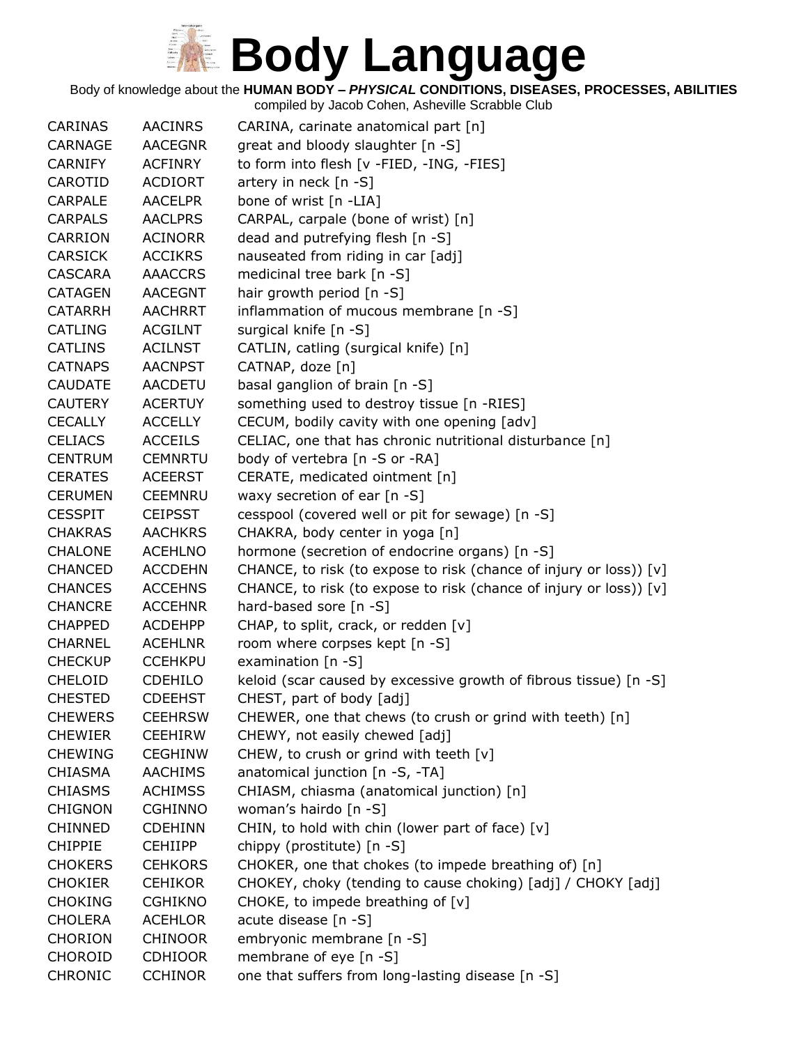# Body Language

Body of knowledge about the **HUMAN BODY – *PHYSICAL* CONDITIONS, DISEASES, PROCESSES, ABILITIES**

compiled by Jacob Cohen, Asheville Scrabble Club

| | | |
|---|---|---|
| CARINAS | AACINRS | CARINA, carinate anatomical part [n] |
| CARNAGE | AACEGNR | great and bloody slaughter [n -S] |
| CARNIFY | ACFINRY | to form into flesh [v -FIED, -ING, -FIES] |
| CAROTID | ACDIORT | artery in neck [n -S] |
| CARPALE | AACELPR | bone of wrist [n -LIA] |
| CARPALS | AACLPRS | CARPAL, carpale (bone of wrist) [n] |
| CARRION | ACINORR | dead and putrefying flesh [n -S] |
| CARSICK | ACCIKRS | nauseated from riding in car [adj] |
| CASCARA | AAACCRS | medicinal tree bark [n -S] |
| CATAGEN | AACEGNT | hair growth period [n -S] |
| CATARRH | AACHRRT | inflammation of mucous membrane [n -S] |
| CATLING | ACGILNT | surgical knife [n -S] |
| CATLINS | ACILNST | CATLIN, catling (surgical knife) [n] |
| CATNAPS | AACNPST | CATNAP, doze [n] |
| CAUDATE | AACDETU | basal ganglion of brain [n -S] |
| CAUTERY | ACERTUY | something used to destroy tissue [n -RIES] |
| CECALLY | ACCELLY | CECUM, bodily cavity with one opening [adv] |
| CELIACS | ACCEILS | CELIAC, one that has chronic nutritional disturbance [n] |
| CENTRUM | CEMNRTU | body of vertebra [n -S or -RA] |
| CERATES | ACEERST | CERATE, medicated ointment [n] |
| CERUMEN | CEEMNRU | waxy secretion of ear [n -S] |
| CESSPIT | CEIPSST | cesspool (covered well or pit for sewage) [n -S] |
| CHAKRAS | AACHKRS | CHAKRA, body center in yoga [n] |
| CHALONE | ACEHLNO | hormone (secretion of endocrine organs) [n -S] |
| CHANCED | ACCDEHN | CHANCE, to risk (to expose to risk (chance of injury or loss)) [v] |
| CHANCES | ACCEHNS | CHANCE, to risk (to expose to risk (chance of injury or loss)) [v] |
| CHANCRE | ACCEHNR | hard-based sore [n -S] |
| CHAPPED | ACDEHPP | CHAP, to split, crack, or redden [v] |
| CHARNEL | ACEHLNR | room where corpses kept [n -S] |
| CHECKUP | CCEHKPU | examination [n -S] |
| CHELOID | CDEHILO | keloid (scar caused by excessive growth of fibrous tissue) [n -S] |
| CHESTED | CDEEHST | CHEST, part of body [adj] |
| CHEWERS | CEEHRSW | CHEWER, one that chews (to crush or grind with teeth) [n] |
| CHEWIER | CEEHIRW | CHEWY, not easily chewed [adj] |
| CHEWING | CEGHINW | CHEW, to crush or grind with teeth [v] |
| CHIASMA | AACHIMS | anatomical junction [n -S, -TA] |
| CHIASMS | ACHIMSS | CHIASM, chiasma (anatomical junction) [n] |
| CHIGNON | CGHINNO | woman's hairdo [n -S] |
| CHINNED | CDEHINN | CHIN, to hold with chin (lower part of face) [v] |
| CHIPPIE | CEHIIPP | chippy (prostitute) [n -S] |
| CHOKERS | CEHKORS | CHOKER, one that chokes (to impede breathing of) [n] |
| CHOKIER | CEHIKOR | CHOKEY, choky (tending to cause choking) [adj] / CHOKY [adj] |
| CHOKING | CGHIKNO | CHOKE, to impede breathing of [v] |
| CHOLERA | ACEHLOR | acute disease [n -S] |
| CHORION | CHINOOR | embryonic membrane [n -S] |
| CHOROID | CDHIOOR | membrane of eye [n -S] |
| CHRONIC | CCHINOR | one that suffers from long-lasting disease [n -S] |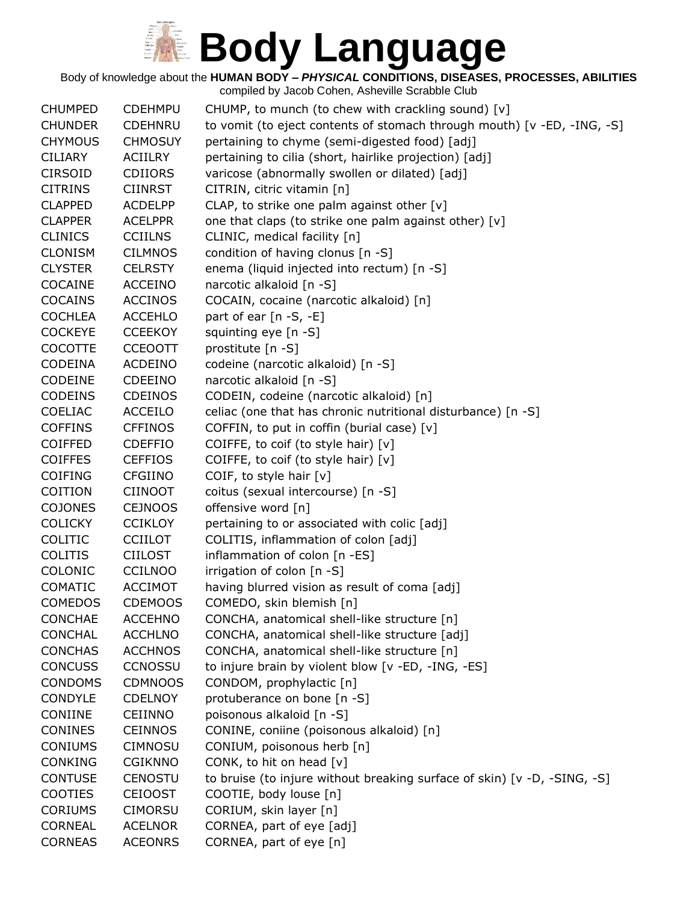# Body Language

Body of knowledge about the **HUMAN BODY – *PHYSICAL* CONDITIONS, DISEASES, PROCESSES, ABILITIES**

compiled by Jacob Cohen, Asheville Scrabble Club

| | | |
|---|---|---|
| CHUMPED | CDEHMPU | CHUMP, to munch (to chew with crackling sound) [v] |
| CHUNDER | CDEHNRU | to vomit (to eject contents of stomach through mouth) [v -ED, -ING, -S] |
| CHYMOUS | CHMOSUY | pertaining to chyme (semi-digested food) [adj] |
| CILIARY | ACIILRY | pertaining to cilia (short, hairlike projection) [adj] |
| CIRSOID | CDIIORS | varicose (abnormally swollen or dilated) [adj] |
| CITRINS | CIINRST | CITRIN, citric vitamin [n] |
| CLAPPED | ACDELPP | CLAP, to strike one palm against other [v] |
| CLAPPER | ACELPPR | one that claps (to strike one palm against other) [v] |
| CLINICS | CCIILNS | CLINIC, medical facility [n] |
| CLONISM | CILMNOS | condition of having clonus [n -S] |
| CLYSTER | CELRSTY | enema (liquid injected into rectum) [n -S] |
| COCAINE | ACCEINO | narcotic alkaloid [n -S] |
| COCAINS | ACCINOS | COCAIN, cocaine (narcotic alkaloid) [n] |
| COCHLEA | ACCEHLO | part of ear [n -S, -E] |
| COCKEYE | CCEEKOY | squinting eye [n -S] |
| COCOTTE | CCEOOTT | prostitute [n -S] |
| CODEINA | ACDEINO | codeine (narcotic alkaloid) [n -S] |
| CODEINE | CDEEINO | narcotic alkaloid [n -S] |
| CODEINS | CDEINOS | CODEIN, codeine (narcotic alkaloid) [n] |
| COELIAC | ACCEILO | celiac (one that has chronic nutritional disturbance) [n -S] |
| COFFINS | CFFINOS | COFFIN, to put in coffin (burial case) [v] |
| COIFFED | CDEFFIO | COIFFE, to coif (to style hair) [v] |
| COIFFES | CEFFIOS | COIFFE, to coif (to style hair) [v] |
| COIFING | CFGIINO | COIF, to style hair [v] |
| COITION | CIINOOT | coitus (sexual intercourse) [n -S] |
| COJONES | CEJNOOS | offensive word [n] |
| COLICKY | CCIKLOY | pertaining to or associated with colic [adj] |
| COLITIC | CCIILOT | COLITIS, inflammation of colon [adj] |
| COLITIS | CIILOST | inflammation of colon [n -ES] |
| COLONIC | CCILNOO | irrigation of colon [n -S] |
| COMATIC | ACCIMOT | having blurred vision as result of coma [adj] |
| COMEDOS | CDEMOOS | COMEDO, skin blemish [n] |
| CONCHAE | ACCEHNO | CONCHA, anatomical shell-like structure [n] |
| CONCHAL | ACCHLNO | CONCHA, anatomical shell-like structure [adj] |
| CONCHAS | ACCHNOS | CONCHA, anatomical shell-like structure [n] |
| CONCUSS | CCNOSSU | to injure brain by violent blow [v -ED, -ING, -ES] |
| CONDOMS | CDMNOOS | CONDOM, prophylactic [n] |
| CONDYLE | CDELNOY | protuberance on bone [n -S] |
| CONIINE | CEIINNO | poisonous alkaloid [n -S] |
| CONINES | CEINNOS | CONINE, coniine (poisonous alkaloid) [n] |
| CONIUMS | CIMNOSU | CONIUM, poisonous herb [n] |
| CONKING | CGIKNNO | CONK, to hit on head [v] |
| CONTUSE | CENOSTU | to bruise (to injure without breaking surface of skin) [v -D, -SING, -S] |
| COOTIES | CEIOOST | COOTIE, body louse [n] |
| CORIUMS | CIMORSU | CORIUM, skin layer [n] |
| CORNEAL | ACELNOR | CORNEA, part of eye [adj] |
| CORNEAS | ACEONRS | CORNEA, part of eye [n] |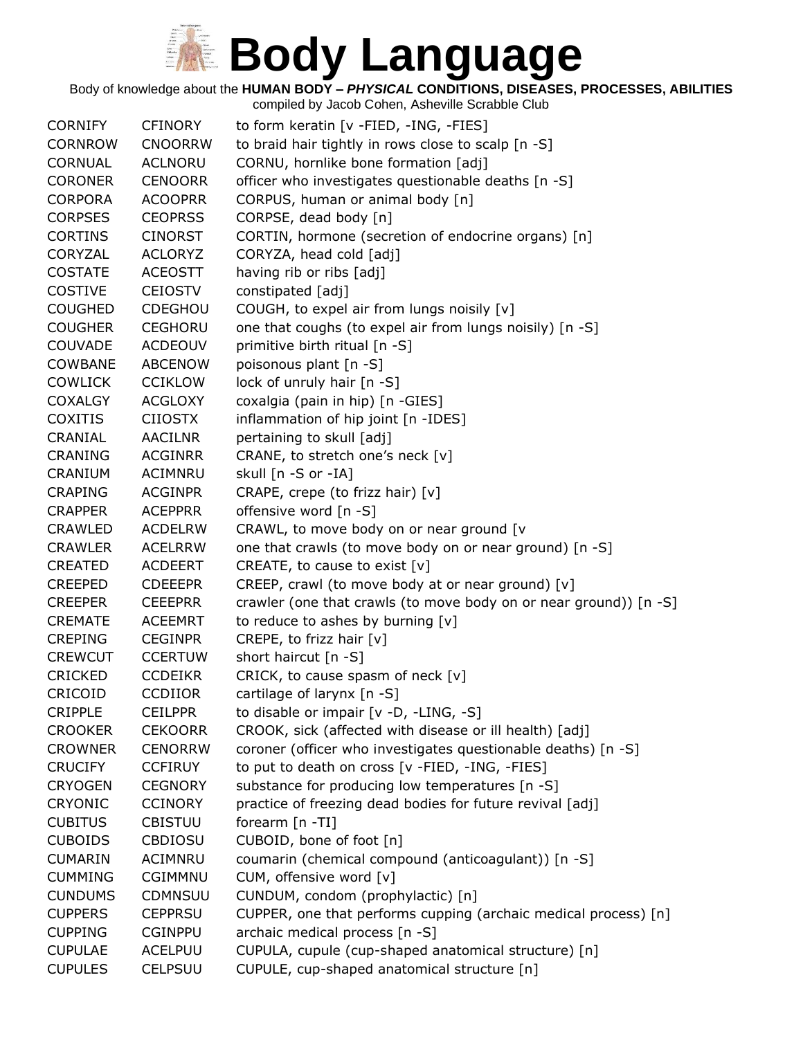# Body Language

Body of knowledge about the **HUMAN BODY – *PHYSICAL* CONDITIONS, DISEASES, PROCESSES, ABILITIES**

compiled by Jacob Cohen, Asheville Scrabble Club

| | | |
|---|---|---|
| CORNIFY | CFINORY | to form keratin [v -FIED, -ING, -FIES] |
| CORNROW | CNOORRW | to braid hair tightly in rows close to scalp [n -S] |
| CORNUAL | ACLNORU | CORNU, hornlike bone formation [adj] |
| CORONER | CENOORR | officer who investigates questionable deaths [n -S] |
| CORPORA | ACOOPRR | CORPUS, human or animal body [n] |
| CORPSES | CEOPRSS | CORPSE, dead body [n] |
| CORTINS | CINORST | CORTIN, hormone (secretion of endocrine organs) [n] |
| CORYZAL | ACLORYZ | CORYZA, head cold [adj] |
| COSTATE | ACEOSTT | having rib or ribs [adj] |
| COSTIVE | CEIOSTV | constipated [adj] |
| COUGHED | CDEGHOU | COUGH, to expel air from lungs noisily [v] |
| COUGHER | CEGHORU | one that coughs (to expel air from lungs noisily) [n -S] |
| COUVADE | ACDEOUV | primitive birth ritual [n -S] |
| COWBANE | ABCENOW | poisonous plant [n -S] |
| COWLICK | CCIKLOW | lock of unruly hair [n -S] |
| COXALGY | ACGLOXY | coxalgia (pain in hip) [n -GIES] |
| COXITIS | CIIOSTX | inflammation of hip joint [n -IDES] |
| CRANIAL | AACILNR | pertaining to skull [adj] |
| CRANING | ACGINRR | CRANE, to stretch one's neck [v] |
| CRANIUM | ACIMNRU | skull [n -S or -IA] |
| CRAPING | ACGINPR | CRAPE, crepe (to frizz hair) [v] |
| CRAPPER | ACEPPRR | offensive word [n -S] |
| CRAWLED | ACDELRW | CRAWL, to move body on or near ground [v |
| CRAWLER | ACELRRW | one that crawls (to move body on or near ground) [n -S] |
| CREATED | ACDEERT | CREATE, to cause to exist [v] |
| CREEPED | CDEEEPR | CREEP, crawl (to move body at or near ground) [v] |
| CREEPER | CEEEPRR | crawler (one that crawls (to move body on or near ground)) [n -S] |
| CREMATE | ACEEMRT | to reduce to ashes by burning [v] |
| CREPING | CEGINPR | CREPE, to frizz hair [v] |
| CREWCUT | CCERTUW | short haircut [n -S] |
| CRICKED | CCDEIKR | CRICK, to cause spasm of neck [v] |
| CRICOID | CCDIIOR | cartilage of larynx [n -S] |
| CRIPPLE | CEILPPR | to disable or impair [v -D, -LING, -S] |
| CROOKER | CEKOORR | CROOK, sick (affected with disease or ill health) [adj] |
| CROWNER | CENORRW | coroner (officer who investigates questionable deaths) [n -S] |
| CRUCIFY | CCFIRUY | to put to death on cross [v -FIED, -ING, -FIES] |
| CRYOGEN | CEGNORY | substance for producing low temperatures [n -S] |
| CRYONIC | CCINORY | practice of freezing dead bodies for future revival [adj] |
| CUBITUS | CBISTUU | forearm [n -TI] |
| CUBOIDS | CBDIOSU | CUBOID, bone of foot [n] |
| CUMARIN | ACIMNRU | coumarin (chemical compound (anticoagulant)) [n -S] |
| CUMMING | CGIMMNU | CUM, offensive word [v] |
| CUNDUMS | CDMNSUU | CUNDUM, condom (prophylactic) [n] |
| CUPPERS | CEPPRSU | CUPPER, one that performs cupping (archaic medical process) [n] |
| CUPPING | CGINPPU | archaic medical process [n -S] |
| CUPULAE | ACELPUU | CUPULA, cupule (cup-shaped anatomical structure) [n] |
| CUPULES | CELPSUU | CUPULE, cup-shaped anatomical structure [n] |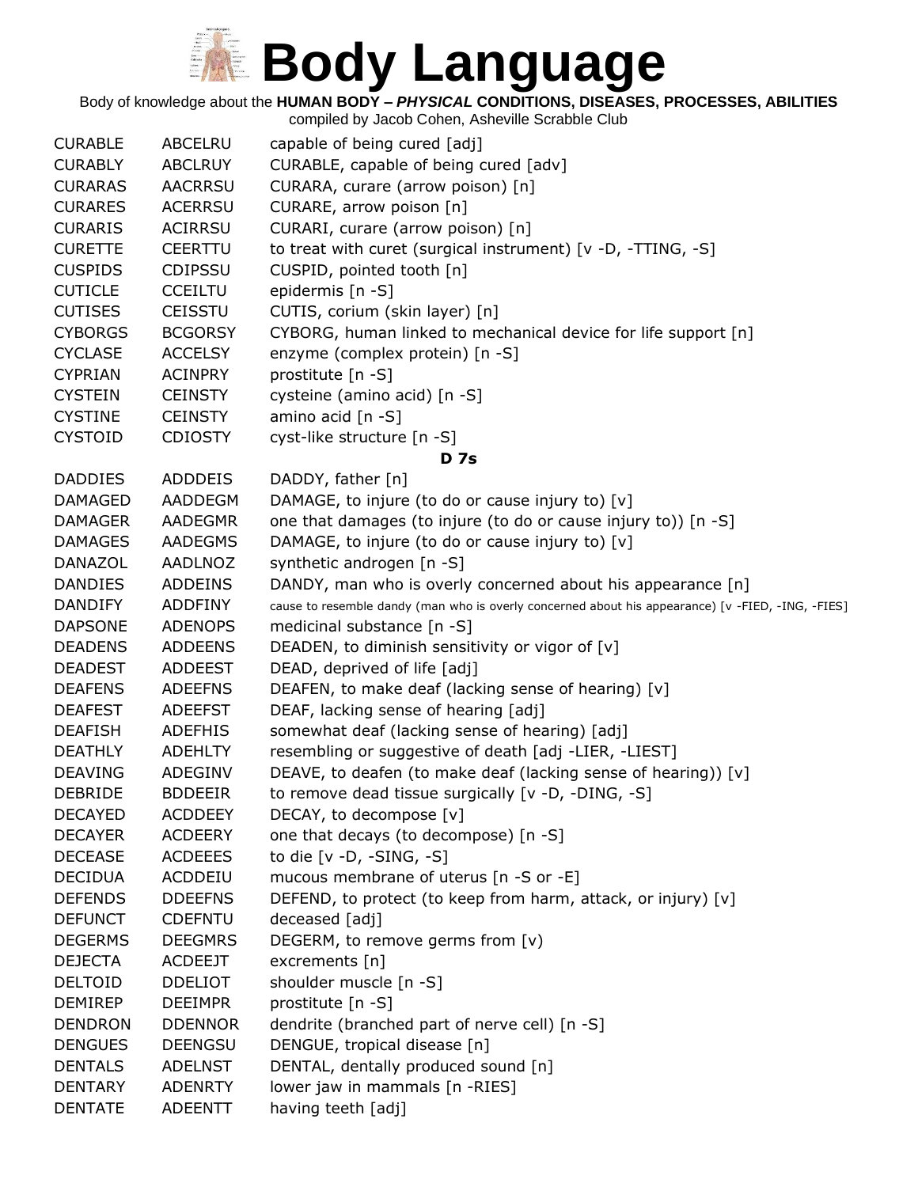# Body Language

Body of knowledge about the **HUMAN BODY – *PHYSICAL* CONDITIONS, DISEASES, PROCESSES, ABILITIES**

compiled by Jacob Cohen, Asheville Scrabble Club

| | | |
|---|---|---|
| CURABLE | ABCELRU | capable of being cured [adj] |
| CURABLY | ABCLRUY | CURABLE, capable of being cured [adv] |
| CURARAS | AACRRSU | CURARA, curare (arrow poison) [n] |
| CURARES | ACERRSU | CURARE, arrow poison [n] |
| CURARIS | ACIRRSU | CURARI, curare (arrow poison) [n] |
| CURETTE | CEERTTU | to treat with curet (surgical instrument) [v -D, -TTING, -S] |
| CUSPIDS | CDIPSSU | CUSPID, pointed tooth [n] |
| CUTICLE | CCEILTU | epidermis [n -S] |
| CUTISES | CEISSTU | CUTIS, corium (skin layer) [n] |
| CYBORGS | BCGORSY | CYBORG, human linked to mechanical device for life support [n] |
| CYCLASE | ACCELSY | enzyme (complex protein) [n -S] |
| CYPRIAN | ACINPRY | prostitute [n -S] |
| CYSTEIN | CEINSTY | cysteine (amino acid) [n -S] |
| CYSTINE | CEINSTY | amino acid [n -S] |
| CYSTOID | CDIOSTY | cyst-like structure [n -S] |
| | | **D 7s** |
| DADDIES | ADDDEIS | DADDY, father [n] |
| DAMAGED | AADDEGM | DAMAGE, to injure (to do or cause injury to) [v] |
| DAMAGER | AADEGMR | one that damages (to injure (to do or cause injury to)) [n -S] |
| DAMAGES | AADEGMS | DAMAGE, to injure (to do or cause injury to) [v] |
| DANAZOL | AADLNOZ | synthetic androgen [n -S] |
| DANDIES | ADDEINS | DANDY, man who is overly concerned about his appearance [n] |
| DANDIFY | ADDFINY | cause to resemble dandy (man who is overly concerned about his appearance) [v -FIED, -ING, -FIES] |
| DAPSONE | ADENOPS | medicinal substance [n -S] |
| DEADENS | ADDEENS | DEADEN, to diminish sensitivity or vigor of [v] |
| DEADEST | ADDEEST | DEAD, deprived of life [adj] |
| DEAFENS | ADEEFNS | DEAFEN, to make deaf (lacking sense of hearing) [v] |
| DEAFEST | ADEEFST | DEAF, lacking sense of hearing [adj] |
| DEAFISH | ADEFHIS | somewhat deaf (lacking sense of hearing) [adj] |
| DEATHLY | ADEHLTY | resembling or suggestive of death [adj -LIER, -LIEST] |
| DEAVING | ADEGINV | DEAVE, to deafen (to make deaf (lacking sense of hearing)) [v] |
| DEBRIDE | BDDEEIR | to remove dead tissue surgically [v -D, -DING, -S] |
| DECAYED | ACDDEEY | DECAY, to decompose [v] |
| DECAYER | ACDEERY | one that decays (to decompose) [n -S] |
| DECEASE | ACDEEES | to die [v -D, -SING, -S] |
| DECIDUA | ACDDEIU | mucous membrane of uterus [n -S or -E] |
| DEFENDS | DDEEFNS | DEFEND, to protect (to keep from harm, attack, or injury) [v] |
| DEFUNCT | CDEFNTU | deceased [adj] |
| DEGERMS | DEEGMRS | DEGERM, to remove germs from [v) |
| DEJECTA | ACDEEJT | excrements [n] |
| DELTOID | DDELIOT | shoulder muscle [n -S] |
| DEMIREP | DEEIMPR | prostitute [n -S] |
| DENDRON | DDENNOR | dendrite (branched part of nerve cell) [n -S] |
| DENGUES | DEENGSU | DENGUE, tropical disease [n] |
| DENTALS | ADELNST | DENTAL, dentally produced sound [n] |
| DENTARY | ADENRTY | lower jaw in mammals [n -RIES] |
| DENTATE | ADEENTT | having teeth [adj] |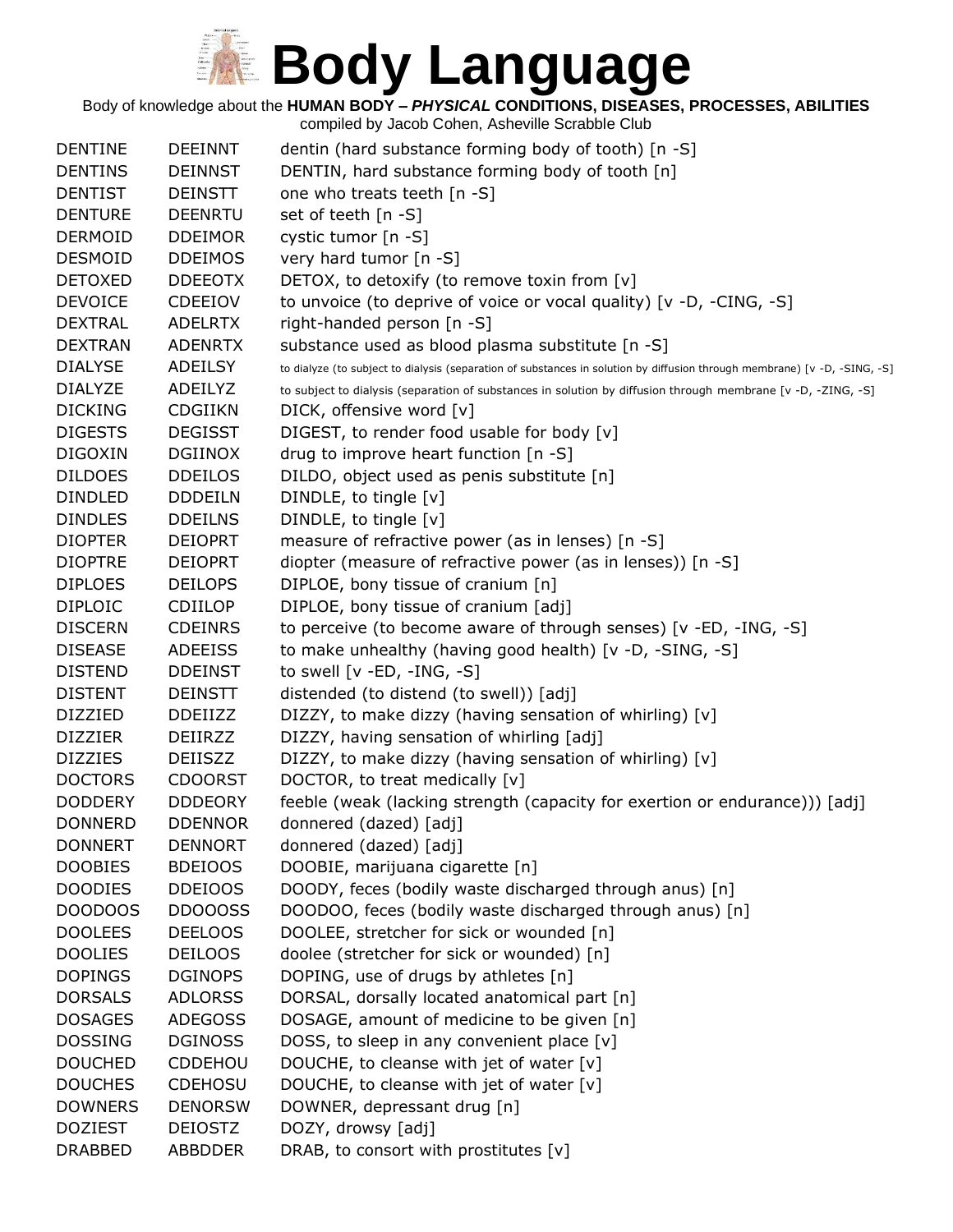# Body Language

Body of knowledge about the **HUMAN BODY – *PHYSICAL* CONDITIONS, DISEASES, PROCESSES, ABILITIES**

compiled by Jacob Cohen, Asheville Scrabble Club

| | | |
|---|---|---|
| DENTINE | DEEINNT | dentin (hard substance forming body of tooth) [n -S] |
| DENTINS | DEINNST | DENTIN, hard substance forming body of tooth [n] |
| DENTIST | DEINSTT | one who treats teeth [n -S] |
| DENTURE | DEENRTU | set of teeth [n -S] |
| DERMOID | DDEIMOR | cystic tumor [n -S] |
| DESMOID | DDEIMOS | very hard tumor [n -S] |
| DETOXED | DDEEOTX | DETOX, to detoxify (to remove toxin from [v] |
| DEVOICE | CDEEIOV | to unvoice (to deprive of voice or vocal quality) [v -D, -CING, -S] |
| DEXTRAL | ADELRTX | right-handed person [n -S] |
| DEXTRAN | ADENRTX | substance used as blood plasma substitute [n -S] |
| DIALYSE | ADEILSY | to dialyze (to subject to dialysis (separation of substances in solution by diffusion through membrane) [v -D, -SING, -S] |
| DIALYZE | ADEILYZ | to subject to dialysis (separation of substances in solution by diffusion through membrane [v -D, -ZING, -S] |
| DICKING | CDGIIKN | DICK, offensive word [v] |
| DIGESTS | DEGISST | DIGEST, to render food usable for body [v] |
| DIGOXIN | DGIINOX | drug to improve heart function [n -S] |
| DILDOES | DDEILOS | DILDO, object used as penis substitute [n] |
| DINDLED | DDDEILN | DINDLE, to tingle [v] |
| DINDLES | DDEILNS | DINDLE, to tingle [v] |
| DIOPTER | DEIOPRT | measure of refractive power (as in lenses) [n -S] |
| DIOPTRE | DEIOPRT | diopter (measure of refractive power (as in lenses)) [n -S] |
| DIPLOES | DEILOPS | DIPLOE, bony tissue of cranium [n] |
| DIPLOIC | CDIILOP | DIPLOE, bony tissue of cranium [adj] |
| DISCERN | CDEINRS | to perceive (to become aware of through senses) [v -ED, -ING, -S] |
| DISEASE | ADEEISS | to make unhealthy (having good health) [v -D, -SING, -S] |
| DISTEND | DDEINST | to swell [v -ED, -ING, -S] |
| DISTENT | DEINSTT | distended (to distend (to swell)) [adj] |
| DIZZIED | DDEIIZZ | DIZZY, to make dizzy (having sensation of whirling) [v] |
| DIZZIER | DEIIRZZ | DIZZY, having sensation of whirling [adj] |
| DIZZIES | DEIISZZ | DIZZY, to make dizzy (having sensation of whirling) [v] |
| DOCTORS | CDOORST | DOCTOR, to treat medically [v] |
| DODDERY | DDDEORY | feeble (weak (lacking strength (capacity for exertion or endurance))) [adj] |
| DONNERD | DDENNOR | donnered (dazed) [adj] |
| DONNERT | DENNORT | donnered (dazed) [adj] |
| DOOBIES | BDEIOOS | DOOBIE, marijuana cigarette [n] |
| DOODIES | DDEIOOS | DOODY, feces (bodily waste discharged through anus) [n] |
| DOODOOS | DDOOOSS | DOODOO, feces (bodily waste discharged through anus) [n] |
| DOOLEES | DEELOOS | DOOLEE, stretcher for sick or wounded [n] |
| DOOLIES | DEILOOS | doolee (stretcher for sick or wounded) [n] |
| DOPINGS | DGINOPS | DOPING, use of drugs by athletes [n] |
| DORSALS | ADLORSS | DORSAL, dorsally located anatomical part [n] |
| DOSAGES | ADEGOSS | DOSAGE, amount of medicine to be given [n] |
| DOSSING | DGINOSS | DOSS, to sleep in any convenient place [v] |
| DOUCHED | CDDEHOU | DOUCHE, to cleanse with jet of water [v] |
| DOUCHES | CDEHOSU | DOUCHE, to cleanse with jet of water [v] |
| DOWNERS | DENORSW | DOWNER, depressant drug [n] |
| DOZIEST | DEIOSTZ | DOZY, drowsy [adj] |
| DRABBED | ABBDDER | DRAB, to consort with prostitutes [v] |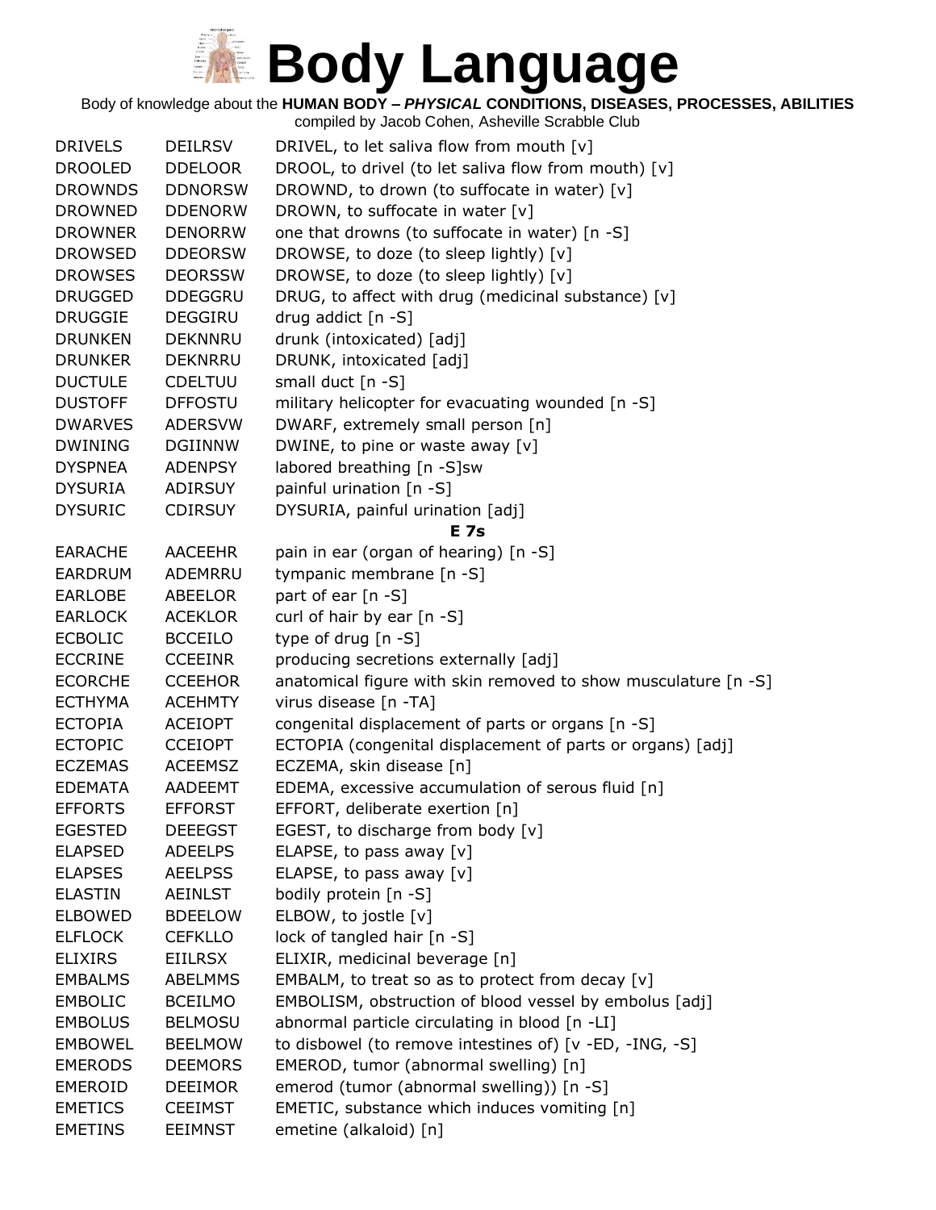# Body Language

Body of knowledge about the **HUMAN BODY – *PHYSICAL* CONDITIONS, DISEASES, PROCESSES, ABILITIES**

compiled by Jacob Cohen, Asheville Scrabble Club

| | | |
|---|---|---|
| DRIVELS | DEILRSV | DRIVEL, to let saliva flow from mouth [v] |
| DROOLED | DDELOOR | DROOL, to drivel (to let saliva flow from mouth) [v] |
| DROWNDS | DDNORSW | DROWND, to drown (to suffocate in water) [v] |
| DROWNED | DDENORW | DROWN, to suffocate in water [v] |
| DROWNER | DENORRW | one that drowns (to suffocate in water) [n -S] |
| DROWSED | DDEORSW | DROWSE, to doze (to sleep lightly) [v] |
| DROWSES | DEORSSW | DROWSE, to doze (to sleep lightly) [v] |
| DRUGGED | DDEGGRU | DRUG, to affect with drug (medicinal substance) [v] |
| DRUGGIE | DEGGIRU | drug addict [n -S] |
| DRUNKEN | DEKNNRU | drunk (intoxicated) [adj] |
| DRUNKER | DEKNRRU | DRUNK, intoxicated [adj] |
| DUCTULE | CDELTUU | small duct [n -S] |
| DUSTOFF | DFFOSTU | military helicopter for evacuating wounded [n -S] |
| DWARVES | ADERSVW | DWARF, extremely small person [n] |
| DWINING | DGIINNW | DWINE, to pine or waste away [v] |
| DYSPNEA | ADENPSY | labored breathing [n -S]sw |
| DYSURIA | ADIRSUY | painful urination [n -S] |
| DYSURIC | CDIRSUY | DYSURIA, painful urination [adj] |
| | | **E 7s** |
| EARACHE | AACEEHR | pain in ear (organ of hearing) [n -S] |
| EARDRUM | ADEMRRU | tympanic membrane [n -S] |
| EARLOBE | ABEELOR | part of ear [n -S] |
| EARLOCK | ACEKLOR | curl of hair by ear [n -S] |
| ECBOLIC | BCCEILO | type of drug [n -S] |
| ECCRINE | CCEEINR | producing secretions externally [adj] |
| ECORCHE | CCEEHOR | anatomical figure with skin removed to show musculature [n -S] |
| ECTHYMA | ACEHMTY | virus disease [n -TA] |
| ECTOPIA | ACEIOPT | congenital displacement of parts or organs [n -S] |
| ECTOPIC | CCEIOPT | ECTOPIA (congenital displacement of parts or organs) [adj] |
| ECZEMAS | ACEEMSZ | ECZEMA, skin disease [n] |
| EDEMATA | AADEEMT | EDEMA, excessive accumulation of serous fluid [n] |
| EFFORTS | EFFORST | EFFORT, deliberate exertion [n] |
| EGESTED | DEEEGST | EGEST, to discharge from body [v] |
| ELAPSED | ADEELPS | ELAPSE, to pass away [v] |
| ELAPSES | AEELPSS | ELAPSE, to pass away [v] |
| ELASTIN | AEINLST | bodily protein [n -S] |
| ELBOWED | BDEELOW | ELBOW, to jostle [v] |
| ELFLOCK | CEFKLLO | lock of tangled hair [n -S] |
| ELIXIRS | EIILRSX | ELIXIR, medicinal beverage [n] |
| EMBALMS | ABELMMS | EMBALM, to treat so as to protect from decay [v] |
| EMBOLIC | BCEILMO | EMBOLISM, obstruction of blood vessel by embolus [adj] |
| EMBOLUS | BELMOSU | abnormal particle circulating in blood [n -LI] |
| EMBOWEL | BEELMOW | to disbowel (to remove intestines of) [v -ED, -ING, -S] |
| EMERODS | DEEMORS | EMEROD, tumor (abnormal swelling) [n] |
| EMEROID | DEEIMOR | emerod (tumor (abnormal swelling)) [n -S] |
| EMETICS | CEEIMST | EMETIC, substance which induces vomiting [n] |
| EMETINS | EEIMNST | emetine (alkaloid) [n] |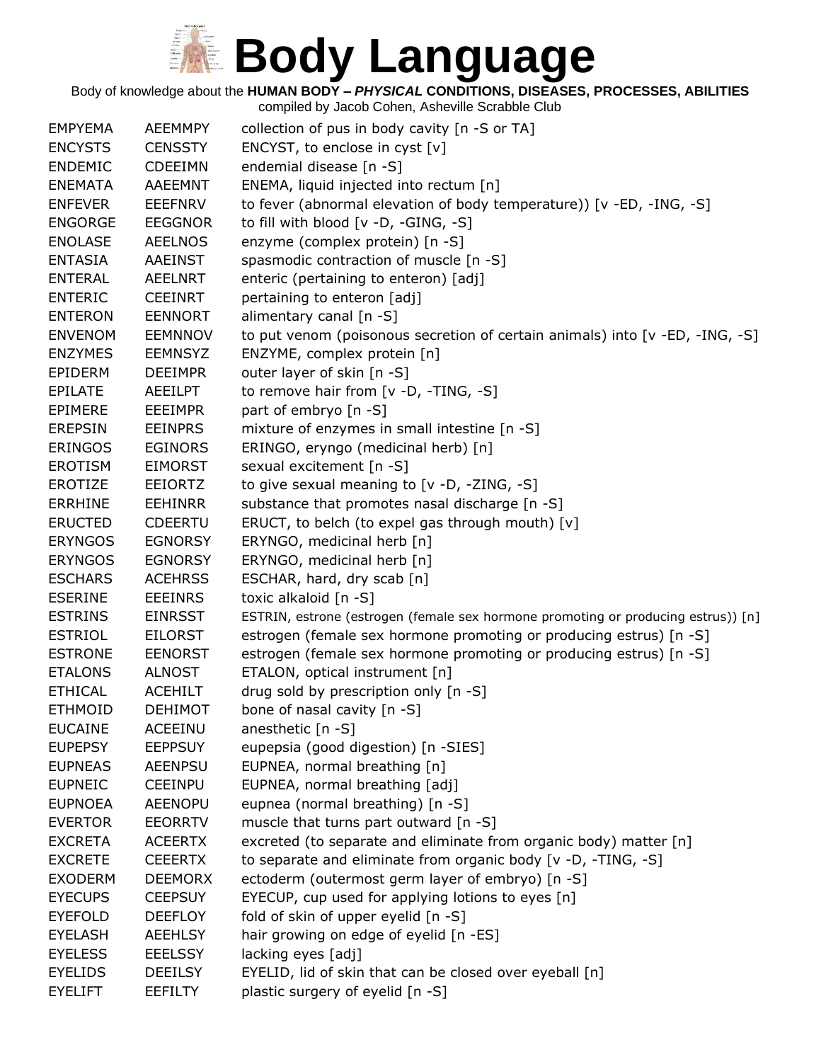# Body Language

Body of knowledge about the **HUMAN BODY –** ***PHYSICAL*** **CONDITIONS, DISEASES, PROCESSES, ABILITIES**

compiled by Jacob Cohen, Asheville Scrabble Club

| | | |
|---|---|---|
| EMPYEMA | AEEMMPY | collection of pus in body cavity [n -S or TA] |
| ENCYSTS | CENSSTY | ENCYST, to enclose in cyst [v] |
| ENDEMIC | CDEEIMN | endemial disease [n -S] |
| ENEMATA | AAEEMNT | ENEMA, liquid injected into rectum [n] |
| ENFEVER | EEEFNRV | to fever (abnormal elevation of body temperature)) [v -ED, -ING, -S] |
| ENGORGE | EEGGNOR | to fill with blood [v -D, -GING, -S] |
| ENOLASE | AEELNOS | enzyme (complex protein) [n -S] |
| ENTASIA | AAEINST | spasmodic contraction of muscle [n -S] |
| ENTERAL | AEELNRT | enteric (pertaining to enteron) [adj] |
| ENTERIC | CEEINRT | pertaining to enteron [adj] |
| ENTERON | EENNORT | alimentary canal [n -S] |
| ENVENOM | EEMNNOV | to put venom (poisonous secretion of certain animals) into [v -ED, -ING, -S] |
| ENZYMES | EEMNSYZ | ENZYME, complex protein [n] |
| EPIDERM | DEEIMPR | outer layer of skin [n -S] |
| EPILATE | AEEILPT | to remove hair from [v -D, -TING, -S] |
| EPIMERE | EEEIMPR | part of embryo [n -S] |
| EREPSIN | EEINPRS | mixture of enzymes in small intestine [n -S] |
| ERINGOS | EGINORS | ERINGO, eryngo (medicinal herb) [n] |
| EROTISM | EIMORST | sexual excitement [n -S] |
| EROTIZE | EEIORTZ | to give sexual meaning to [v -D, -ZING, -S] |
| ERRHINE | EEHINRR | substance that promotes nasal discharge [n -S] |
| ERUCTED | CDEERTU | ERUCT, to belch (to expel gas through mouth) [v] |
| ERYNGOS | EGNORSY | ERYNGO, medicinal herb [n] |
| ERYNGOS | EGNORSY | ERYNGO, medicinal herb [n] |
| ESCHARS | ACEHRSS | ESCHAR, hard, dry scab [n] |
| ESERINE | EEEINRS | toxic alkaloid [n -S] |
| ESTRINS | EINRSST | ESTRIN, estrone (estrogen (female sex hormone promoting or producing estrus)) [n] |
| ESTRIOL | EILORST | estrogen (female sex hormone promoting or producing estrus) [n -S] |
| ESTRONE | EENORST | estrogen (female sex hormone promoting or producing estrus) [n -S] |
| ETALONS | ALNOST | ETALON, optical instrument [n] |
| ETHICAL | ACEHILT | drug sold by prescription only [n -S] |
| ETHMOID | DEHIMOT | bone of nasal cavity [n -S] |
| EUCAINE | ACEEINU | anesthetic [n -S] |
| EUPEPSY | EEPPSUY | eupepsia (good digestion) [n -SIES] |
| EUPNEAS | AEENPSU | EUPNEA, normal breathing [n] |
| EUPNEIC | CEEINPU | EUPNEA, normal breathing [adj] |
| EUPNOEA | AEENOPU | eupnea (normal breathing) [n -S] |
| EVERTOR | EEORRTV | muscle that turns part outward [n -S] |
| EXCRETA | ACEERTX | excreted (to separate and eliminate from organic body) matter [n] |
| EXCRETE | CEEERTX | to separate and eliminate from organic body [v -D, -TING, -S] |
| EXODERM | DEEMORX | ectoderm (outermost germ layer of embryo) [n -S] |
| EYECUPS | CEEPSUY | EYECUP, cup used for applying lotions to eyes [n] |
| EYEFOLD | DEEFLOY | fold of skin of upper eyelid [n -S] |
| EYELASH | AEEHLSY | hair growing on edge of eyelid [n -ES] |
| EYELESS | EEELSSY | lacking eyes [adj] |
| EYELIDS | DEEILSY | EYELID, lid of skin that can be closed over eyeball [n] |
| EYELIFT | EEFILTY | plastic surgery of eyelid [n -S] |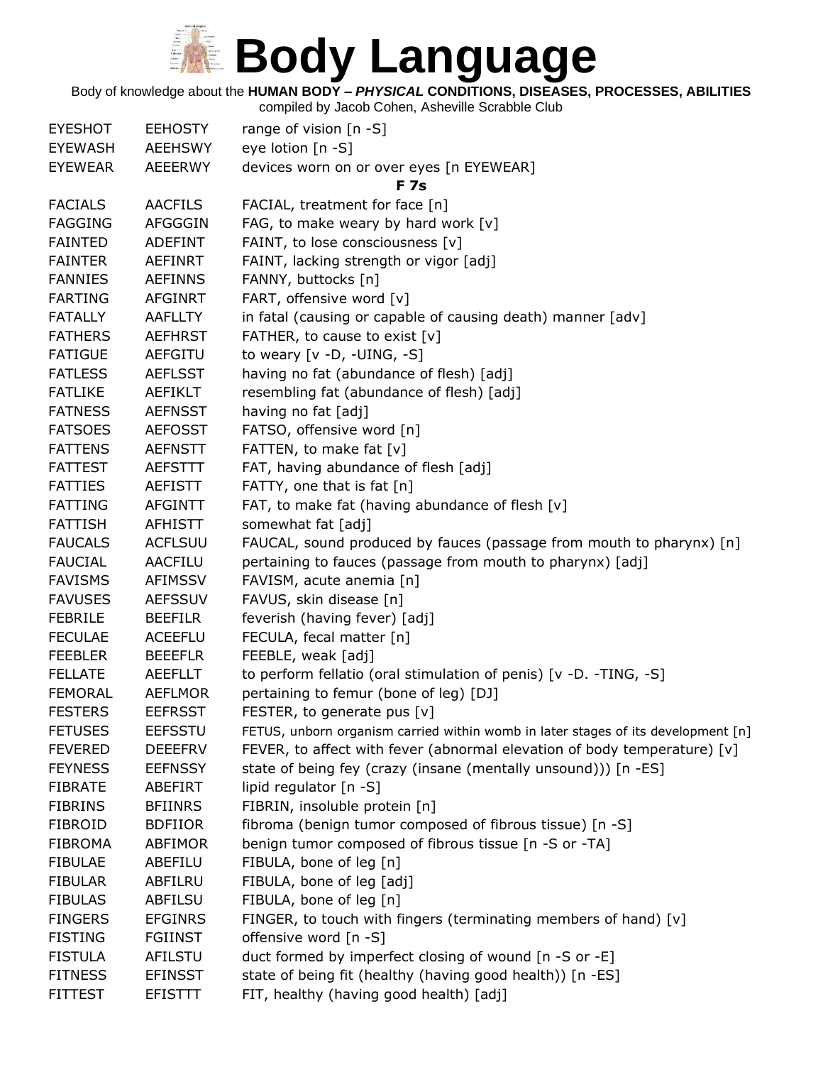# Body Language

Body of knowledge about the **HUMAN BODY –** ***PHYSICAL*** **CONDITIONS, DISEASES, PROCESSES, ABILITIES**

compiled by Jacob Cohen, Asheville Scrabble Club

| | | |
|---|---|---|
| EYESHOT | EEHOSTY | range of vision [n -S] |
| EYEWASH | AEEHSWY | eye lotion [n -S] |
| EYEWEAR | AEEERWY | devices worn on or over eyes [n EYEWEAR] |

**F 7s**

| | | |
|---|---|---|
| FACIALS | AACFILS | FACIAL, treatment for face [n] |
| FAGGING | AFGGGIN | FAG, to make weary by hard work [v] |
| FAINTED | ADEFINT | FAINT, to lose consciousness [v] |
| FAINTER | AEFINRT | FAINT, lacking strength or vigor [adj] |
| FANNIES | AEFINNS | FANNY, buttocks [n] |
| FARTING | AFGINRT | FART, offensive word [v] |
| FATALLY | AAFLLTY | in fatal (causing or capable of causing death) manner [adv] |
| FATHERS | AEFHRST | FATHER, to cause to exist [v] |
| FATIGUE | AEFGITU | to weary [v -D, -UING, -S] |
| FATLESS | AEFLSST | having no fat (abundance of flesh) [adj] |
| FATLIKE | AEFIKLT | resembling fat (abundance of flesh) [adj] |
| FATNESS | AEFNSST | having no fat [adj] |
| FATSOES | AEFOSST | FATSO, offensive word [n] |
| FATTENS | AEFNSTT | FATTEN, to make fat [v] |
| FATTEST | AEFSTTT | FAT, having abundance of flesh [adj] |
| FATTIES | AEFISTT | FATTY, one that is fat [n] |
| FATTING | AFGINTT | FAT, to make fat (having abundance of flesh [v] |
| FATTISH | AFHISTT | somewhat fat [adj] |
| FAUCALS | ACFLSUU | FAUCAL, sound produced by fauces (passage from mouth to pharynx) [n] |
| FAUCIAL | AACFILU | pertaining to fauces (passage from mouth to pharynx) [adj] |
| FAVISMS | AFIMSSV | FAVISM, acute anemia [n] |
| FAVUSES | AEFSSUV | FAVUS, skin disease [n] |
| FEBRILE | BEEFILR | feverish (having fever) [adj] |
| FECULAE | ACEEFLU | FECULA, fecal matter [n] |
| FEEBLER | BEEEFLR | FEEBLE, weak [adj] |
| FELLATE | AEEFLLT | to perform fellatio (oral stimulation of penis) [v -D. -TING, -S] |
| FEMORAL | AEFLMOR | pertaining to femur (bone of leg) [DJ] |
| FESTERS | EEFRSST | FESTER, to generate pus [v] |
| FETUSES | EEFSSTU | FETUS, unborn organism carried within womb in later stages of its development [n] |
| FEVERED | DEEEFRV | FEVER, to affect with fever (abnormal elevation of body temperature) [v] |
| FEYNESS | EEFNSSY | state of being fey (crazy (insane (mentally unsound))) [n -ES] |
| FIBRATE | ABEFIRT | lipid regulator [n -S] |
| FIBRINS | BFIINRS | FIBRIN, insoluble protein [n] |
| FIBROID | BDFIIOR | fibroma (benign tumor composed of fibrous tissue) [n -S] |
| FIBROMA | ABFIMOR | benign tumor composed of fibrous tissue [n -S or -TA] |
| FIBULAE | ABEFILU | FIBULA, bone of leg [n] |
| FIBULAR | ABFILRU | FIBULA, bone of leg [adj] |
| FIBULAS | ABFILSU | FIBULA, bone of leg [n] |
| FINGERS | EFGINRS | FINGER, to touch with fingers (terminating members of hand) [v] |
| FISTING | FGIINST | offensive word [n -S] |
| FISTULA | AFILSTU | duct formed by imperfect closing of wound [n -S or -E] |
| FITNESS | EFINSST | state of being fit (healthy (having good health)) [n -ES] |
| FITTEST | EFISTTT | FIT, healthy (having good health) [adj] |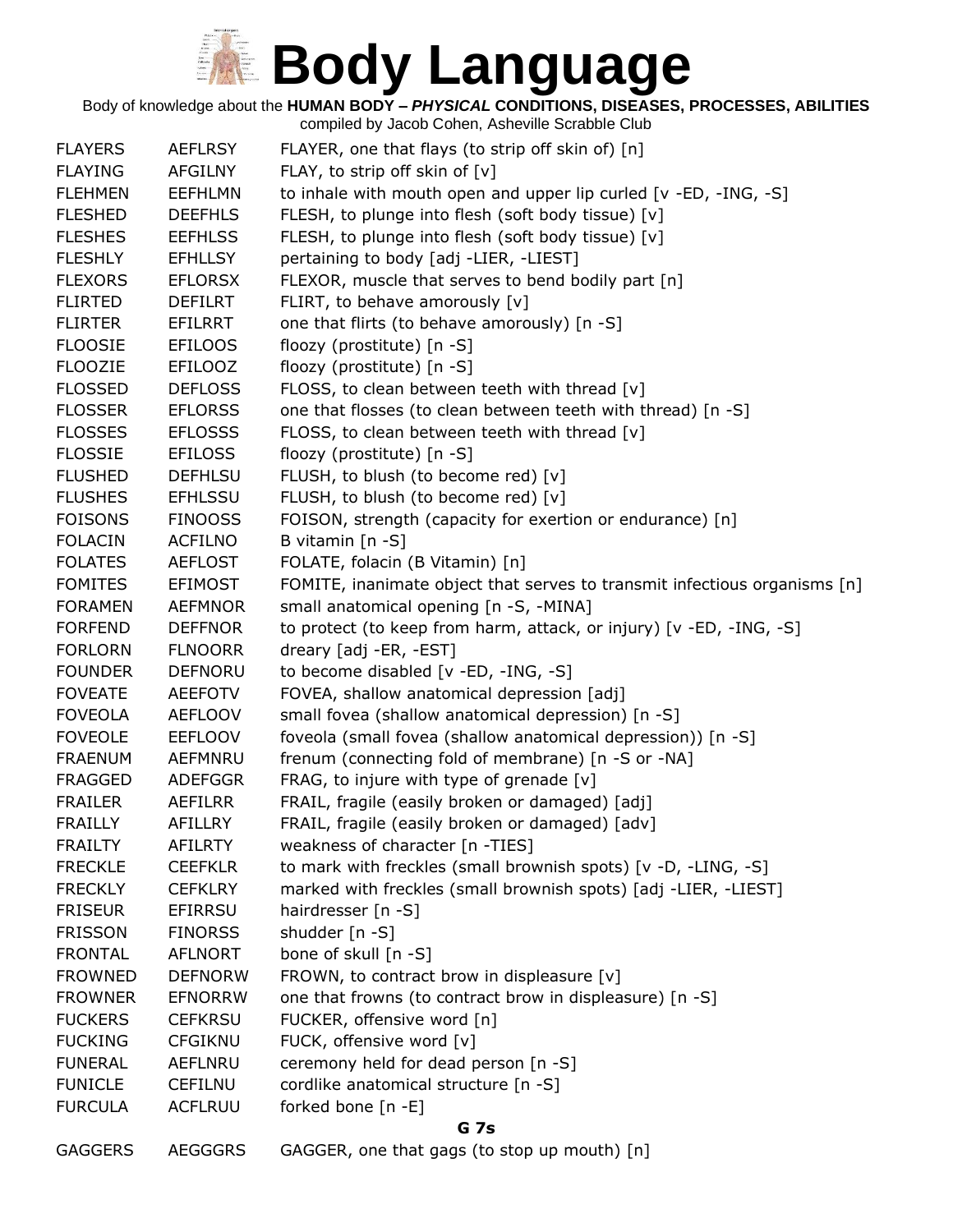# Body Language

Body of knowledge about the **HUMAN BODY – *PHYSICAL* CONDITIONS, DISEASES, PROCESSES, ABILITIES**

compiled by Jacob Cohen, Asheville Scrabble Club

| | | |
|---|---|---|
| FLAYERS | AEFLRSY | FLAYER, one that flays (to strip off skin of) [n] |
| FLAYING | AFGILNY | FLAY, to strip off skin of [v] |
| FLEHMEN | EEFHLMN | to inhale with mouth open and upper lip curled [v -ED, -ING, -S] |
| FLESHED | DEEFHLS | FLESH, to plunge into flesh (soft body tissue) [v] |
| FLESHES | EEFHLSS | FLESH, to plunge into flesh (soft body tissue) [v] |
| FLESHLY | EFHLLSY | pertaining to body [adj -LIER, -LIEST] |
| FLEXORS | EFLORSX | FLEXOR, muscle that serves to bend bodily part [n] |
| FLIRTED | DEFILRT | FLIRT, to behave amorously [v] |
| FLIRTER | EFILRRT | one that flirts (to behave amorously) [n -S] |
| FLOOSIE | EFILOOS | floozy (prostitute) [n -S] |
| FLOOZIE | EFILOOZ | floozy (prostitute) [n -S] |
| FLOSSED | DEFLOSS | FLOSS, to clean between teeth with thread [v] |
| FLOSSER | EFLORSS | one that flosses (to clean between teeth with thread) [n -S] |
| FLOSSES | EFLOSSS | FLOSS, to clean between teeth with thread [v] |
| FLOSSIE | EFILOSS | floozy (prostitute) [n -S] |
| FLUSHED | DEFHLSU | FLUSH, to blush (to become red) [v] |
| FLUSHES | EFHLSSU | FLUSH, to blush (to become red) [v] |
| FOISONS | FINOOSS | FOISON, strength (capacity for exertion or endurance) [n] |
| FOLACIN | ACFILNO | B vitamin [n -S] |
| FOLATES | AEFLOST | FOLATE, folacin (B Vitamin) [n] |
| FOMITES | EFIMOST | FOMITE, inanimate object that serves to transmit infectious organisms [n] |
| FORAMEN | AEFMNOR | small anatomical opening [n -S, -MINA] |
| FORFEND | DEFFNOR | to protect (to keep from harm, attack, or injury) [v -ED, -ING, -S] |
| FORLORN | FLNOORR | dreary [adj -ER, -EST] |
| FOUNDER | DEFNORU | to become disabled [v -ED, -ING, -S] |
| FOVEATE | AEEFOTV | FOVEA, shallow anatomical depression [adj] |
| FOVEOLA | AEFLOOV | small fovea (shallow anatomical depression) [n -S] |
| FOVEOLE | EEFLOOV | foveola (small fovea (shallow anatomical depression)) [n -S] |
| FRAENUM | AEFMNRU | frenum (connecting fold of membrane) [n -S or -NA] |
| FRAGGED | ADEFGGR | FRAG, to injure with type of grenade [v] |
| FRAILER | AEFILRR | FRAIL, fragile (easily broken or damaged) [adj] |
| FRAILLY | AFILLRY | FRAIL, fragile (easily broken or damaged) [adv] |
| FRAILTY | AFILRTY | weakness of character [n -TIES] |
| FRECKLE | CEEFKLR | to mark with freckles (small brownish spots) [v -D, -LING, -S] |
| FRECKLY | CEFKLRY | marked with freckles (small brownish spots) [adj -LIER, -LIEST] |
| FRISEUR | EFIRRSU | hairdresser [n -S] |
| FRISSON | FINORSS | shudder [n -S] |
| FRONTAL | AFLNORT | bone of skull [n -S] |
| FROWNED | DEFNORW | FROWN, to contract brow in displeasure [v] |
| FROWNER | EFNORRW | one that frowns (to contract brow in displeasure) [n -S] |
| FUCKERS | CEFKRSU | FUCKER, offensive word [n] |
| FUCKING | CFGIKNU | FUCK, offensive word [v] |
| FUNERAL | AEFLNRU | ceremony held for dead person [n -S] |
| FUNICLE | CEFILNU | cordlike anatomical structure [n -S] |
| FURCULA | ACFLRUU | forked bone [n -E] |

**G 7s**

| | | |
|---|---|---|
| GAGGERS | AEGGGRS | GAGGER, one that gags (to stop up mouth) [n] |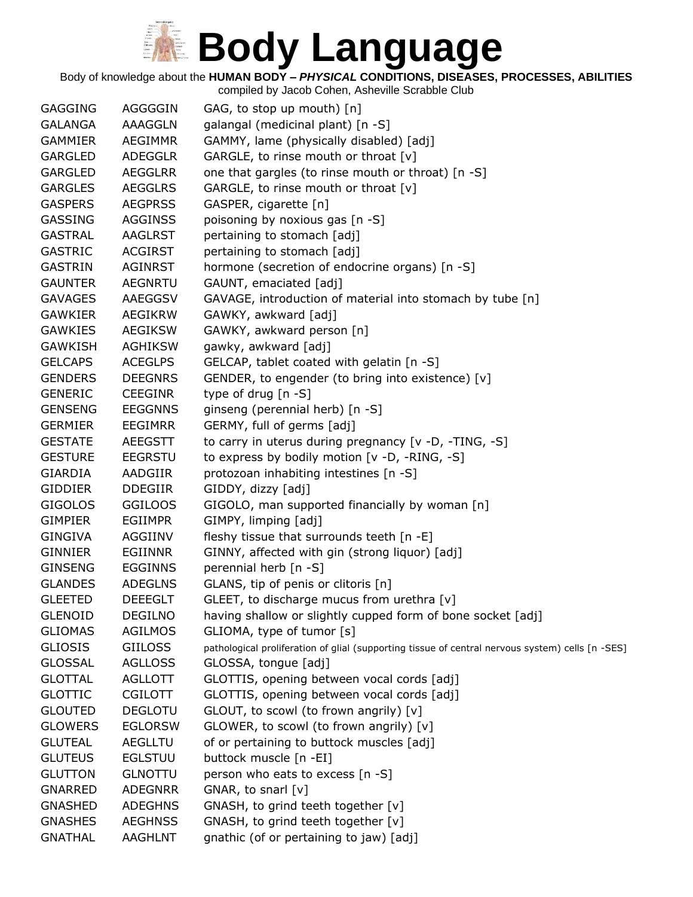# Body Language

Body of knowledge about the **HUMAN BODY – *PHYSICAL* CONDITIONS, DISEASES, PROCESSES, ABILITIES**

compiled by Jacob Cohen, Asheville Scrabble Club

| | | |
|---|---|---|
| GAGGING | AGGGGIN | GAG, to stop up mouth) [n] |
| GALANGA | AAAGGLN | galangal (medicinal plant) [n -S] |
| GAMMIER | AEGIMMR | GAMMY, lame (physically disabled) [adj] |
| GARGLED | ADEGGLR | GARGLE, to rinse mouth or throat [v] |
| GARGLED | AEGGLRR | one that gargles (to rinse mouth or throat) [n -S] |
| GARGLES | AEGGLRS | GARGLE, to rinse mouth or throat [v] |
| GASPERS | AEGPRSS | GASPER, cigarette [n] |
| GASSING | AGGINSS | poisoning by noxious gas [n -S] |
| GASTRAL | AAGLRST | pertaining to stomach [adj] |
| GASTRIC | ACGIRST | pertaining to stomach [adj] |
| GASTRIN | AGINRST | hormone (secretion of endocrine organs) [n -S] |
| GAUNTER | AEGNRTU | GAUNT, emaciated [adj] |
| GAVAGES | AAEGGSV | GAVAGE, introduction of material into stomach by tube [n] |
| GAWKIER | AEGIKRW | GAWKY, awkward [adj] |
| GAWKIES | AEGIKSW | GAWKY, awkward person [n] |
| GAWKISH | AGHIKSW | gawky, awkward [adj] |
| GELCAPS | ACEGLPS | GELCAP, tablet coated with gelatin [n -S] |
| GENDERS | DEEGNRS | GENDER, to engender (to bring into existence) [v] |
| GENERIC | CEEGINR | type of drug [n -S] |
| GENSENG | EEGGNNS | ginseng (perennial herb) [n -S] |
| GERMIER | EEGIMRR | GERMY, full of germs [adj] |
| GESTATE | AEEGSTT | to carry in uterus during pregnancy [v -D, -TING, -S] |
| GESTURE | EEGRSTU | to express by bodily motion [v -D, -RING, -S] |
| GIARDIA | AADGIIR | protozoan inhabiting intestines [n -S] |
| GIDDIER | DDEGIIR | GIDDY, dizzy [adj] |
| GIGOLOS | GGILOOS | GIGOLO, man supported financially by woman [n] |
| GIMPIER | EGIIMPR | GIMPY, limping [adj] |
| GINGIVA | AGGIINV | fleshy tissue that surrounds teeth [n -E] |
| GINNIER | EGIINNR | GINNY, affected with gin (strong liquor) [adj] |
| GINSENG | EGGINNS | perennial herb [n -S] |
| GLANDES | ADEGLNS | GLANS, tip of penis or clitoris [n] |
| GLEETED | DEEEGLT | GLEET, to discharge mucus from urethra [v] |
| GLENOID | DEGILNO | having shallow or slightly cupped form of bone socket [adj] |
| GLIOMAS | AGILMOS | GLIOMA, type of tumor [s] |
| GLIOSIS | GIILOSS | pathological proliferation of glial (supporting tissue of central nervous system) cells [n -SES] |
| GLOSSAL | AGLLOSS | GLOSSA, tongue [adj] |
| GLOTTAL | AGLLOTT | GLOTTIS, opening between vocal cords [adj] |
| GLOTTIC | CGILOTT | GLOTTIS, opening between vocal cords [adj] |
| GLOUTED | DEGLOTU | GLOUT, to scowl (to frown angrily) [v] |
| GLOWERS | EGLORSW | GLOWER, to scowl (to frown angrily) [v] |
| GLUTEAL | AEGLLTU | of or pertaining to buttock muscles [adj] |
| GLUTEUS | EGLSTUU | buttock muscle [n -EI] |
| GLUTTON | GLNOTTU | person who eats to excess [n -S] |
| GNARRED | ADEGNRR | GNAR, to snarl [v] |
| GNASHED | ADEGHNS | GNASH, to grind teeth together [v] |
| GNASHES | AEGHNSS | GNASH, to grind teeth together [v] |
| GNATHAL | AAGHLNT | gnathic (of or pertaining to jaw) [adj] |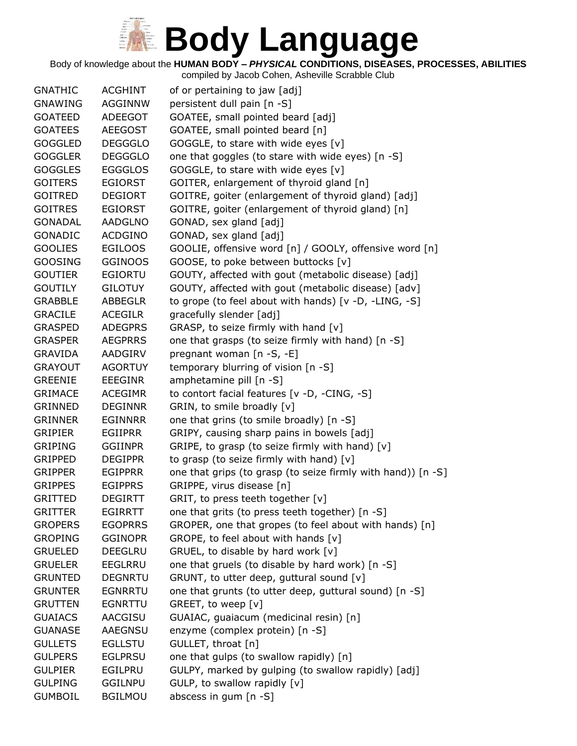# Body Language

Body of knowledge about the **HUMAN BODY – *PHYSICAL* CONDITIONS, DISEASES, PROCESSES, ABILITIES**

compiled by Jacob Cohen, Asheville Scrabble Club

| | | |
|---|---|---|
| GNATHIC | ACGHINT | of or pertaining to jaw [adj] |
| GNAWING | AGGINNW | persistent dull pain [n -S] |
| GOATEED | ADEEGOT | GOATEE, small pointed beard [adj] |
| GOATEES | AEEGOST | GOATEE, small pointed beard [n] |
| GOGGLED | DEGGGLO | GOGGLE, to stare with wide eyes [v] |
| GOGGLER | DEGGGLO | one that goggles (to stare with wide eyes) [n -S] |
| GOGGLES | EGGGLOS | GOGGLE, to stare with wide eyes [v] |
| GOITERS | EGIORST | GOITER, enlargement of thyroid gland [n] |
| GOITRED | DEGIORT | GOITRE, goiter (enlargement of thyroid gland) [adj] |
| GOITRES | EGIORST | GOITRE, goiter (enlargement of thyroid gland) [n] |
| GONADAL | AADGLNO | GONAD, sex gland [adj] |
| GONADIC | ACDGINO | GONAD, sex gland [adj] |
| GOOLIES | EGILOOS | GOOLIE, offensive word [n] / GOOLY, offensive word [n] |
| GOOSING | GGINOOS | GOOSE, to poke between buttocks [v] |
| GOUTIER | EGIORTU | GOUTY, affected with gout (metabolic disease) [adj] |
| GOUTILY | GILOTUY | GOUTY, affected with gout (metabolic disease) [adv] |
| GRABBLE | ABBEGLR | to grope (to feel about with hands) [v -D, -LING, -S] |
| GRACILE | ACEGILR | gracefully slender [adj] |
| GRASPED | ADEGPRS | GRASP, to seize firmly with hand [v] |
| GRASPER | AEGPRRS | one that grasps (to seize firmly with hand) [n -S] |
| GRAVIDA | AADGIRV | pregnant woman [n -S, -E] |
| GRAYOUT | AGORTUY | temporary blurring of vision [n -S] |
| GREENIE | EEEGINR | amphetamine pill [n -S] |
| GRIMACE | ACEGIMR | to contort facial features [v -D, -CING, -S] |
| GRINNED | DEGINNR | GRIN, to smile broadly [v] |
| GRINNER | EGINNRR | one that grins (to smile broadly) [n -S] |
| GRIPIER | EGIIPRR | GRIPY, causing sharp pains in bowels [adj] |
| GRIPING | GGIINPR | GRIPE, to grasp (to seize firmly with hand) [v] |
| GRIPPED | DEGIPPR | to grasp (to seize firmly with hand) [v] |
| GRIPPER | EGIPPRR | one that grips (to grasp (to seize firmly with hand)) [n -S] |
| GRIPPES | EGIPPRS | GRIPPE, virus disease [n] |
| GRITTED | DEGIRTT | GRIT, to press teeth together [v] |
| GRITTER | EGIRRTT | one that grits (to press teeth together) [n -S] |
| GROPERS | EGOPRRS | GROPER, one that gropes (to feel about with hands) [n] |
| GROPING | GGINOPR | GROPE, to feel about with hands [v] |
| GRUELED | DEEGLRU | GRUEL, to disable by hard work [v] |
| GRUELER | EEGLRRU | one that gruels (to disable by hard work) [n -S] |
| GRUNTED | DEGNRTU | GRUNT, to utter deep, guttural sound [v] |
| GRUNTER | EGNRRTU | one that grunts (to utter deep, guttural sound) [n -S] |
| GRUTTEN | EGNRTTU | GREET, to weep [v] |
| GUAIACS | AACGISU | GUAIAC, guaiacum (medicinal resin) [n] |
| GUANASE | AAEGNSU | enzyme (complex protein) [n -S] |
| GULLETS | EGLLSTU | GULLET, throat [n] |
| GULPERS | EGLPRSU | one that gulps (to swallow rapidly) [n] |
| GULPIER | EGILPRU | GULPY, marked by gulping (to swallow rapidly) [adj] |
| GULPING | GGILNPU | GULP, to swallow rapidly [v] |
| GUMBOIL | BGILMOU | abscess in gum [n -S] |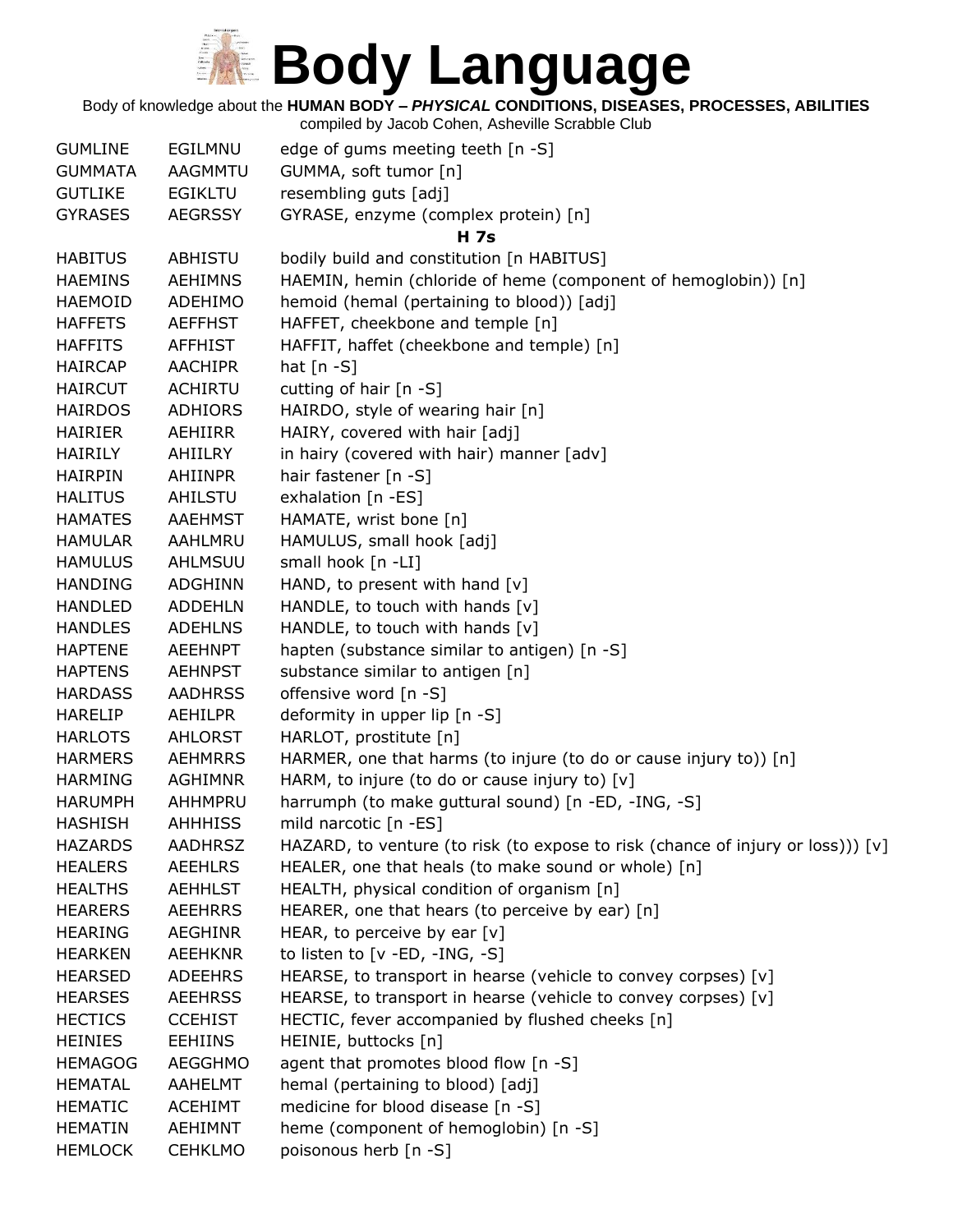# Body Language

Body of knowledge about the **HUMAN BODY – *PHYSICAL* CONDITIONS, DISEASES, PROCESSES, ABILITIES**

compiled by Jacob Cohen, Asheville Scrabble Club

| | | |
|---|---|---|
| GUMLINE | EGILMNU | edge of gums meeting teeth [n -S] |
| GUMMATA | AAGMMTU | GUMMA, soft tumor [n] |
| GUTLIKE | EGIKLTU | resembling guts [adj] |
| GYRASES | AEGRSSY | GYRASE, enzyme (complex protein) [n] |
| | | **H 7s** |
| HABITUS | ABHISTU | bodily build and constitution [n HABITUS] |
| HAEMINS | AEHIMNS | HAEMIN, hemin (chloride of heme (component of hemoglobin)) [n] |
| HAEMOID | ADEHIMO | hemoid (hemal (pertaining to blood)) [adj] |
| HAFFETS | AEFFHST | HAFFET, cheekbone and temple [n] |
| HAFFITS | AFFHIST | HAFFIT, haffet (cheekbone and temple) [n] |
| HAIRCAP | AACHIPR | hat [n -S] |
| HAIRCUT | ACHIRTU | cutting of hair [n -S] |
| HAIRDOS | ADHIORS | HAIRDO, style of wearing hair [n] |
| HAIRIER | AEHIIRR | HAIRY, covered with hair [adj] |
| HAIRILY | AHIILRY | in hairy (covered with hair) manner [adv] |
| HAIRPIN | AHIINPR | hair fastener [n -S] |
| HALITUS | AHILSTU | exhalation [n -ES] |
| HAMATES | AAEHMST | HAMATE, wrist bone [n] |
| HAMULAR | AAHLMRU | HAMULUS, small hook [adj] |
| HAMULUS | AHLMSUU | small hook [n -LI] |
| HANDING | ADGHINN | HAND, to present with hand [v] |
| HANDLED | ADDEHLN | HANDLE, to touch with hands [v] |
| HANDLES | ADEHLNS | HANDLE, to touch with hands [v] |
| HAPTENE | AEEHNPT | hapten (substance similar to antigen) [n -S] |
| HAPTENS | AEHNPST | substance similar to antigen [n] |
| HARDASS | AADHRSS | offensive word [n -S] |
| HARELIP | AEHILPR | deformity in upper lip [n -S] |
| HARLOTS | AHLORST | HARLOT, prostitute [n] |
| HARMERS | AEHMRRS | HARMER, one that harms (to injure (to do or cause injury to)) [n] |
| HARMING | AGHIMNR | HARM, to injure (to do or cause injury to) [v] |
| HARUMPH | AHHMPRU | harrumph (to make guttural sound) [n -ED, -ING, -S] |
| HASHISH | AHHHISS | mild narcotic [n -ES] |
| HAZARDS | AADHRSZ | HAZARD, to venture (to risk (to expose to risk (chance of injury or loss))) [v] |
| HEALERS | AEEHLRS | HEALER, one that heals (to make sound or whole) [n] |
| HEALTHS | AEHHLST | HEALTH, physical condition of organism [n] |
| HEARERS | AEEHRRS | HEARER, one that hears (to perceive by ear) [n] |
| HEARING | AEGHINR | HEAR, to perceive by ear [v] |
| HEARKEN | AEEHKNR | to listen to [v -ED, -ING, -S] |
| HEARSED | ADEEHRS | HEARSE, to transport in hearse (vehicle to convey corpses) [v] |
| HEARSES | AEEHRSS | HEARSE, to transport in hearse (vehicle to convey corpses) [v] |
| HECTICS | CCEHIST | HECTIC, fever accompanied by flushed cheeks [n] |
| HEINIES | EEHIINS | HEINIE, buttocks [n] |
| HEMAGOG | AEGGHMO | agent that promotes blood flow [n -S] |
| HEMATAL | AAHELMT | hemal (pertaining to blood) [adj] |
| HEMATIC | ACEHIMT | medicine for blood disease [n -S] |
| HEMATIN | AEHIMNT | heme (component of hemoglobin) [n -S] |
| HEMLOCK | CEHKLMO | poisonous herb [n -S] |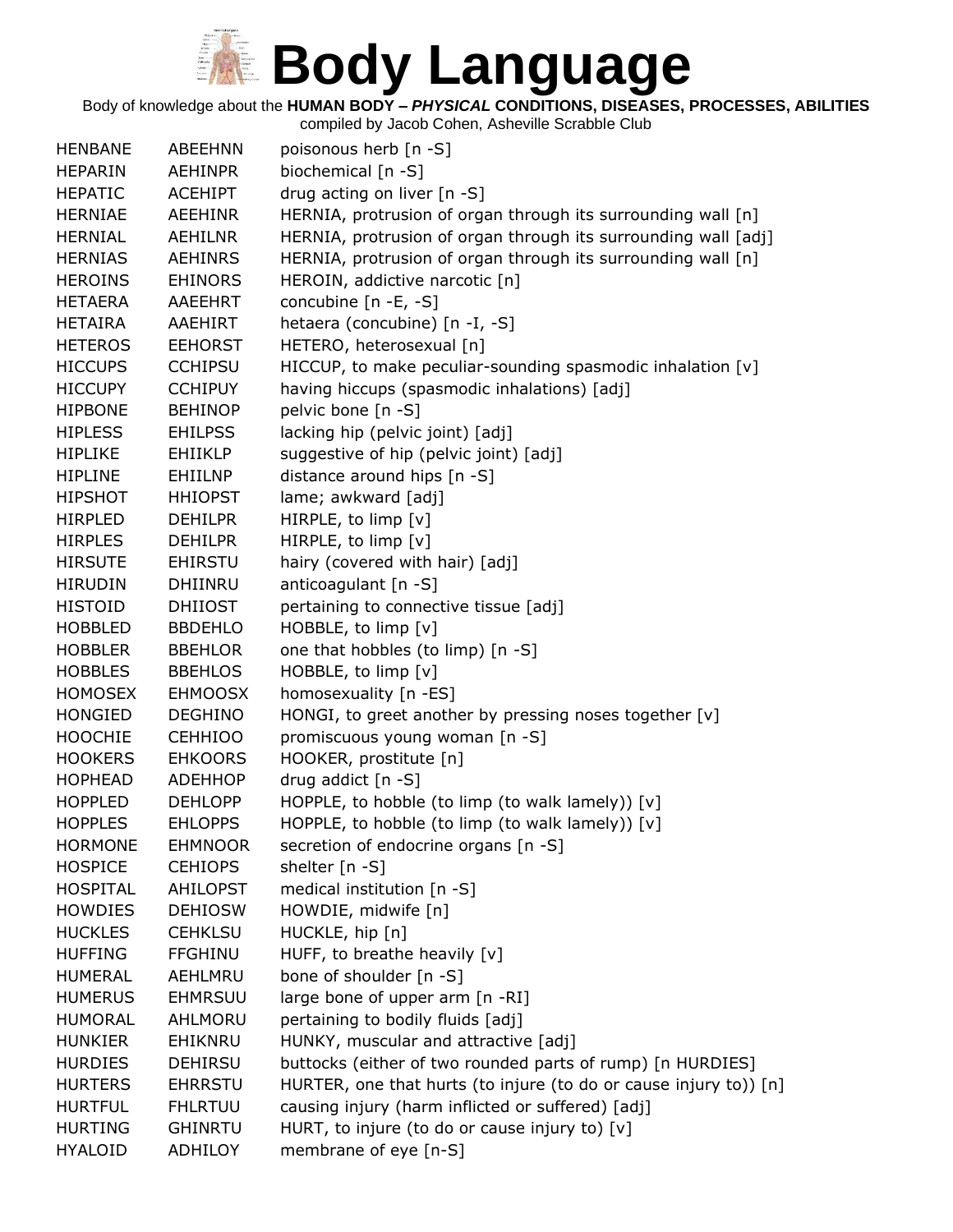# Body Language

Body of knowledge about the **HUMAN BODY – *PHYSICAL* CONDITIONS, DISEASES, PROCESSES, ABILITIES**

compiled by Jacob Cohen, Asheville Scrabble Club

| | | |
|---|---|---|
| HENBANE | ABEEHNN | poisonous herb [n -S] |
| HEPARIN | AEHINPR | biochemical [n -S] |
| HEPATIC | ACEHIPT | drug acting on liver [n -S] |
| HERNIAE | AEEHINR | HERNIA, protrusion of organ through its surrounding wall [n] |
| HERNIAL | AEHILNR | HERNIA, protrusion of organ through its surrounding wall [adj] |
| HERNIAS | AEHINRS | HERNIA, protrusion of organ through its surrounding wall [n] |
| HEROINS | EHINORS | HEROIN, addictive narcotic [n] |
| HETAERA | AAEEHRT | concubine [n -E, -S] |
| HETAIRA | AAEHIRT | hetaera (concubine) [n -I, -S] |
| HETEROS | EEHORST | HETERO, heterosexual [n] |
| HICCUPS | CCHIPSU | HICCUP, to make peculiar-sounding spasmodic inhalation [v] |
| HICCUPY | CCHIPUY | having hiccups (spasmodic inhalations) [adj] |
| HIPBONE | BEHINOP | pelvic bone [n -S] |
| HIPLESS | EHILPSS | lacking hip (pelvic joint) [adj] |
| HIPLIKE | EHIIKLP | suggestive of hip (pelvic joint) [adj] |
| HIPLINE | EHIILNP | distance around hips [n -S] |
| HIPSHOT | HHIOPST | lame; awkward [adj] |
| HIRPLED | DEHILPR | HIRPLE, to limp [v] |
| HIRPLES | DEHILPR | HIRPLE, to limp [v] |
| HIRSUTE | EHIRSTU | hairy (covered with hair) [adj] |
| HIRUDIN | DHIINRU | anticoagulant [n -S] |
| HISTOID | DHIIOST | pertaining to connective tissue [adj] |
| HOBBLED | BBDEHLO | HOBBLE, to limp [v] |
| HOBBLER | BBEHLOR | one that hobbles (to limp) [n -S] |
| HOBBLES | BBEHLOS | HOBBLE, to limp [v] |
| HOMOSEX | EHMOOSX | homosexuality [n -ES] |
| HONGIED | DEGHINO | HONGI, to greet another by pressing noses together [v] |
| HOOCHIE | CEHHIOO | promiscuous young woman [n -S] |
| HOOKERS | EHKOORS | HOOKER, prostitute [n] |
| HOPHEAD | ADEHHOP | drug addict [n -S] |
| HOPPLED | DEHLOPP | HOPPLE, to hobble (to limp (to walk lamely)) [v] |
| HOPPLES | EHLOPPS | HOPPLE, to hobble (to limp (to walk lamely)) [v] |
| HORMONE | EHMNOOR | secretion of endocrine organs [n -S] |
| HOSPICE | CEHIOPS | shelter [n -S] |
| HOSPITAL | AHILOPST | medical institution [n -S] |
| HOWDIES | DEHIOSW | HOWDIE, midwife [n] |
| HUCKLES | CEHKLSU | HUCKLE, hip [n] |
| HUFFING | FFGHINU | HUFF, to breathe heavily [v] |
| HUMERAL | AEHLMRU | bone of shoulder [n -S] |
| HUMERUS | EHMRSUU | large bone of upper arm [n -RI] |
| HUMORAL | AHLMORU | pertaining to bodily fluids [adj] |
| HUNKIER | EHIKNRU | HUNKY, muscular and attractive [adj] |
| HURDIES | DEHIRSU | buttocks (either of two rounded parts of rump) [n HURDIES] |
| HURTERS | EHRRSTU | HURTER, one that hurts (to injure (to do or cause injury to)) [n] |
| HURTFUL | FHLRTUU | causing injury (harm inflicted or suffered) [adj] |
| HURTING | GHINRTU | HURT, to injure (to do or cause injury to) [v] |
| HYALOID | ADHILOY | membrane of eye [n-S] |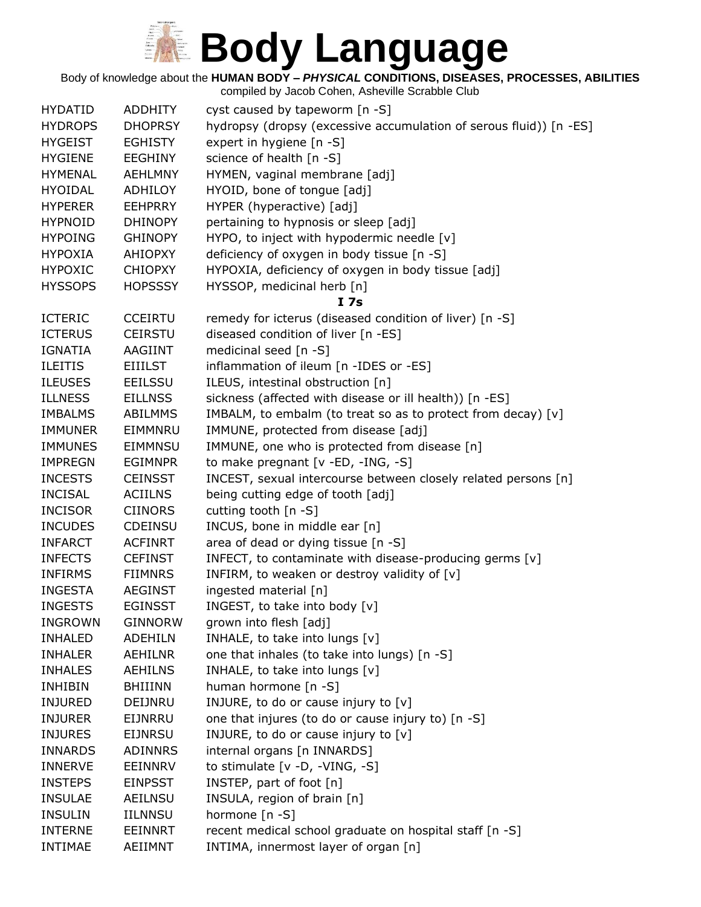# Body Language

Body of knowledge about the **HUMAN BODY – *PHYSICAL* CONDITIONS, DISEASES, PROCESSES, ABILITIES**

compiled by Jacob Cohen, Asheville Scrabble Club

| | | |
|---|---|---|
| HYDATID | ADDHITY | cyst caused by tapeworm [n -S] |
| HYDROPS | DHOPRSY | hydropsy (dropsy (excessive accumulation of serous fluid)) [n -ES] |
| HYGEIST | EGHISTY | expert in hygiene [n -S] |
| HYGIENE | EEGHINY | science of health [n -S] |
| HYMENAL | AEHLMNY | HYMEN, vaginal membrane [adj] |
| HYOIDAL | ADHILOY | HYOID, bone of tongue [adj] |
| HYPERER | EEHPRRY | HYPER (hyperactive) [adj] |
| HYPNOID | DHINOPY | pertaining to hypnosis or sleep [adj] |
| HYPOING | GHINOPY | HYPO, to inject with hypodermic needle [v] |
| HYPOXIA | AHIOPXY | deficiency of oxygen in body tissue [n -S] |
| HYPOXIC | CHIOPXY | HYPOXIA, deficiency of oxygen in body tissue [adj] |
| HYSSOPS | HOPSSSY | HYSSOP, medicinal herb [n] |
| | | **I 7s** |
| ICTERIC | CCEIRTU | remedy for icterus (diseased condition of liver) [n -S] |
| ICTERUS | CEIRSTU | diseased condition of liver [n -ES] |
| IGNATIA | AAGIINT | medicinal seed [n -S] |
| ILEITIS | EIIILST | inflammation of ileum [n -IDES or -ES] |
| ILEUSES | EEILSSU | ILEUS, intestinal obstruction [n] |
| ILLNESS | EILLNSS | sickness (affected with disease or ill health)) [n -ES] |
| IMBALMS | ABILMMS | IMBALM, to embalm (to treat so as to protect from decay) [v] |
| IMMUNER | EIMMNRU | IMMUNE, protected from disease [adj] |
| IMMUNES | EIMMNSU | IMMUNE, one who is protected from disease [n] |
| IMPREGN | EGIMNPR | to make pregnant [v -ED, -ING, -S] |
| INCESTS | CEINSST | INCEST, sexual intercourse between closely related persons [n] |
| INCISAL | ACIILNS | being cutting edge of tooth [adj] |
| INCISOR | CIINORS | cutting tooth [n -S] |
| INCUDES | CDEINSU | INCUS, bone in middle ear [n] |
| INFARCT | ACFINRT | area of dead or dying tissue [n -S] |
| INFECTS | CEFINST | INFECT, to contaminate with disease-producing germs [v] |
| INFIRMS | FIIMNRS | INFIRM, to weaken or destroy validity of [v] |
| INGESTA | AEGINST | ingested material [n] |
| INGESTS | EGINSST | INGEST, to take into body [v] |
| INGROWN | GINNORW | grown into flesh [adj] |
| INHALED | ADEHILN | INHALE, to take into lungs [v] |
| INHALER | AEHILNR | one that inhales (to take into lungs) [n -S] |
| INHALES | AEHILNS | INHALE, to take into lungs [v] |
| INHIBIN | BHIIINN | human hormone [n -S] |
| INJURED | DEIJNRU | INJURE, to do or cause injury to [v] |
| INJURER | EIJNRRU | one that injures (to do or cause injury to) [n -S] |
| INJURES | EIJNRSU | INJURE, to do or cause injury to [v] |
| INNARDS | ADINNRS | internal organs [n INNARDS] |
| INNERVE | EEINNRV | to stimulate [v -D, -VING, -S] |
| INSTEPS | EINPSST | INSTEP, part of foot [n] |
| INSULAE | AEILNSU | INSULA, region of brain [n] |
| INSULIN | IILNNSU | hormone [n -S] |
| INTERNE | EEINNRT | recent medical school graduate on hospital staff [n -S] |
| INTIMAE | AEIIMNT | INTIMA, innermost layer of organ [n] |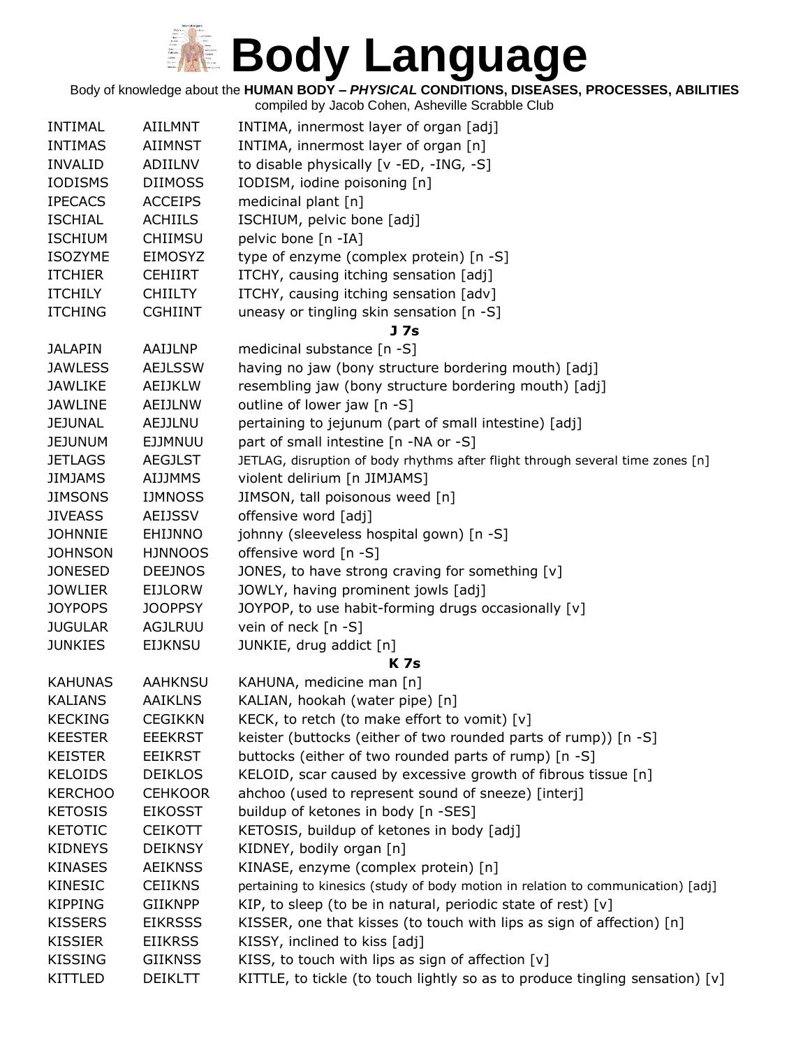# Body Language

Body of knowledge about the **HUMAN BODY – *PHYSICAL* CONDITIONS, DISEASES, PROCESSES, ABILITIES**

compiled by Jacob Cohen, Asheville Scrabble Club

| | | |
|---|---|---|
| INTIMAL | AIILMNT | INTIMA, innermost layer of organ [adj] |
| INTIMAS | AIIMNST | INTIMA, innermost layer of organ [n] |
| INVALID | ADIILNV | to disable physically [v -ED, -ING, -S] |
| IODISMS | DIIMOSS | IODISM, iodine poisoning [n] |
| IPECACS | ACCEIPS | medicinal plant [n] |
| ISCHIAL | ACHIILS | ISCHIUM, pelvic bone [adj] |
| ISCHIUM | CHIIMSU | pelvic bone [n -IA] |
| ISOZYME | EIMOSYZ | type of enzyme (complex protein) [n -S] |
| ITCHIER | CEHIIRT | ITCHY, causing itching sensation [adj] |
| ITCHILY | CHIILTY | ITCHY, causing itching sensation [adv] |
| ITCHING | CGHIINT | uneasy or tingling skin sensation [n -S] |
| | | **J 7s** |
| JALAPIN | AAIJLNP | medicinal substance [n -S] |
| JAWLESS | AEJLSSW | having no jaw (bony structure bordering mouth) [adj] |
| JAWLIKE | AEIJKLW | resembling jaw (bony structure bordering mouth) [adj] |
| JAWLINE | AEIJLNW | outline of lower jaw [n -S] |
| JEJUNAL | AEJJLNU | pertaining to jejunum (part of small intestine) [adj] |
| JEJUNUM | EJJMNUU | part of small intestine [n -NA or -S] |
| JETLAGS | AEGJLST | JETLAG, disruption of body rhythms after flight through several time zones [n] |
| JIMJAMS | AIJJMMS | violent delirium [n JIMJAMS] |
| JIMSONS | IJMNOSS | JIMSON, tall poisonous weed [n] |
| JIVEASS | AEIJSSV | offensive word [adj] |
| JOHNNIE | EHIJNNO | johnny (sleeveless hospital gown) [n -S] |
| JOHNSON | HJNNOOS | offensive word [n -S] |
| JONESED | DEEJNOS | JONES, to have strong craving for something [v] |
| JOWLIER | EIJLORW | JOWLY, having prominent jowls [adj] |
| JOYPOPS | JOOPPSY | JOYPOP, to use habit-forming drugs occasionally [v] |
| JUGULAR | AGJLRUU | vein of neck [n -S] |
| JUNKIES | EIJKNSU | JUNKIE, drug addict [n] |
| | | **K 7s** |
| KAHUNAS | AAHKNSU | KAHUNA, medicine man [n] |
| KALIANS | AAIKLNS | KALIAN, hookah (water pipe) [n] |
| KECKING | CEGIKKN | KECK, to retch (to make effort to vomit) [v] |
| KEESTER | EEEKRST | keister (buttocks (either of two rounded parts of rump)) [n -S] |
| KEISTER | EEIKRST | buttocks (either of two rounded parts of rump) [n -S] |
| KELOIDS | DEIKLOS | KELOID, scar caused by excessive growth of fibrous tissue [n] |
| KERCHOO | CEHKOOR | ahchoo (used to represent sound of sneeze) [interj] |
| KETOSIS | EIKOSST | buildup of ketones in body [n -SES] |
| KETOTIC | CEIKOTT | KETOSIS, buildup of ketones in body [adj] |
| KIDNEYS | DEIKNSY | KIDNEY, bodily organ [n] |
| KINASES | AEIKNSS | KINASE, enzyme (complex protein) [n] |
| KINESIC | CEIIKNS | pertaining to kinesics (study of body motion in relation to communication) [adj] |
| KIPPING | GIIKNPP | KIP, to sleep (to be in natural, periodic state of rest) [v] |
| KISSERS | EIKRSSS | KISSER, one that kisses (to touch with lips as sign of affection) [n] |
| KISSIER | EIIKRSS | KISSY, inclined to kiss [adj] |
| KISSING | GIIKNSS | KISS, to touch with lips as sign of affection [v] |
| KITTLED | DEIKLTT | KITTLE, to tickle (to touch lightly so as to produce tingling sensation) [v] |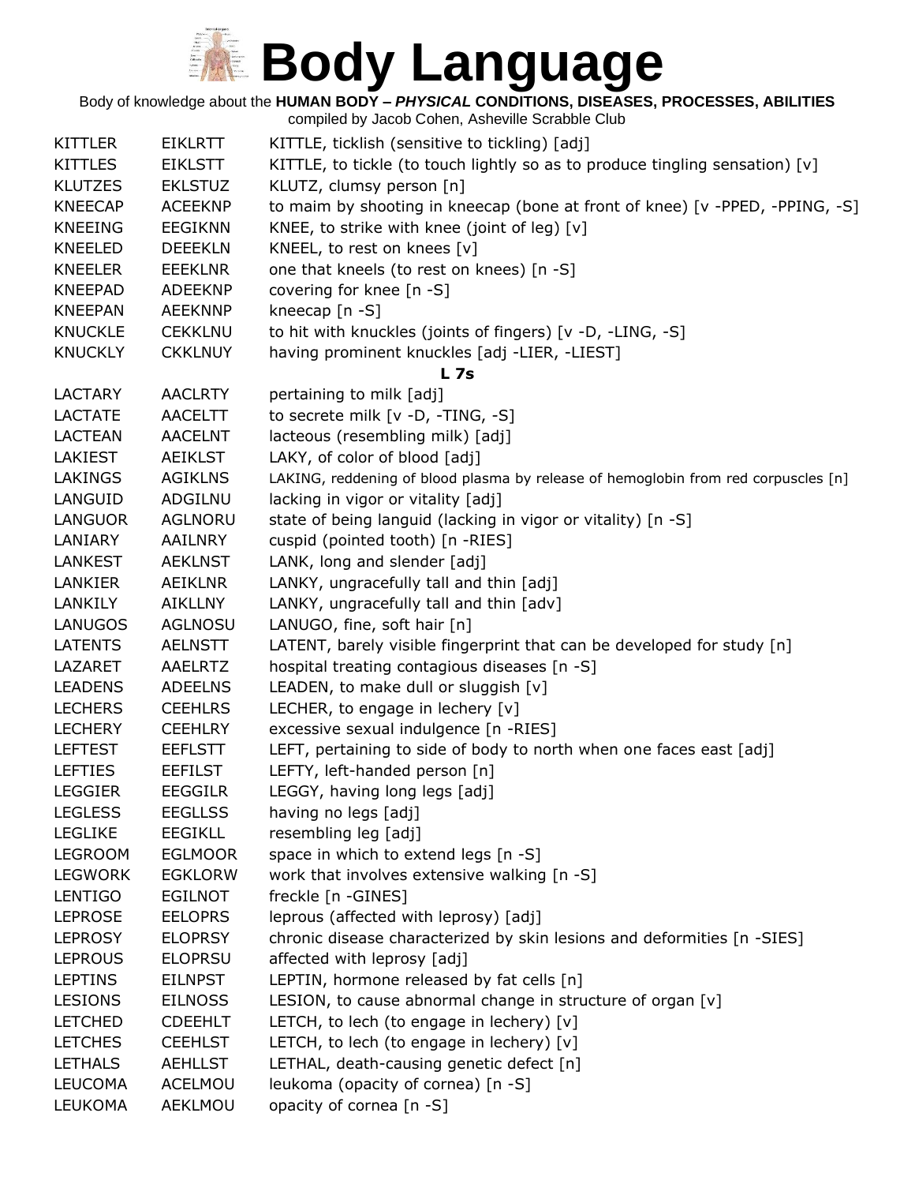# Body Language

Body of knowledge about the **HUMAN BODY – *PHYSICAL* CONDITIONS, DISEASES, PROCESSES, ABILITIES**

compiled by Jacob Cohen, Asheville Scrabble Club

| | | |
|---|---|---|
| KITTLER | EIKLRTT | KITTLE, ticklish (sensitive to tickling) [adj] |
| KITTLES | EIKLSTT | KITTLE, to tickle (to touch lightly so as to produce tingling sensation) [v] |
| KLUTZES | EKLSTUZ | KLUTZ, clumsy person [n] |
| KNEECAP | ACEEKNP | to maim by shooting in kneecap (bone at front of knee) [v -PPED, -PPING, -S] |
| KNEEING | EEGIKNN | KNEE, to strike with knee (joint of leg) [v] |
| KNEELED | DEEEKLN | KNEEL, to rest on knees [v] |
| KNEELER | EEEKLNR | one that kneels (to rest on knees) [n -S] |
| KNEEPAD | ADEEKNP | covering for knee [n -S] |
| KNEEPAN | AEEKNNP | kneecap [n -S] |
| KNUCKLE | CEKKLNU | to hit with knuckles (joints of fingers) [v -D, -LING, -S] |
| KNUCKLY | CKKLNUY | having prominent knuckles [adj -LIER, -LIEST] |

### L 7s

| | | |
|---|---|---|
| LACTARY | AACLRTY | pertaining to milk [adj] |
| LACTATE | AACELTT | to secrete milk [v -D, -TING, -S] |
| LACTEAN | AACELNT | lacteous (resembling milk) [adj] |
| LAKIEST | AEIKLST | LAKY, of color of blood [adj] |
| LAKINGS | AGIKLNS | LAKING, reddening of blood plasma by release of hemoglobin from red corpuscles [n] |
| LANGUID | ADGILNU | lacking in vigor or vitality [adj] |
| LANGUOR | AGLNORU | state of being languid (lacking in vigor or vitality) [n -S] |
| LANIARY | AAILNRY | cuspid (pointed tooth) [n -RIES] |
| LANKEST | AEKLNST | LANK, long and slender [adj] |
| LANKIER | AEIKLNR | LANKY, ungracefully tall and thin [adj] |
| LANKILY | AIKLLNY | LANKY, ungracefully tall and thin [adv] |
| LANUGOS | AGLNOSU | LANUGO, fine, soft hair [n] |
| LATENTS | AELNSTT | LATENT, barely visible fingerprint that can be developed for study [n] |
| LAZARET | AAELRTZ | hospital treating contagious diseases [n -S] |
| LEADENS | ADEELNS | LEADEN, to make dull or sluggish [v] |
| LECHERS | CEEHLRS | LECHER, to engage in lechery [v] |
| LECHERY | CEEHLRY | excessive sexual indulgence [n -RIES] |
| LEFTEST | EEFLSTT | LEFT, pertaining to side of body to north when one faces east [adj] |
| LEFTIES | EEFILST | LEFTY, left-handed person [n] |
| LEGGIER | EEGGILR | LEGGY, having long legs [adj] |
| LEGLESS | EEGLLSS | having no legs [adj] |
| LEGLIKE | EEGIKLL | resembling leg [adj] |
| LEGROOM | EGLMOOR | space in which to extend legs [n -S] |
| LEGWORK | EGKLORW | work that involves extensive walking [n -S] |
| LENTIGO | EGILNOT | freckle [n -GINES] |
| LEPROSE | EELOPRS | leprous (affected with leprosy) [adj] |
| LEPROSY | ELOPRSY | chronic disease characterized by skin lesions and deformities [n -SIES] |
| LEPROUS | ELOPRSU | affected with leprosy [adj] |
| LEPTINS | EILNPST | LEPTIN, hormone released by fat cells [n] |
| LESIONS | EILNOSS | LESION, to cause abnormal change in structure of organ [v] |
| LETCHED | CDEEHLT | LETCH, to lech (to engage in lechery) [v] |
| LETCHES | CEEHLST | LETCH, to lech (to engage in lechery) [v] |
| LETHALS | AEHLLST | LETHAL, death-causing genetic defect [n] |
| LEUCOMA | ACELMOU | leukoma (opacity of cornea) [n -S] |
| LEUKOMA | AEKLMOU | opacity of cornea [n -S] |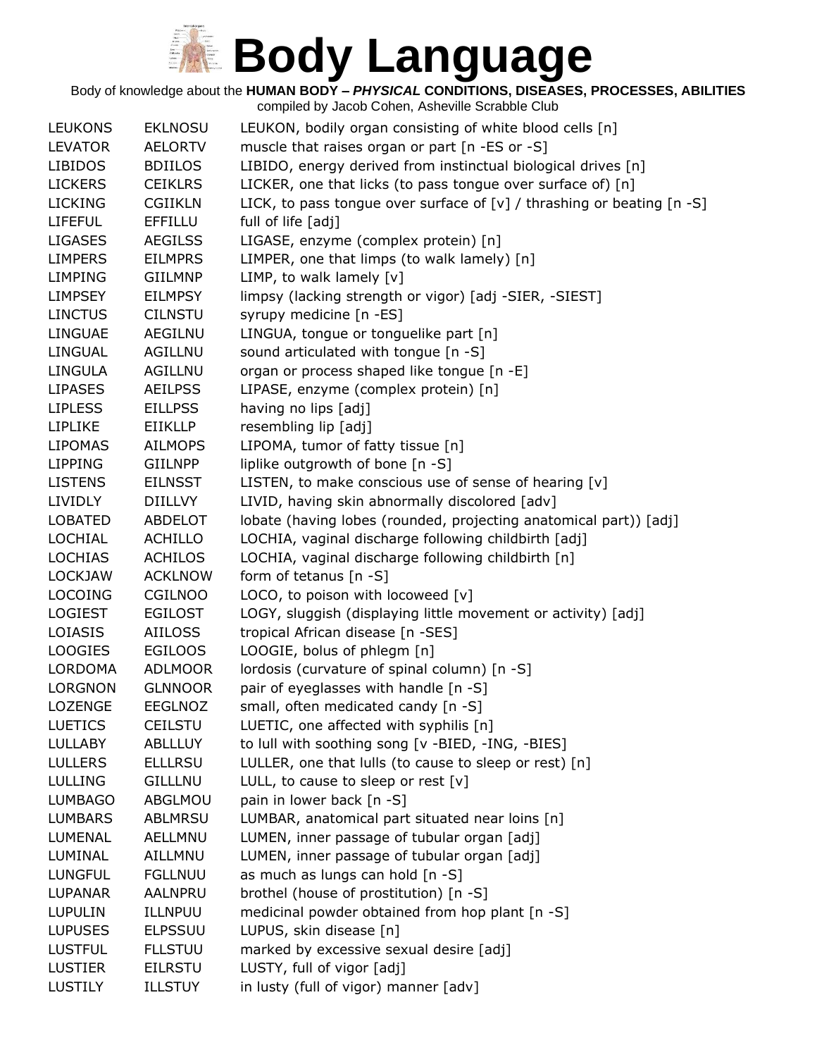# Body Language

Body of knowledge about the **HUMAN BODY – *PHYSICAL* CONDITIONS, DISEASES, PROCESSES, ABILITIES**
compiled by Jacob Cohen, Asheville Scrabble Club

| | | |
|---|---|---|
| LEUKONS | EKLNOSU | LEUKON, bodily organ consisting of white blood cells [n] |
| LEVATOR | AELORTV | muscle that raises organ or part [n -ES or -S] |
| LIBIDOS | BDIILOS | LIBIDO, energy derived from instinctual biological drives [n] |
| LICKERS | CEIKLRS | LICKER, one that licks (to pass tongue over surface of) [n] |
| LICKING | CGIIKLN | LICK, to pass tongue over surface of [v] / thrashing or beating [n -S] |
| LIFEFUL | EFFILLU | full of life [adj] |
| LIGASES | AEGILSS | LIGASE, enzyme (complex protein) [n] |
| LIMPERS | EILMPRS | LIMPER, one that limps (to walk lamely) [n] |
| LIMPING | GIILMNP | LIMP, to walk lamely [v] |
| LIMPSEY | EILMPSY | limpsy (lacking strength or vigor) [adj -SIER, -SIEST] |
| LINCTUS | CILNSTU | syrupy medicine [n -ES] |
| LINGUAE | AEGILNU | LINGUA, tongue or tonguelike part [n] |
| LINGUAL | AGILLNU | sound articulated with tongue [n -S] |
| LINGULA | AGILLNU | organ or process shaped like tongue [n -E] |
| LIPASES | AEILPSS | LIPASE, enzyme (complex protein) [n] |
| LIPLESS | EILLPSS | having no lips [adj] |
| LIPLIKE | EIIKLLP | resembling lip [adj] |
| LIPOMAS | AILMOPS | LIPOMA, tumor of fatty tissue [n] |
| LIPPING | GIILNPP | liplike outgrowth of bone [n -S] |
| LISTENS | EILNSST | LISTEN, to make conscious use of sense of hearing [v] |
| LIVIDLY | DIILLVY | LIVID, having skin abnormally discolored [adv] |
| LOBATED | ABDELOT | lobate (having lobes (rounded, projecting anatomical part)) [adj] |
| LOCHIAL | ACHILLO | LOCHIA, vaginal discharge following childbirth [adj] |
| LOCHIAS | ACHILOS | LOCHIA, vaginal discharge following childbirth [n] |
| LOCKJAW | ACKLNOW | form of tetanus [n -S] |
| LOCOING | CGILNOO | LOCO, to poison with locoweed [v] |
| LOGIEST | EGILOST | LOGY, sluggish (displaying little movement or activity) [adj] |
| LOIASIS | AIILOSS | tropical African disease [n -SES] |
| LOOGIES | EGILOOS | LOOGIE, bolus of phlegm [n] |
| LORDOMA | ADLMOOR | lordosis (curvature of spinal column) [n -S] |
| LORGNON | GLNNOOR | pair of eyeglasses with handle [n -S] |
| LOZENGE | EEGLNOZ | small, often medicated candy [n -S] |
| LUETICS | CEILSTU | LUETIC, one affected with syphilis [n] |
| LULLABY | ABLLLUY | to lull with soothing song [v -BIED, -ING, -BIES] |
| LULLERS | ELLLRSU | LULLER, one that lulls (to cause to sleep or rest) [n] |
| LULLING | GILLLNU | LULL, to cause to sleep or rest [v] |
| LUMBAGO | ABGLMOU | pain in lower back [n -S] |
| LUMBARS | ABLMRSU | LUMBAR, anatomical part situated near loins [n] |
| LUMENAL | AELLMNU | LUMEN, inner passage of tubular organ [adj] |
| LUMINAL | AILLMNU | LUMEN, inner passage of tubular organ [adj] |
| LUNGFUL | FGLLNUU | as much as lungs can hold [n -S] |
| LUPANAR | AALNPRU | brothel (house of prostitution) [n -S] |
| LUPULIN | ILLNPUU | medicinal powder obtained from hop plant [n -S] |
| LUPUSES | ELPSSUU | LUPUS, skin disease [n] |
| LUSTFUL | FLLSTUU | marked by excessive sexual desire [adj] |
| LUSTIER | EILRSTU | LUSTY, full of vigor [adj] |
| LUSTILY | ILLSTUY | in lusty (full of vigor) manner [adv] |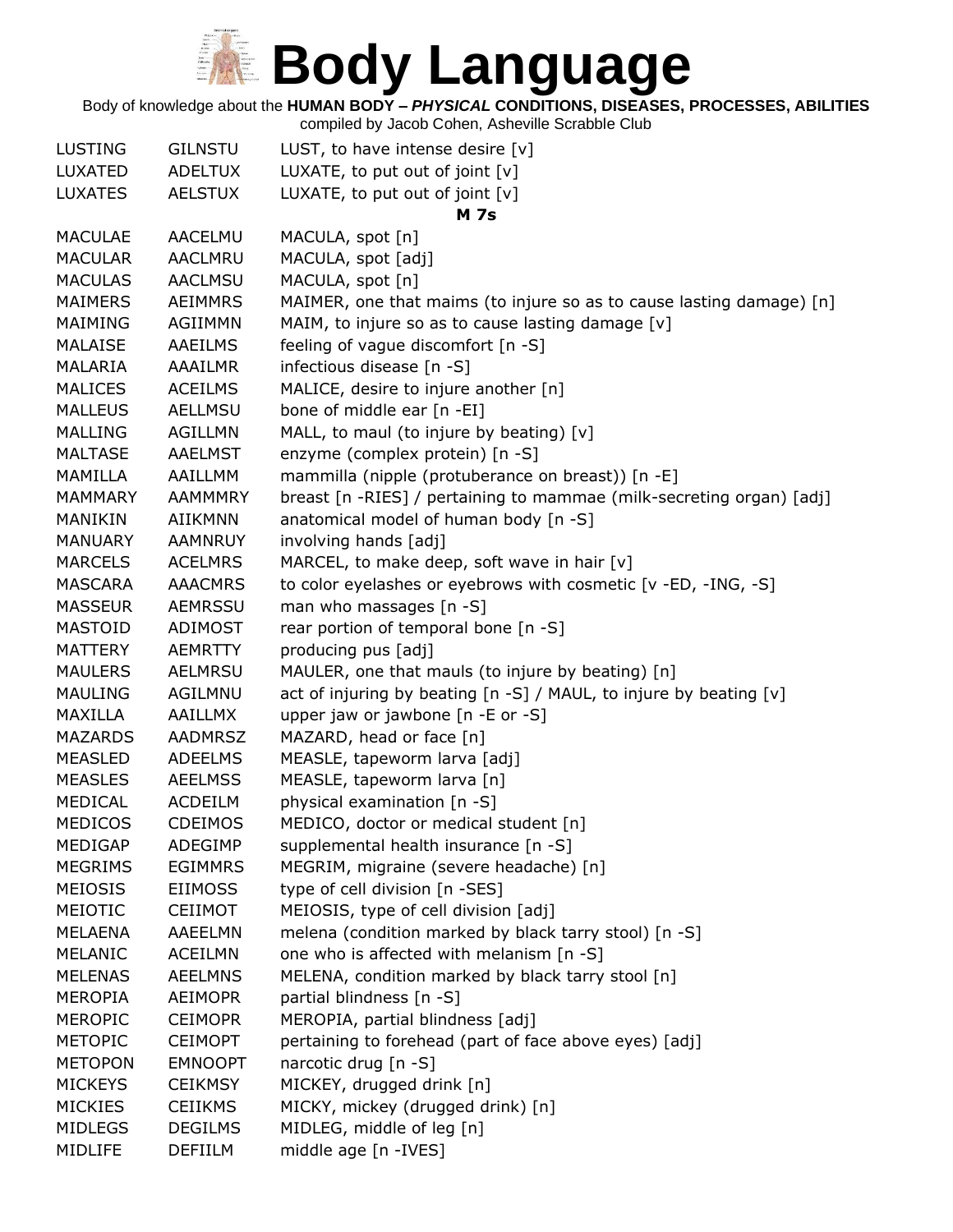# Body Language

Body of knowledge about the **HUMAN BODY – *PHYSICAL* CONDITIONS, DISEASES, PROCESSES, ABILITIES**
compiled by Jacob Cohen, Asheville Scrabble Club

| | | |
|---|---|---|
| LUSTING | GILNSTU | LUST, to have intense desire [v] |
| LUXATED | ADELTUX | LUXATE, to put out of joint [v] |
| LUXATES | AELSTUX | LUXATE, to put out of joint [v] |
| | | **M 7s** |
| MACULAE | AACELMU | MACULA, spot [n] |
| MACULAR | AACLMRU | MACULA, spot [adj] |
| MACULAS | AACLMSU | MACULA, spot [n] |
| MAIMERS | AEIMMRS | MAIMER, one that maims (to injure so as to cause lasting damage) [n] |
| MAIMING | AGIIMMN | MAIM, to injure so as to cause lasting damage [v] |
| MALAISE | AAEILMS | feeling of vague discomfort [n -S] |
| MALARIA | AAAILMR | infectious disease [n -S] |
| MALICES | ACEILMS | MALICE, desire to injure another [n] |
| MALLEUS | AELLMSU | bone of middle ear [n -EI] |
| MALLING | AGILLMN | MALL, to maul (to injure by beating) [v] |
| MALTASE | AAELMST | enzyme (complex protein) [n -S] |
| MAMILLA | AAILLMM | mammilla (nipple (protuberance on breast)) [n -E] |
| MAMMARY | AAMMMRY | breast [n -RIES] / pertaining to mammae (milk-secreting organ) [adj] |
| MANIKIN | AIIKMNN | anatomical model of human body [n -S] |
| MANUARY | AAMNRUY | involving hands [adj] |
| MARCELS | ACELMRS | MARCEL, to make deep, soft wave in hair [v] |
| MASCARA | AAACMRS | to color eyelashes or eyebrows with cosmetic [v -ED, -ING, -S] |
| MASSEUR | AEMRSSU | man who massages [n -S] |
| MASTOID | ADIMOST | rear portion of temporal bone [n -S] |
| MATTERY | AEMRTTY | producing pus [adj] |
| MAULERS | AELMRSU | MAULER, one that mauls (to injure by beating) [n] |
| MAULING | AGILMNU | act of injuring by beating [n -S] / MAUL, to injure by beating [v] |
| MAXILLA | AAILLMX | upper jaw or jawbone [n -E or -S] |
| MAZARDS | AADMRSZ | MAZARD, head or face [n] |
| MEASLED | ADEELMS | MEASLE, tapeworm larva [adj] |
| MEASLES | AEELMSS | MEASLE, tapeworm larva [n] |
| MEDICAL | ACDEILM | physical examination [n -S] |
| MEDICOS | CDEIMOS | MEDICO, doctor or medical student [n] |
| MEDIGAP | ADEGIMP | supplemental health insurance [n -S] |
| MEGRIMS | EGIMMRS | MEGRIM, migraine (severe headache) [n] |
| MEIOSIS | EIIMOSS | type of cell division [n -SES] |
| MEIOTIC | CEIIMOT | MEIOSIS, type of cell division [adj] |
| MELAENA | AAEELMN | melena (condition marked by black tarry stool) [n -S] |
| MELANIC | ACEILMN | one who is affected with melanism [n -S] |
| MELENAS | AEELMNS | MELENA, condition marked by black tarry stool [n] |
| MEROPIA | AEIMOPR | partial blindness [n -S] |
| MEROPIC | CEIMOPR | MEROPIA, partial blindness [adj] |
| METOPIC | CEIMOPT | pertaining to forehead (part of face above eyes) [adj] |
| METOPON | EMNOOPT | narcotic drug [n -S] |
| MICKEYS | CEIKMSY | MICKEY, drugged drink [n] |
| MICKIES | CEIIKMS | MICKY, mickey (drugged drink) [n] |
| MIDLEGS | DEGILMS | MIDLEG, middle of leg [n] |
| MIDLIFE | DEFIILM | middle age [n -IVES] |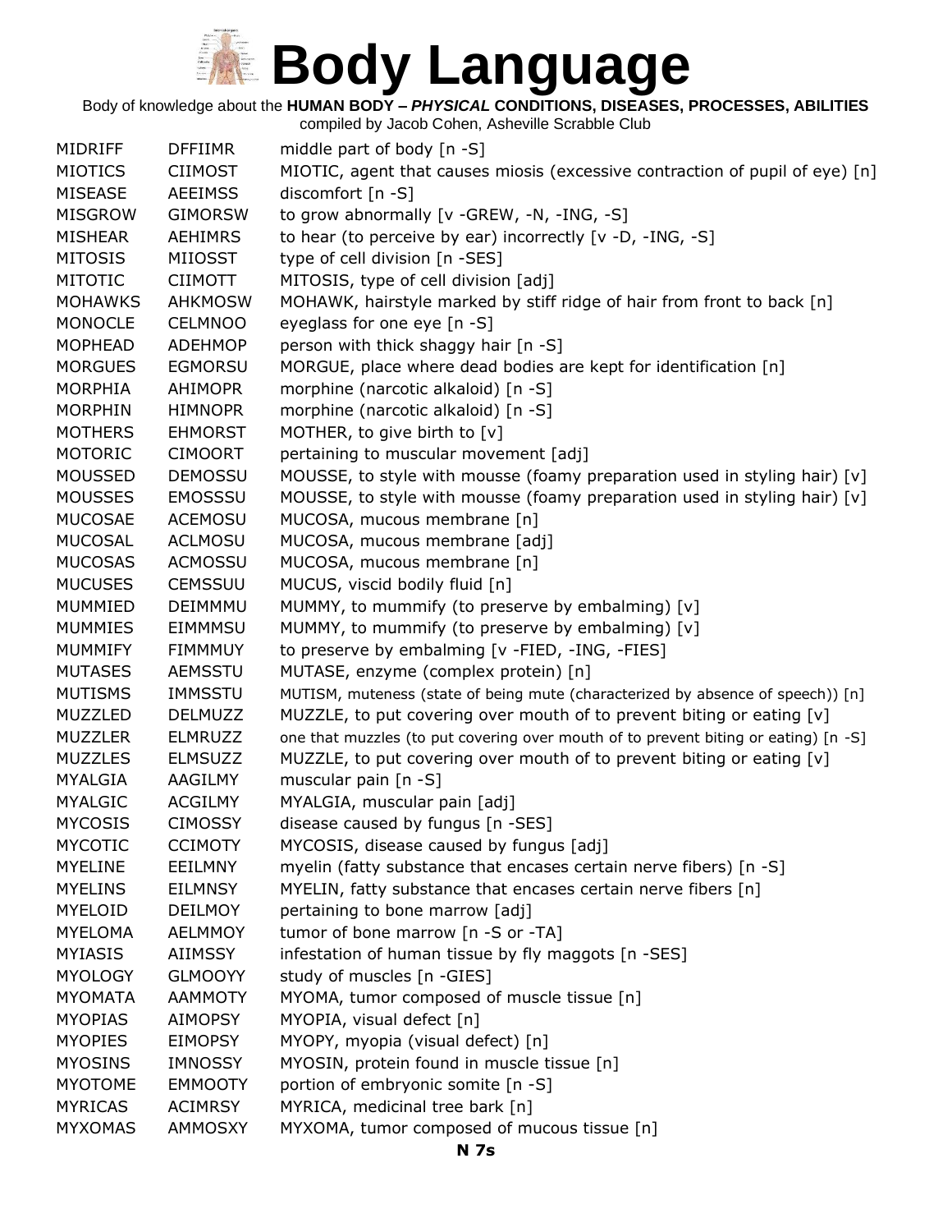# Body Language

Body of knowledge about the **HUMAN BODY – *PHYSICAL* CONDITIONS, DISEASES, PROCESSES, ABILITIES**

compiled by Jacob Cohen, Asheville Scrabble Club

| | | |
|---|---|---|
| MIDRIFF | DFFIIMR | middle part of body [n -S] |
| MIOTICS | CIIMOST | MIOTIC, agent that causes miosis (excessive contraction of pupil of eye) [n] |
| MISEASE | AEEIMSS | discomfort [n -S] |
| MISGROW | GIMORSW | to grow abnormally [v -GREW, -N, -ING, -S] |
| MISHEAR | AEHIMRS | to hear (to perceive by ear) incorrectly [v -D, -ING, -S] |
| MITOSIS | MIIOSST | type of cell division [n -SES] |
| MITOTIC | CIIMOTT | MITOSIS, type of cell division [adj] |
| MOHAWKS | AHKMOSW | MOHAWK, hairstyle marked by stiff ridge of hair from front to back [n] |
| MONOCLE | CELMNOO | eyeglass for one eye [n -S] |
| MOPHEAD | ADEHMOP | person with thick shaggy hair [n -S] |
| MORGUES | EGMORSU | MORGUE, place where dead bodies are kept for identification [n] |
| MORPHIA | AHIMOPR | morphine (narcotic alkaloid) [n -S] |
| MORPHIN | HIMNOPR | morphine (narcotic alkaloid) [n -S] |
| MOTHERS | EHMORST | MOTHER, to give birth to [v] |
| MOTORIC | CIMOORT | pertaining to muscular movement [adj] |
| MOUSSED | DEMOSSU | MOUSSE, to style with mousse (foamy preparation used in styling hair) [v] |
| MOUSSES | EMOSSSU | MOUSSE, to style with mousse (foamy preparation used in styling hair) [v] |
| MUCOSAE | ACEMOSU | MUCOSA, mucous membrane [n] |
| MUCOSAL | ACLMOSU | MUCOSA, mucous membrane [adj] |
| MUCOSAS | ACMOSSU | MUCOSA, mucous membrane [n] |
| MUCUSES | CEMSSUU | MUCUS, viscid bodily fluid [n] |
| MUMMIED | DEIMMMU | MUMMY, to mummify (to preserve by embalming) [v] |
| MUMMIES | EIMMMSU | MUMMY, to mummify (to preserve by embalming) [v] |
| MUMMIFY | FIMMMUY | to preserve by embalming [v -FIED, -ING, -FIES] |
| MUTASES | AEMSSTU | MUTASE, enzyme (complex protein) [n] |
| MUTISMS | IMMSSTU | MUTISM, muteness (state of being mute (characterized by absence of speech)) [n] |
| MUZZLED | DELMUZZ | MUZZLE, to put covering over mouth of to prevent biting or eating [v] |
| MUZZLER | ELMRUZZ | one that muzzles (to put covering over mouth of to prevent biting or eating) [n -S] |
| MUZZLES | ELMSUZZ | MUZZLE, to put covering over mouth of to prevent biting or eating [v] |
| MYALGIA | AAGILMY | muscular pain [n -S] |
| MYALGIC | ACGILMY | MYALGIA, muscular pain [adj] |
| MYCOSIS | CIMOSSY | disease caused by fungus [n -SES] |
| MYCOTIC | CCIMOTY | MYCOSIS, disease caused by fungus [adj] |
| MYELINE | EEILMNY | myelin (fatty substance that encases certain nerve fibers) [n -S] |
| MYELINS | EILMNSY | MYELIN, fatty substance that encases certain nerve fibers [n] |
| MYELOID | DEILMOY | pertaining to bone marrow [adj] |
| MYELOMA | AELMMOY | tumor of bone marrow [n -S or -TA] |
| MYIASIS | AIIMSSY | infestation of human tissue by fly maggots [n -SES] |
| MYOLOGY | GLMOOYY | study of muscles [n -GIES] |
| MYOMATA | AAMMOTY | MYOMA, tumor composed of muscle tissue [n] |
| MYOPIAS | AIMOPSY | MYOPIA, visual defect [n] |
| MYOPIES | EIMOPSY | MYOPY, myopia (visual defect) [n] |
| MYOSINS | IMNOSSY | MYOSIN, protein found in muscle tissue [n] |
| MYOTOME | EMMOOTY | portion of embryonic somite [n -S] |
| MYRICAS | ACIMRSY | MYRICA, medicinal tree bark [n] |
| MYXOMAS | AMMOSXY | MYXOMA, tumor composed of mucous tissue [n] |

**N 7s**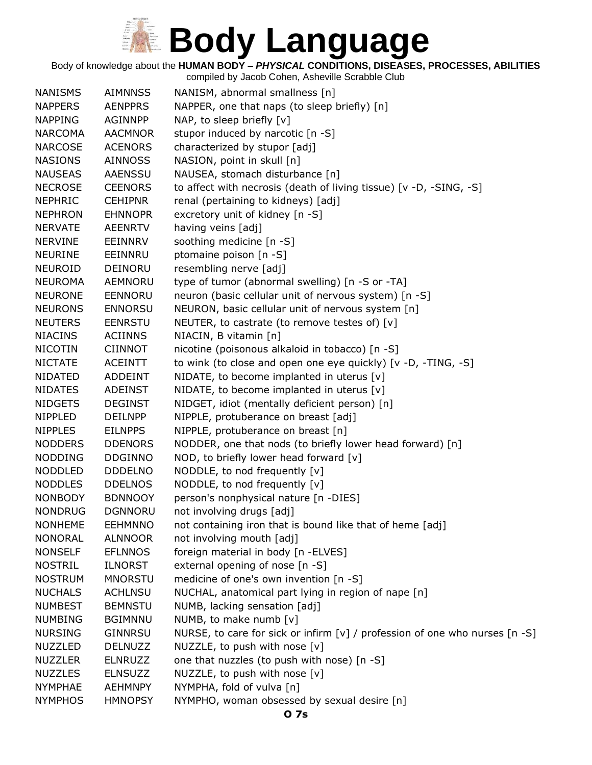# Body Language

Body of knowledge about the **HUMAN BODY – *PHYSICAL* CONDITIONS, DISEASES, PROCESSES, ABILITIES**
compiled by Jacob Cohen, Asheville Scrabble Club

| | | |
|---|---|---|
| NANISMS | AIMNNSS | NANISM, abnormal smallness [n] |
| NAPPERS | AENPPRS | NAPPER, one that naps (to sleep briefly) [n] |
| NAPPING | AGINNPP | NAP, to sleep briefly [v] |
| NARCOMA | AACMNOR | stupor induced by narcotic [n -S] |
| NARCOSE | ACENORS | characterized by stupor [adj] |
| NASIONS | AINNOSS | NASION, point in skull [n] |
| NAUSEAS | AAENSSU | NAUSEA, stomach disturbance [n] |
| NECROSE | CEENORS | to affect with necrosis (death of living tissue) [v -D, -SING, -S] |
| NEPHRIC | CEHIPNR | renal (pertaining to kidneys) [adj] |
| NEPHRON | EHNNOPR | excretory unit of kidney [n -S] |
| NERVATE | AEENRTV | having veins [adj] |
| NERVINE | EEINNRV | soothing medicine [n -S] |
| NEURINE | EEINNRU | ptomaine poison [n -S] |
| NEUROID | DEINORU | resembling nerve [adj] |
| NEUROMA | AEMNORU | type of tumor (abnormal swelling) [n -S or -TA] |
| NEURONE | EENNORU | neuron (basic cellular unit of nervous system) [n -S] |
| NEURONS | ENNORSU | NEURON, basic cellular unit of nervous system [n] |
| NEUTERS | EENRSTU | NEUTER, to castrate (to remove testes of) [v] |
| NIACINS | ACIINNS | NIACIN, B vitamin [n] |
| NICOTIN | CIINNOT | nicotine (poisonous alkaloid in tobacco) [n -S] |
| NICTATE | ACEINTT | to wink (to close and open one eye quickly) [v -D, -TING, -S] |
| NIDATED | ADDEINT | NIDATE, to become implanted in uterus [v] |
| NIDATES | ADEINST | NIDATE, to become implanted in uterus [v] |
| NIDGETS | DEGINST | NIDGET, idiot (mentally deficient person) [n] |
| NIPPLED | DEILNPP | NIPPLE, protuberance on breast [adj] |
| NIPPLES | EILNPPS | NIPPLE, protuberance on breast [n] |
| NODDERS | DDENORS | NODDER, one that nods (to briefly lower head forward) [n] |
| NODDING | DDGINNO | NOD, to briefly lower head forward [v] |
| NODDLED | DDDELNO | NODDLE, to nod frequently [v] |
| NODDLES | DDELNOS | NODDLE, to nod frequently [v] |
| NONBODY | BDNNOOY | person's nonphysical nature [n -DIES] |
| NONDRUG | DGNNORU | not involving drugs [adj] |
| NONHEME | EEHMNNO | not containing iron that is bound like that of heme [adj] |
| NONORAL | ALNNOOR | not involving mouth [adj] |
| NONSELF | EFLNNOS | foreign material in body [n -ELVES] |
| NOSTRIL | ILNORST | external opening of nose [n -S] |
| NOSTRUM | MNORSTU | medicine of one's own invention [n -S] |
| NUCHALS | ACHLNSU | NUCHAL, anatomical part lying in region of nape [n] |
| NUMBEST | BEMNSTU | NUMB, lacking sensation [adj] |
| NUMBING | BGIMNNU | NUMB, to make numb [v] |
| NURSING | GINNRSU | NURSE, to care for sick or infirm [v] / profession of one who nurses [n -S] |
| NUZZLED | DELNUZZ | NUZZLE, to push with nose [v] |
| NUZZLER | ELNRUZZ | one that nuzzles (to push with nose) [n -S] |
| NUZZLES | ELNSUZZ | NUZZLE, to push with nose [v] |
| NYMPHAE | AEHMNPY | NYMPHA, fold of vulva [n] |
| NYMPHOS | HMNOPSY | NYMPHO, woman obsessed by sexual desire [n] |

**O 7s**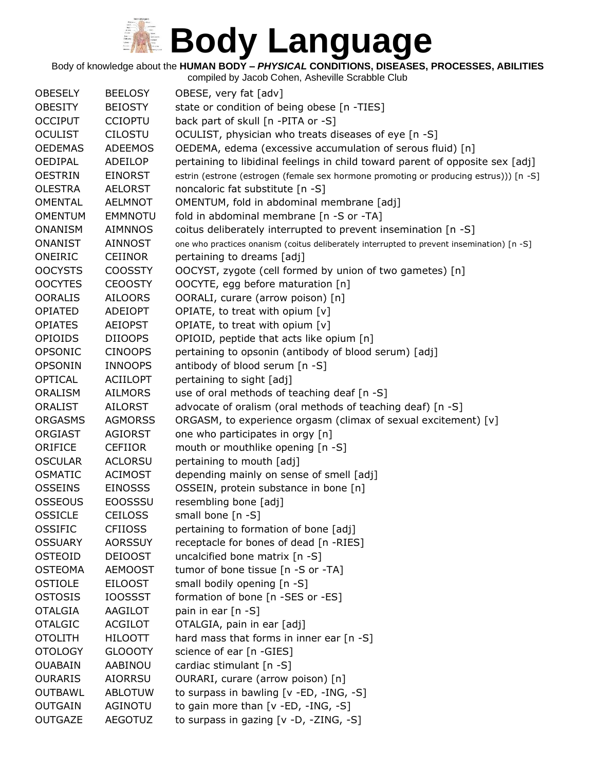# Body Language

Body of knowledge about the **HUMAN BODY – *PHYSICAL* CONDITIONS, DISEASES, PROCESSES, ABILITIES**

compiled by Jacob Cohen, Asheville Scrabble Club

| | | |
|---|---|---|
| OBESELY | BEELOSY | OBESE, very fat [adv] |
| OBESITY | BEIOSTY | state or condition of being obese [n -TIES] |
| OCCIPUT | CCIOPTU | back part of skull [n -PITA or -S] |
| OCULIST | CILOSTU | OCULIST, physician who treats diseases of eye [n -S] |
| OEDEMAS | ADEEMOS | OEDEMA, edema (excessive accumulation of serous fluid) [n] |
| OEDIPAL | ADEILOP | pertaining to libidinal feelings in child toward parent of opposite sex [adj] |
| OESTRIN | EINORST | estrin (estrone (estrogen (female sex hormone promoting or producing estrus))) [n -S] |
| OLESTRA | AELORST | noncaloric fat substitute [n -S] |
| OMENTAL | AELMNOT | OMENTUM, fold in abdominal membrane [adj] |
| OMENTUM | EMMNOTU | fold in abdominal membrane [n -S or -TA] |
| ONANISM | AIMNNOS | coitus deliberately interrupted to prevent insemination [n -S] |
| ONANIST | AINNOST | one who practices onanism (coitus deliberately interrupted to prevent insemination) [n -S] |
| ONEIRIC | CEIINOR | pertaining to dreams [adj] |
| OOCYSTS | COOSSTY | OOCYST, zygote (cell formed by union of two gametes) [n] |
| OOCYTES | CEOOSTY | OOCYTE, egg before maturation [n] |
| OORALIS | AILOORS | OORALI, curare (arrow poison) [n] |
| OPIATED | ADEIOPT | OPIATE, to treat with opium [v] |
| OPIATES | AEIOPST | OPIATE, to treat with opium [v] |
| OPIOIDS | DIIOOPS | OPIOID, peptide that acts like opium [n] |
| OPSONIC | CINOOPS | pertaining to opsonin (antibody of blood serum) [adj] |
| OPSONIN | INNOOPS | antibody of blood serum [n -S] |
| OPTICAL | ACIILOPT | pertaining to sight [adj] |
| ORALISM | AILMORS | use of oral methods of teaching deaf [n -S] |
| ORALIST | AILORST | advocate of oralism (oral methods of teaching deaf) [n -S] |
| ORGASMS | AGMORSS | ORGASM, to experience orgasm (climax of sexual excitement) [v] |
| ORGIAST | AGIORST | one who participates in orgy [n] |
| ORIFICE | CEFIIOR | mouth or mouthlike opening [n -S] |
| OSCULAR | ACLORSU | pertaining to mouth [adj] |
| OSMATIC | ACIMOST | depending mainly on sense of smell [adj] |
| OSSEINS | EINOSSS | OSSEIN, protein substance in bone [n] |
| OSSEOUS | EOOSSSU | resembling bone [adj] |
| OSSICLE | CEILOSS | small bone [n -S] |
| OSSIFIC | CFIIOSS | pertaining to formation of bone [adj] |
| OSSUARY | AORSSUY | receptacle for bones of dead [n -RIES] |
| OSTEOID | DEIOOST | uncalcified bone matrix [n -S] |
| OSTEOMA | AEMOOST | tumor of bone tissue [n -S or -TA] |
| OSTIOLE | EILOOST | small bodily opening [n -S] |
| OSTOSIS | IOOSSST | formation of bone [n -SES or -ES] |
| OTALGIA | AAGILOT | pain in ear [n -S] |
| OTALGIC | ACGILOT | OTALGIA, pain in ear [adj] |
| OTOLITH | HILOOTT | hard mass that forms in inner ear [n -S] |
| OTOLOGY | GLOOOTY | science of ear [n -GIES] |
| OUABAIN | AABINOU | cardiac stimulant [n -S] |
| OURARIS | AIORRSU | OURARI, curare (arrow poison) [n] |
| OUTBAWL | ABLOTUW | to surpass in bawling [v -ED, -ING, -S] |
| OUTGAIN | AGINOTU | to gain more than [v -ED, -ING, -S] |
| OUTGAZE | AEGOTUZ | to surpass in gazing [v -D, -ZING, -S] |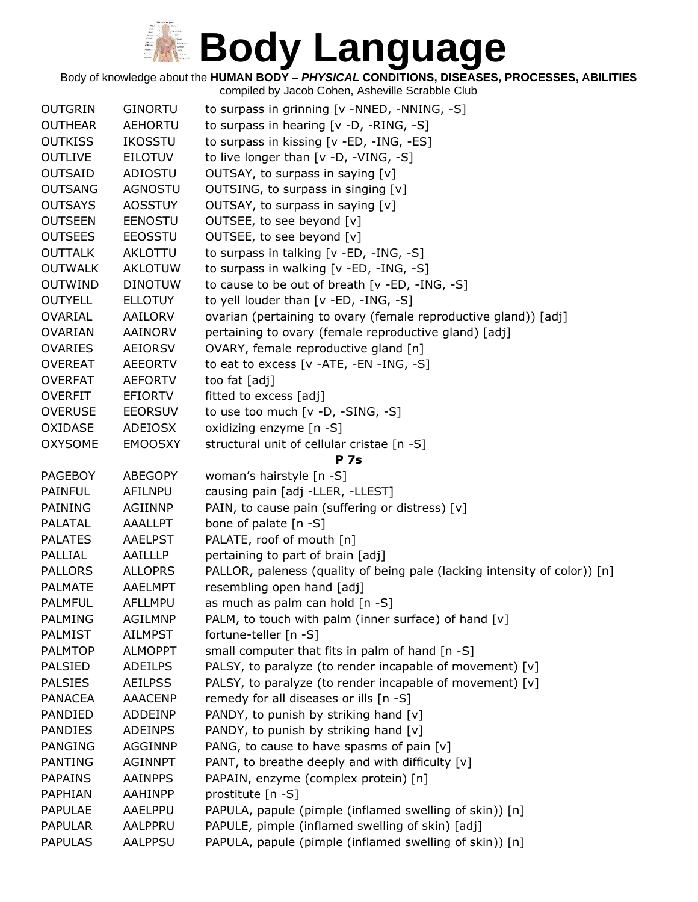# Body Language

Body of knowledge about the **HUMAN BODY – *PHYSICAL* CONDITIONS, DISEASES, PROCESSES, ABILITIES**

compiled by Jacob Cohen, Asheville Scrabble Club

| | | |
|---|---|---|
| OUTGRIN | GINORTU | to surpass in grinning [v -NNED, -NNING, -S] |
| OUTHEAR | AEHORTU | to surpass in hearing [v -D, -RING, -S] |
| OUTKISS | IKOSSTU | to surpass in kissing [v -ED, -ING, -ES] |
| OUTLIVE | EILOTUV | to live longer than [v -D, -VING, -S] |
| OUTSAID | ADIOSTU | OUTSAY, to surpass in saying [v] |
| OUTSANG | AGNOSTU | OUTSING, to surpass in singing [v] |
| OUTSAYS | AOSSTUY | OUTSAY, to surpass in saying [v] |
| OUTSEEN | EENOSTU | OUTSEE, to see beyond [v] |
| OUTSEES | EEOSSTU | OUTSEE, to see beyond [v] |
| OUTTALK | AKLOTTU | to surpass in talking [v -ED, -ING, -S] |
| OUTWALK | AKLOTUW | to surpass in walking [v -ED, -ING, -S] |
| OUTWIND | DINOTUW | to cause to be out of breath [v -ED, -ING, -S] |
| OUTYELL | ELLOTUY | to yell louder than [v -ED, -ING, -S] |
| OVARIAL | AAILORV | ovarian (pertaining to ovary (female reproductive gland)) [adj] |
| OVARIAN | AAINORV | pertaining to ovary (female reproductive gland) [adj] |
| OVARIES | AEIORSV | OVARY, female reproductive gland [n] |
| OVEREAT | AEEORTV | to eat to excess [v -ATE, -EN -ING, -S] |
| OVERFAT | AEFORTV | too fat [adj] |
| OVERFIT | EFIORTV | fitted to excess [adj] |
| OVERUSE | EEORSUV | to use too much [v -D, -SING, -S] |
| OXIDASE | ADEIOSX | oxidizing enzyme [n -S] |
| OXYSOME | EMOOSXY | structural unit of cellular cristae [n -S] |

**P 7s**

| | | |
|---|---|---|
| PAGEBOY | ABEGOPY | woman's hairstyle [n -S] |
| PAINFUL | AFILNPU | causing pain [adj -LLER, -LLEST] |
| PAINING | AGIINNP | PAIN, to cause pain (suffering or distress) [v] |
| PALATAL | AAALLPT | bone of palate [n -S] |
| PALATES | AAELPST | PALATE, roof of mouth [n] |
| PALLIAL | AAILLLP | pertaining to part of brain [adj] |
| PALLORS | ALLOPRS | PALLOR, paleness (quality of being pale (lacking intensity of color)) [n] |
| PALMATE | AAELMPT | resembling open hand [adj] |
| PALMFUL | AFLLMPU | as much as palm can hold [n -S] |
| PALMING | AGILMNP | PALM, to touch with palm (inner surface) of hand [v] |
| PALMIST | AILMPST | fortune-teller [n -S] |
| PALMTOP | ALMOPPT | small computer that fits in palm of hand [n -S] |
| PALSIED | ADEILPS | PALSY, to paralyze (to render incapable of movement) [v] |
| PALSIES | AEILPSS | PALSY, to paralyze (to render incapable of movement) [v] |
| PANACEA | AAACENP | remedy for all diseases or ills [n -S] |
| PANDIED | ADDEINP | PANDY, to punish by striking hand [v] |
| PANDIES | ADEINPS | PANDY, to punish by striking hand [v] |
| PANGING | AGGINNP | PANG, to cause to have spasms of pain [v] |
| PANTING | AGINNPT | PANT, to breathe deeply and with difficulty [v] |
| PAPAINS | AAINPPS | PAPAIN, enzyme (complex protein) [n] |
| PAPHIAN | AAHINPP | prostitute [n -S] |
| PAPULAE | AAELPPU | PAPULA, papule (pimple (inflamed swelling of skin)) [n] |
| PAPULAR | AALPPRU | PAPULE, pimple (inflamed swelling of skin) [adj] |
| PAPULAS | AALPPSU | PAPULA, papule (pimple (inflamed swelling of skin)) [n] |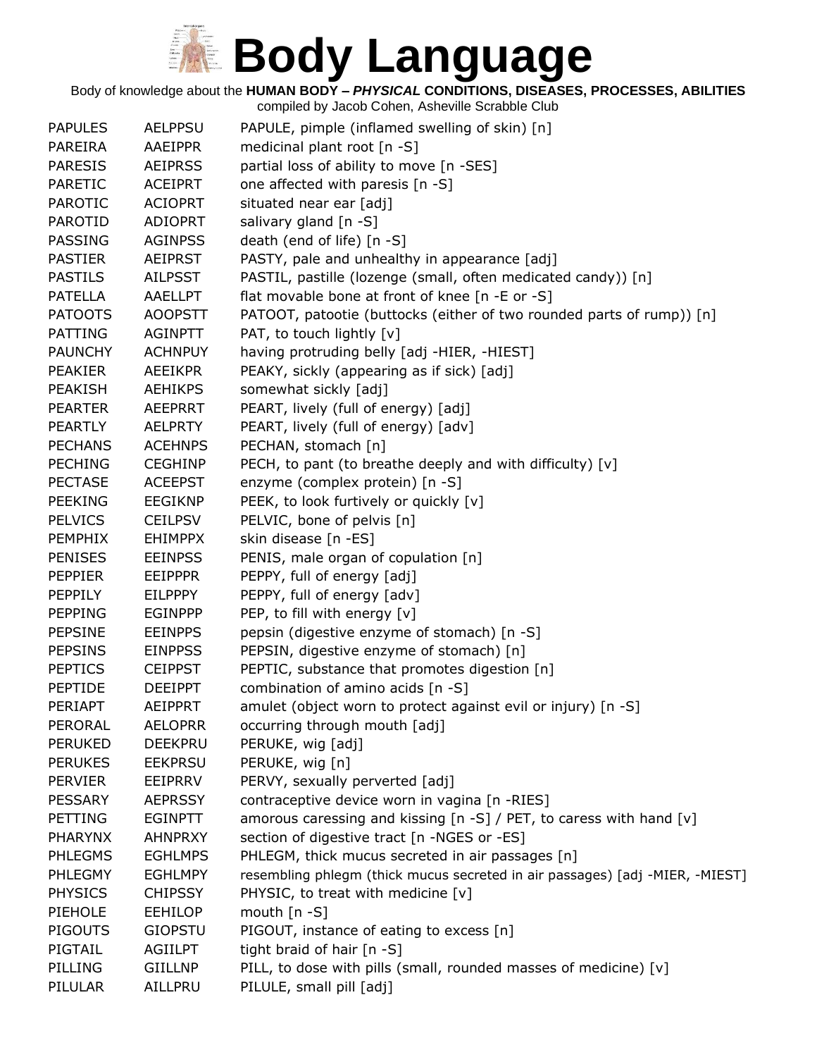# Body Language

Body of knowledge about the **HUMAN BODY – *PHYSICAL* CONDITIONS, DISEASES, PROCESSES, ABILITIES**

compiled by Jacob Cohen, Asheville Scrabble Club

| | | |
|---|---|---|
| PAPULES | AELPPSU | PAPULE, pimple (inflamed swelling of skin) [n] |
| PAREIRA | AAEIPPR | medicinal plant root [n -S] |
| PARESIS | AEIPRSS | partial loss of ability to move [n -SES] |
| PARETIC | ACEIPRT | one affected with paresis [n -S] |
| PAROTIC | ACIOPRT | situated near ear [adj] |
| PAROTID | ADIOPRT | salivary gland [n -S] |
| PASSING | AGINPSS | death (end of life) [n -S] |
| PASTIER | AEIPRST | PASTY, pale and unhealthy in appearance [adj] |
| PASTILS | AILPSST | PASTIL, pastille (lozenge (small, often medicated candy)) [n] |
| PATELLA | AAELLPT | flat movable bone at front of knee [n -E or -S] |
| PATOOTS | AOOPSTT | PATOOT, patootie (buttocks (either of two rounded parts of rump)) [n] |
| PATTING | AGINPTT | PAT, to touch lightly [v] |
| PAUNCHY | ACHNPUY | having protruding belly [adj -HIER, -HIEST] |
| PEAKIER | AEEIKPR | PEAKY, sickly (appearing as if sick) [adj] |
| PEAKISH | AEHIKPS | somewhat sickly [adj] |
| PEARTER | AEEPRRT | PEART, lively (full of energy) [adj] |
| PEARTLY | AELPRTY | PEART, lively (full of energy) [adv] |
| PECHANS | ACEHNPS | PECHAN, stomach [n] |
| PECHING | CEGHINP | PECH, to pant (to breathe deeply and with difficulty) [v] |
| PECTASE | ACEEPST | enzyme (complex protein) [n -S] |
| PEEKING | EEGIKNP | PEEK, to look furtively or quickly [v] |
| PELVICS | CEILPSV | PELVIC, bone of pelvis [n] |
| PEMPHIX | EHIMPPX | skin disease [n -ES] |
| PENISES | EEINPSS | PENIS, male organ of copulation [n] |
| PEPPIER | EEIPPPR | PEPPY, full of energy [adj] |
| PEPPILY | EILPPPY | PEPPY, full of energy [adv] |
| PEPPING | EGINPPP | PEP, to fill with energy [v] |
| PEPSINE | EEINPPS | pepsin (digestive enzyme of stomach) [n -S] |
| PEPSINS | EINPPSS | PEPSIN, digestive enzyme of stomach) [n] |
| PEPTICS | CEIPPST | PEPTIC, substance that promotes digestion [n] |
| PEPTIDE | DEEIPPT | combination of amino acids [n -S] |
| PERIAPT | AEIPPRT | amulet (object worn to protect against evil or injury) [n -S] |
| PERORAL | AELOPRR | occurring through mouth [adj] |
| PERUKED | DEEKPRU | PERUKE, wig [adj] |
| PERUKES | EEKPRSU | PERUKE, wig [n] |
| PERVIER | EEIPRRV | PERVY, sexually perverted [adj] |
| PESSARY | AEPRSSY | contraceptive device worn in vagina [n -RIES] |
| PETTING | EGINPTT | amorous caressing and kissing [n -S] / PET, to caress with hand [v] |
| PHARYNX | AHNPRXY | section of digestive tract [n -NGES or -ES] |
| PHLEGMS | EGHLMPS | PHLEGM, thick mucus secreted in air passages [n] |
| PHLEGMY | EGHLMPY | resembling phlegm (thick mucus secreted in air passages) [adj -MIER, -MIEST] |
| PHYSICS | CHIPSSY | PHYSIC, to treat with medicine [v] |
| PIEHOLE | EEHILOP | mouth [n -S] |
| PIGOUTS | GIOPSTU | PIGOUT, instance of eating to excess [n] |
| PIGTAIL | AGIILPT | tight braid of hair [n -S] |
| PILLING | GIILLNP | PILL, to dose with pills (small, rounded masses of medicine) [v] |
| PILULAR | AILLPRU | PILULE, small pill [adj] |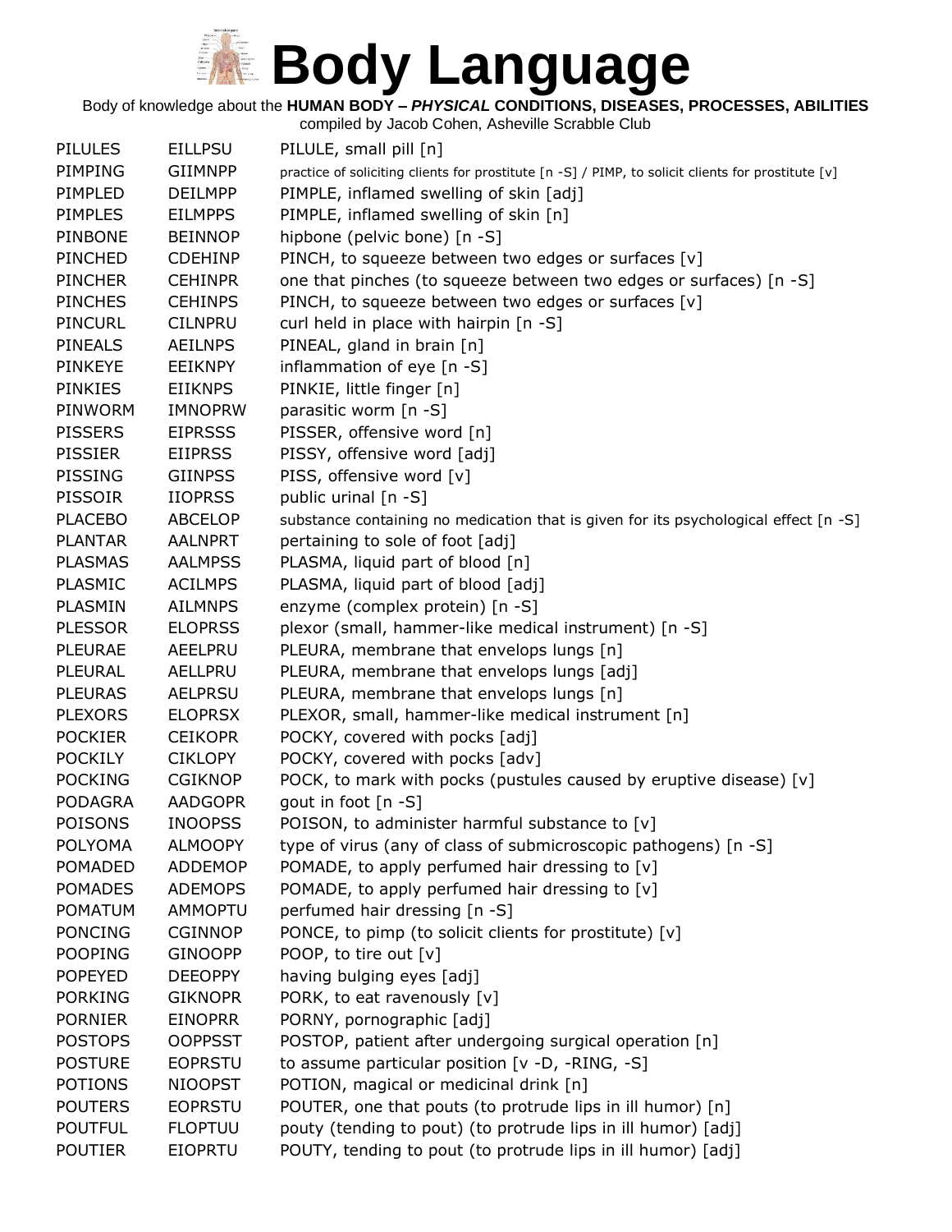# Body Language

Body of knowledge about the **HUMAN BODY – *PHYSICAL* CONDITIONS, DISEASES, PROCESSES, ABILITIES**

compiled by Jacob Cohen, Asheville Scrabble Club

| | | |
|---|---|---|
| PILULES | EILLPSU | PILULE, small pill [n] |
| PIMPING | GIIMNPP | practice of soliciting clients for prostitute [n -S] / PIMP, to solicit clients for prostitute [v] |
| PIMPLED | DEILMPP | PIMPLE, inflamed swelling of skin [adj] |
| PIMPLES | EILMPPS | PIMPLE, inflamed swelling of skin [n] |
| PINBONE | BEINNOP | hipbone (pelvic bone) [n -S] |
| PINCHED | CDEHINP | PINCH, to squeeze between two edges or surfaces [v] |
| PINCHER | CEHINPR | one that pinches (to squeeze between two edges or surfaces) [n -S] |
| PINCHES | CEHINPS | PINCH, to squeeze between two edges or surfaces [v] |
| PINCURL | CILNPRU | curl held in place with hairpin [n -S] |
| PINEALS | AEILNPS | PINEAL, gland in brain [n] |
| PINKEYE | EEIKNPY | inflammation of eye [n -S] |
| PINKIES | EIIKNPS | PINKIE, little finger [n] |
| PINWORM | IMNOPRW | parasitic worm [n -S] |
| PISSERS | EIPRSSS | PISSER, offensive word [n] |
| PISSIER | EIIPRSS | PISSY, offensive word [adj] |
| PISSING | GIINPSS | PISS, offensive word [v] |
| PISSOIR | IIOPRSS | public urinal [n -S] |
| PLACEBO | ABCELOP | substance containing no medication that is given for its psychological effect [n -S] |
| PLANTAR | AALNPRT | pertaining to sole of foot [adj] |
| PLASMAS | AALMPSS | PLASMA, liquid part of blood [n] |
| PLASMIC | ACILMPS | PLASMA, liquid part of blood [adj] |
| PLASMIN | AILMNPS | enzyme (complex protein) [n -S] |
| PLESSOR | ELOPRSS | plexor (small, hammer-like medical instrument) [n -S] |
| PLEURAE | AEELPRU | PLEURA, membrane that envelops lungs [n] |
| PLEURAL | AELLPRU | PLEURA, membrane that envelops lungs [adj] |
| PLEURAS | AELPRSU | PLEURA, membrane that envelops lungs [n] |
| PLEXORS | ELOPRSX | PLEXOR, small, hammer-like medical instrument [n] |
| POCKIER | CEIKOPR | POCKY, covered with pocks [adj] |
| POCKILY | CIKLOPY | POCKY, covered with pocks [adv] |
| POCKING | CGIKNOP | POCK, to mark with pocks (pustules caused by eruptive disease) [v] |
| PODAGRA | AADGOPR | gout in foot [n -S] |
| POISONS | INOOPSS | POISON, to administer harmful substance to [v] |
| POLYOMA | ALMOOPY | type of virus (any of class of submicroscopic pathogens) [n -S] |
| POMADED | ADDEMOP | POMADE, to apply perfumed hair dressing to [v] |
| POMADES | ADEMOPS | POMADE, to apply perfumed hair dressing to [v] |
| POMATUM | AMMOPTU | perfumed hair dressing [n -S] |
| PONCING | CGINNOP | PONCE, to pimp (to solicit clients for prostitute) [v] |
| POOPING | GINOOPP | POOP, to tire out [v] |
| POPEYED | DEEOPPY | having bulging eyes [adj] |
| PORKING | GIKNOPR | PORK, to eat ravenously [v] |
| PORNIER | EINOPRR | PORNY, pornographic [adj] |
| POSTOPS | OOPPSST | POSTOP, patient after undergoing surgical operation [n] |
| POSTURE | EOPRSTU | to assume particular position [v -D, -RING, -S] |
| POTIONS | NIOOPST | POTION, magical or medicinal drink [n] |
| POUTERS | EOPRSTU | POUTER, one that pouts (to protrude lips in ill humor) [n] |
| POUTFUL | FLOPTUU | pouty (tending to pout) (to protrude lips in ill humor) [adj] |
| POUTIER | EIOPRTU | POUTY, tending to pout (to protrude lips in ill humor) [adj] |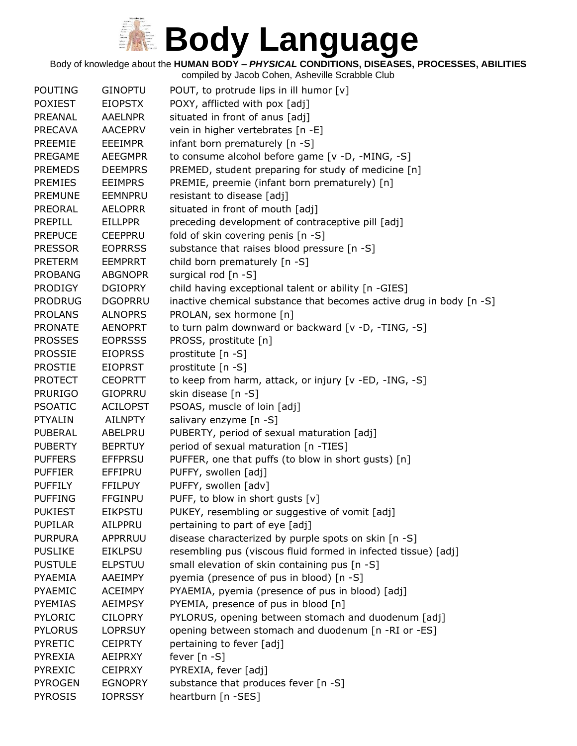# Body Language

Body of knowledge about the **HUMAN BODY – *PHYSICAL* CONDITIONS, DISEASES, PROCESSES, ABILITIES**

compiled by Jacob Cohen, Asheville Scrabble Club

| | | |
|---|---|---|
| POUTING | GINOPTU | POUT, to protrude lips in ill humor [v] |
| POXIEST | EIOPSTX | POXY, afflicted with pox [adj] |
| PREANAL | AAELNPR | situated in front of anus [adj] |
| PRECAVA | AACEPRV | vein in higher vertebrates [n -E] |
| PREEMIE | EEEIMPR | infant born prematurely [n -S] |
| PREGAME | AEEGMPR | to consume alcohol before game [v -D, -MING, -S] |
| PREMEDS | DEEMPRS | PREMED, student preparing for study of medicine [n] |
| PREMIES | EEIMPRS | PREMIE, preemie (infant born prematurely) [n] |
| PREMUNE | EEMNPRU | resistant to disease [adj] |
| PREORAL | AELOPRR | situated in front of mouth [adj] |
| PREPILL | EILLPPR | preceding development of contraceptive pill [adj] |
| PREPUCE | CEEPPRU | fold of skin covering penis [n -S] |
| PRESSOR | EOPRRSS | substance that raises blood pressure [n -S] |
| PRETERM | EEMPRRT | child born prematurely [n -S] |
| PROBANG | ABGNOPR | surgical rod [n -S] |
| PRODIGY | DGIOPRY | child having exceptional talent or ability [n -GIES] |
| PRODRUG | DGOPRRU | inactive chemical substance that becomes active drug in body [n -S] |
| PROLANS | ALNOPRS | PROLAN, sex hormone [n] |
| PRONATE | AENOPRT | to turn palm downward or backward [v -D, -TING, -S] |
| PROSSES | EOPRSSS | PROSS, prostitute [n] |
| PROSSIE | EIOPRSS | prostitute [n -S] |
| PROSTIE | EIOPRST | prostitute [n -S] |
| PROTECT | CEOPRTT | to keep from harm, attack, or injury [v -ED, -ING, -S] |
| PRURIGO | GIOPRRU | skin disease [n -S] |
| PSOATIC | ACILOPST | PSOAS, muscle of loin [adj] |
| PTYALIN | AILNPTY | salivary enzyme [n -S] |
| PUBERAL | ABELPRU | PUBERTY, period of sexual maturation [adj] |
| PUBERTY | BEPRTUY | period of sexual maturation [n -TIES] |
| PUFFERS | EFFPRSU | PUFFER, one that puffs (to blow in short gusts) [n] |
| PUFFIER | EFFIPRU | PUFFY, swollen [adj] |
| PUFFILY | FFILPUY | PUFFY, swollen [adv] |
| PUFFING | FFGINPU | PUFF, to blow in short gusts [v] |
| PUKIEST | EIKPSTU | PUKEY, resembling or suggestive of vomit [adj] |
| PUPILAR | AILPPRU | pertaining to part of eye [adj] |
| PURPURA | APPRRUU | disease characterized by purple spots on skin [n -S] |
| PUSLIKE | EIKLPSU | resembling pus (viscous fluid formed in infected tissue) [adj] |
| PUSTULE | ELPSTUU | small elevation of skin containing pus [n -S] |
| PYAEMIA | AAEIMPY | pyemia (presence of pus in blood) [n -S] |
| PYAEMIC | ACEIMPY | PYAEMIA, pyemia (presence of pus in blood) [adj] |
| PYEMIAS | AEIMPSY | PYEMIA, presence of pus in blood [n] |
| PYLORIC | CILOPRY | PYLORUS, opening between stomach and duodenum [adj] |
| PYLORUS | LOPRSUY | opening between stomach and duodenum [n -RI or -ES] |
| PYRETIC | CEIPRTY | pertaining to fever [adj] |
| PYREXIA | AEIPRXY | fever [n -S] |
| PYREXIC | CEIPRXY | PYREXIA, fever [adj] |
| PYROGEN | EGNOPRY | substance that produces fever [n -S] |
| PYROSIS | IOPRSSY | heartburn [n -SES] |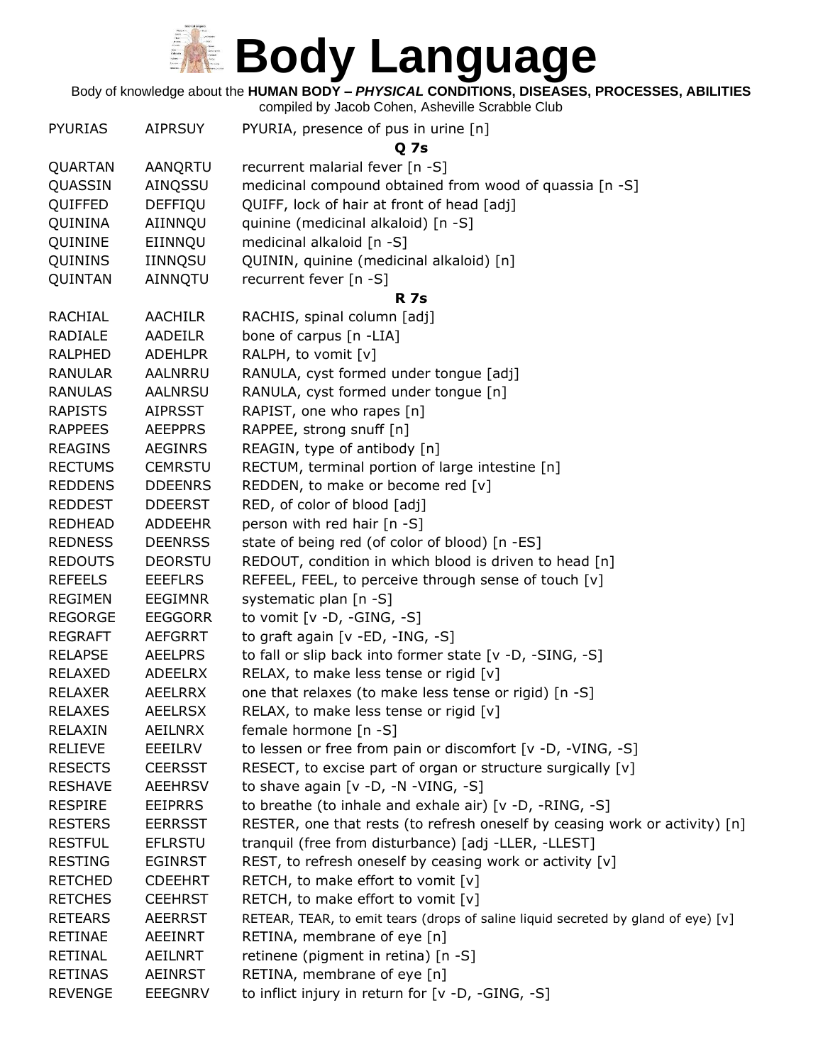# Body Language

Body of knowledge about the **HUMAN BODY – *PHYSICAL* CONDITIONS, DISEASES, PROCESSES, ABILITIES**

compiled by Jacob Cohen, Asheville Scrabble Club

| | | |
|---|---|---|
| PYURIAS | AIPRSUY | PYURIA, presence of pus in urine [n] |
| | | **Q 7s** |
| QUARTAN | AANQRTU | recurrent malarial fever [n -S] |
| QUASSIN | AINQSSU | medicinal compound obtained from wood of quassia [n -S] |
| QUIFFED | DEFFIQU | QUIFF, lock of hair at front of head [adj] |
| QUININA | AIINNQU | quinine (medicinal alkaloid) [n -S] |
| QUININE | EIINNQU | medicinal alkaloid [n -S] |
| QUININS | IINNQSU | QUININ, quinine (medicinal alkaloid) [n] |
| QUINTAN | AINNQTU | recurrent fever [n -S] |
| | | **R 7s** |
| RACHIAL | AACHILR | RACHIS, spinal column [adj] |
| RADIALE | AADEILR | bone of carpus [n -LIA] |
| RALPHED | ADEHLPR | RALPH, to vomit [v] |
| RANULAR | AALNRRU | RANULA, cyst formed under tongue [adj] |
| RANULAS | AALNRSU | RANULA, cyst formed under tongue [n] |
| RAPISTS | AIPRSST | RAPIST, one who rapes [n] |
| RAPPEES | AEEPPRS | RAPPEE, strong snuff [n] |
| REAGINS | AEGINRS | REAGIN, type of antibody [n] |
| RECTUMS | CEMRSTU | RECTUM, terminal portion of large intestine [n] |
| REDDENS | DDEENRS | REDDEN, to make or become red [v] |
| REDDEST | DDEERST | RED, of color of blood [adj] |
| REDHEAD | ADDEEHR | person with red hair [n -S] |
| REDNESS | DEENRSS | state of being red (of color of blood) [n -ES] |
| REDOUTS | DEORSTU | REDOUT, condition in which blood is driven to head [n] |
| REFEELS | EEEFLRS | REFEEL, FEEL, to perceive through sense of touch [v] |
| REGIMEN | EEGIMNR | systematic plan [n -S] |
| REGORGE | EEGGORR | to vomit [v -D, -GING, -S] |
| REGRAFT | AEFGRRT | to graft again [v -ED, -ING, -S] |
| RELAPSE | AEELPRS | to fall or slip back into former state [v -D, -SING, -S] |
| RELAXED | ADEELRX | RELAX, to make less tense or rigid [v] |
| RELAXER | AEELRRX | one that relaxes (to make less tense or rigid) [n -S] |
| RELAXES | AEELRSX | RELAX, to make less tense or rigid [v] |
| RELAXIN | AEILNRX | female hormone [n -S] |
| RELIEVE | EEEILRV | to lessen or free from pain or discomfort [v -D, -VING, -S] |
| RESECTS | CEERSST | RESECT, to excise part of organ or structure surgically [v] |
| RESHAVE | AEEHRSV | to shave again [v -D, -N -VING, -S] |
| RESPIRE | EEIPRRS | to breathe (to inhale and exhale air) [v -D, -RING, -S] |
| RESTERS | EERRSST | RESTER, one that rests (to refresh oneself by ceasing work or activity) [n] |
| RESTFUL | EFLRSTU | tranquil (free from disturbance) [adj -LLER, -LLEST] |
| RESTING | EGINRST | REST, to refresh oneself by ceasing work or activity [v] |
| RETCHED | CDEEHRT | RETCH, to make effort to vomit [v] |
| RETCHES | CEEHRST | RETCH, to make effort to vomit [v] |
| RETEARS | AEERRST | RETEAR, TEAR, to emit tears (drops of saline liquid secreted by gland of eye) [v] |
| RETINAE | AEEINRT | RETINA, membrane of eye [n] |
| RETINAL | AEILNRT | retinene (pigment in retina) [n -S] |
| RETINAS | AEINRST | RETINA, membrane of eye [n] |
| REVENGE | EEEGNRV | to inflict injury in return for [v -D, -GING, -S] |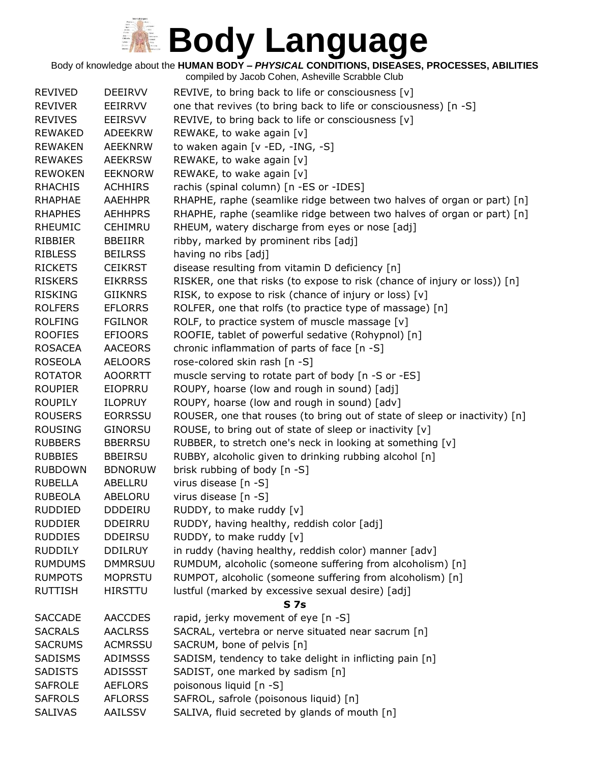# Body Language

Body of knowledge about the **HUMAN BODY – *PHYSICAL* CONDITIONS, DISEASES, PROCESSES, ABILITIES**

compiled by Jacob Cohen, Asheville Scrabble Club

| | | |
|---|---|---|
| REVIVED | DEEIRVV | REVIVE, to bring back to life or consciousness [v] |
| REVIVER | EEIRRVV | one that revives (to bring back to life or consciousness) [n -S] |
| REVIVES | EEIRSVV | REVIVE, to bring back to life or consciousness [v] |
| REWAKED | ADEEKRW | REWAKE, to wake again [v] |
| REWAKEN | AEEKNRW | to waken again [v -ED, -ING, -S] |
| REWAKES | AEEKRSW | REWAKE, to wake again [v] |
| REWOKEN | EEKNORW | REWAKE, to wake again [v] |
| RHACHIS | ACHHIRS | rachis (spinal column) [n -ES or -IDES] |
| RHAPHAE | AAEHHPR | RHAPHE, raphe (seamlike ridge between two halves of organ or part) [n] |
| RHAPHES | AEHHPRS | RHAPHE, raphe (seamlike ridge between two halves of organ or part) [n] |
| RHEUMIC | CEHIMRU | RHEUM, watery discharge from eyes or nose [adj] |
| RIBBIER | BBEIIRR | ribby, marked by prominent ribs [adj] |
| RIBLESS | BEILRSS | having no ribs [adj] |
| RICKETS | CEIKRST | disease resulting from vitamin D deficiency [n] |
| RISKERS | EIKRRSS | RISKER, one that risks (to expose to risk (chance of injury or loss)) [n] |
| RISKING | GIIKNRS | RISK, to expose to risk (chance of injury or loss) [v] |
| ROLFERS | EFLORRS | ROLFER, one that rolfs (to practice type of massage) [n] |
| ROLFING | FGILNOR | ROLF, to practice system of muscle massage [v] |
| ROOFIES | EFIOORS | ROOFIE, tablet of powerful sedative (Rohypnol) [n] |
| ROSACEA | AACEORS | chronic inflammation of parts of face [n -S] |
| ROSEOLA | AELOORS | rose-colored skin rash [n -S] |
| ROTATOR | AOORRTT | muscle serving to rotate part of body [n -S or -ES] |
| ROUPIER | EIOPRRU | ROUPY, hoarse (low and rough in sound) [adj] |
| ROUPILY | ILOPRUY | ROUPY, hoarse (low and rough in sound) [adv] |
| ROUSERS | EORRSSU | ROUSER, one that rouses (to bring out of state of sleep or inactivity) [n] |
| ROUSING | GINORSU | ROUSE, to bring out of state of sleep or inactivity [v] |
| RUBBERS | BBERRSU | RUBBER, to stretch one's neck in looking at something [v] |
| RUBBIES | BBEIRSU | RUBBY, alcoholic given to drinking rubbing alcohol [n] |
| RUBDOWN | BDNORUW | brisk rubbing of body [n -S] |
| RUBELLA | ABELLRU | virus disease [n -S] |
| RUBEOLA | ABELORU | virus disease [n -S] |
| RUDDIED | DDDEIRU | RUDDY, to make ruddy [v] |
| RUDDIER | DDEIRRU | RUDDY, having healthy, reddish color [adj] |
| RUDDIES | DDEIRSU | RUDDY, to make ruddy [v] |
| RUDDILY | DDILRUY | in ruddy (having healthy, reddish color) manner [adv] |
| RUMDUMS | DMMRSUU | RUMDUM, alcoholic (someone suffering from alcoholism) [n] |
| RUMPOTS | MOPRSTU | RUMPOT, alcoholic (someone suffering from alcoholism) [n] |
| RUTTISH | HIRSTTU | lustful (marked by excessive sexual desire) [adj] |

**S 7s**

| | | |
|---|---|---|
| SACCADE | AACCDES | rapid, jerky movement of eye [n -S] |
| SACRALS | AACLRSS | SACRAL, vertebra or nerve situated near sacrum [n] |
| SACRUMS | ACMRSSU | SACRUM, bone of pelvis [n] |
| SADISMS | ADIMSSS | SADISM, tendency to take delight in inflicting pain [n] |
| SADISTS | ADISSST | SADIST, one marked by sadism [n] |
| SAFROLE | AEFLORS | poisonous liquid [n -S] |
| SAFROLS | AFLORSS | SAFROL, safrole (poisonous liquid) [n] |
| SALIVAS | AAILSSV | SALIVA, fluid secreted by glands of mouth [n] |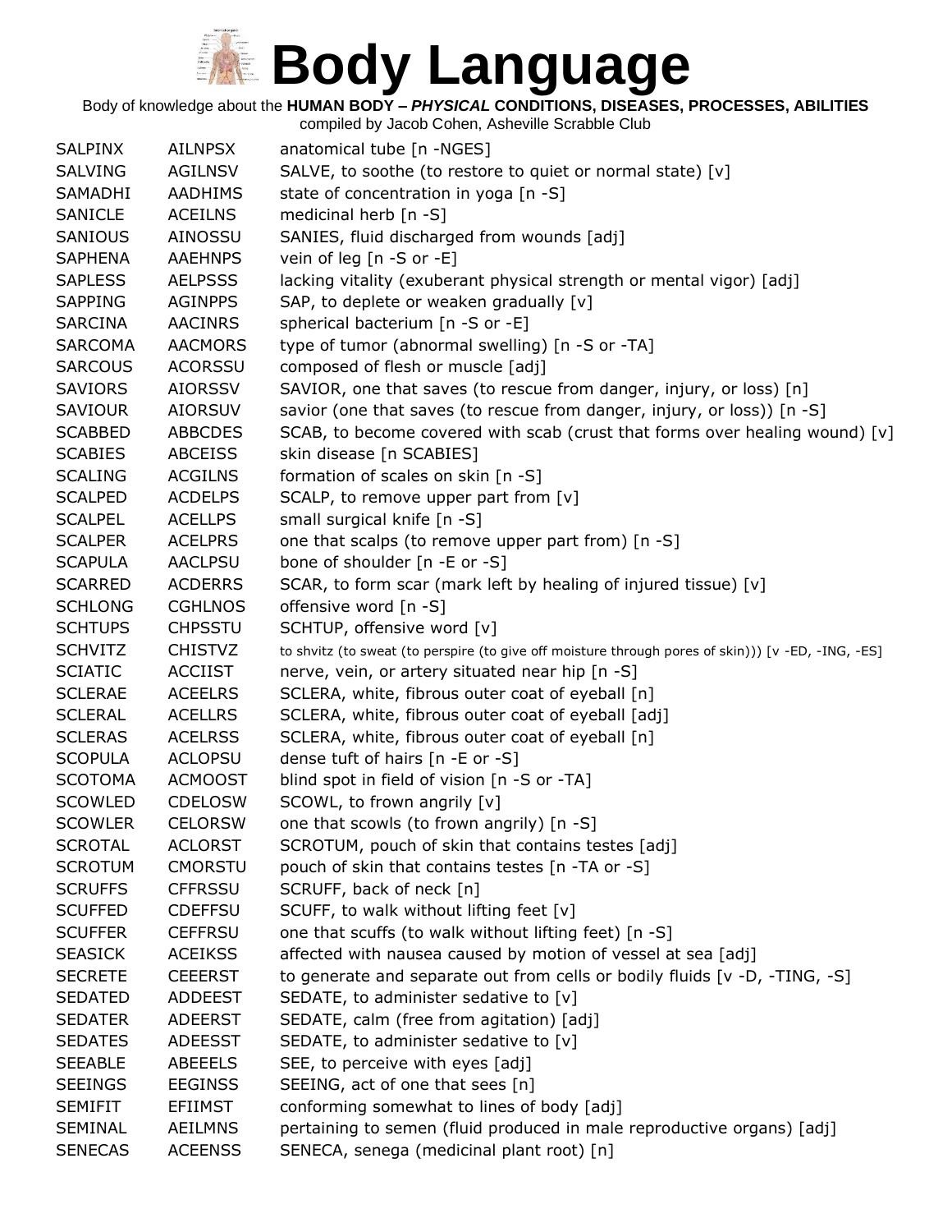# Body Language

Body of knowledge about the **HUMAN BODY – *PHYSICAL* CONDITIONS, DISEASES, PROCESSES, ABILITIES**

compiled by Jacob Cohen, Asheville Scrabble Club

| | | |
|---|---|---|
| SALPINX | AILNPSX | anatomical tube [n -NGES] |
| SALVING | AGILNSV | SALVE, to soothe (to restore to quiet or normal state) [v] |
| SAMADHI | AADHIMS | state of concentration in yoga [n -S] |
| SANICLE | ACEILNS | medicinal herb [n -S] |
| SANIOUS | AINOSSU | SANIES, fluid discharged from wounds [adj] |
| SAPHENA | AAEHNPS | vein of leg [n -S or -E] |
| SAPLESS | AELPSSS | lacking vitality (exuberant physical strength or mental vigor) [adj] |
| SAPPING | AGINPPS | SAP, to deplete or weaken gradually [v] |
| SARCINA | AACINRS | spherical bacterium [n -S or -E] |
| SARCOMA | AACMORS | type of tumor (abnormal swelling) [n -S or -TA] |
| SARCOUS | ACORSSU | composed of flesh or muscle [adj] |
| SAVIORS | AIORSSV | SAVIOR, one that saves (to rescue from danger, injury, or loss) [n] |
| SAVIOUR | AIORSUV | savior (one that saves (to rescue from danger, injury, or loss)) [n -S] |
| SCABBED | ABBCDES | SCAB, to become covered with scab (crust that forms over healing wound) [v] |
| SCABIES | ABCEISS | skin disease [n SCABIES] |
| SCALING | ACGILNS | formation of scales on skin [n -S] |
| SCALPED | ACDELPS | SCALP, to remove upper part from [v] |
| SCALPEL | ACELLPS | small surgical knife [n -S] |
| SCALPER | ACELPRS | one that scalps (to remove upper part from) [n -S] |
| SCAPULA | AACLPSU | bone of shoulder [n -E or -S] |
| SCARRED | ACDERRS | SCAR, to form scar (mark left by healing of injured tissue) [v] |
| SCHLONG | CGHLNOS | offensive word [n -S] |
| SCHTUPS | CHPSSTU | SCHTUP, offensive word [v] |
| SCHVITZ | CHISTVZ | to shvitz (to sweat (to perspire (to give off moisture through pores of skin))) [v -ED, -ING, -ES] |
| SCIATIC | ACCIIST | nerve, vein, or artery situated near hip [n -S] |
| SCLERAE | ACEELRS | SCLERA, white, fibrous outer coat of eyeball [n] |
| SCLERAL | ACELLRS | SCLERA, white, fibrous outer coat of eyeball [adj] |
| SCLERAS | ACELRSS | SCLERA, white, fibrous outer coat of eyeball [n] |
| SCOPULA | ACLOPSU | dense tuft of hairs [n -E or -S] |
| SCOTOMA | ACMOOST | blind spot in field of vision [n -S or -TA] |
| SCOWLED | CDELOSW | SCOWL, to frown angrily [v] |
| SCOWLER | CELORSW | one that scowls (to frown angrily) [n -S] |
| SCROTAL | ACLORST | SCROTUM, pouch of skin that contains testes [adj] |
| SCROTUM | CMORSTU | pouch of skin that contains testes [n -TA or -S] |
| SCRUFFS | CFFRSSU | SCRUFF, back of neck [n] |
| SCUFFED | CDEFFSU | SCUFF, to walk without lifting feet [v] |
| SCUFFER | CEFFRSU | one that scuffs (to walk without lifting feet) [n -S] |
| SEASICK | ACEIKSS | affected with nausea caused by motion of vessel at sea [adj] |
| SECRETE | CEEERST | to generate and separate out from cells or bodily fluids [v -D, -TING, -S] |
| SEDATED | ADDEEST | SEDATE, to administer sedative to [v] |
| SEDATER | ADEERST | SEDATE, calm (free from agitation) [adj] |
| SEDATES | ADEESST | SEDATE, to administer sedative to [v] |
| SEEABLE | ABEEELS | SEE, to perceive with eyes [adj] |
| SEEINGS | EEGINSS | SEEING, act of one that sees [n] |
| SEMIFIT | EFIIMST | conforming somewhat to lines of body [adj] |
| SEMINAL | AEILMNS | pertaining to semen (fluid produced in male reproductive organs) [adj] |
| SENECAS | ACEENSS | SENECA, senega (medicinal plant root) [n] |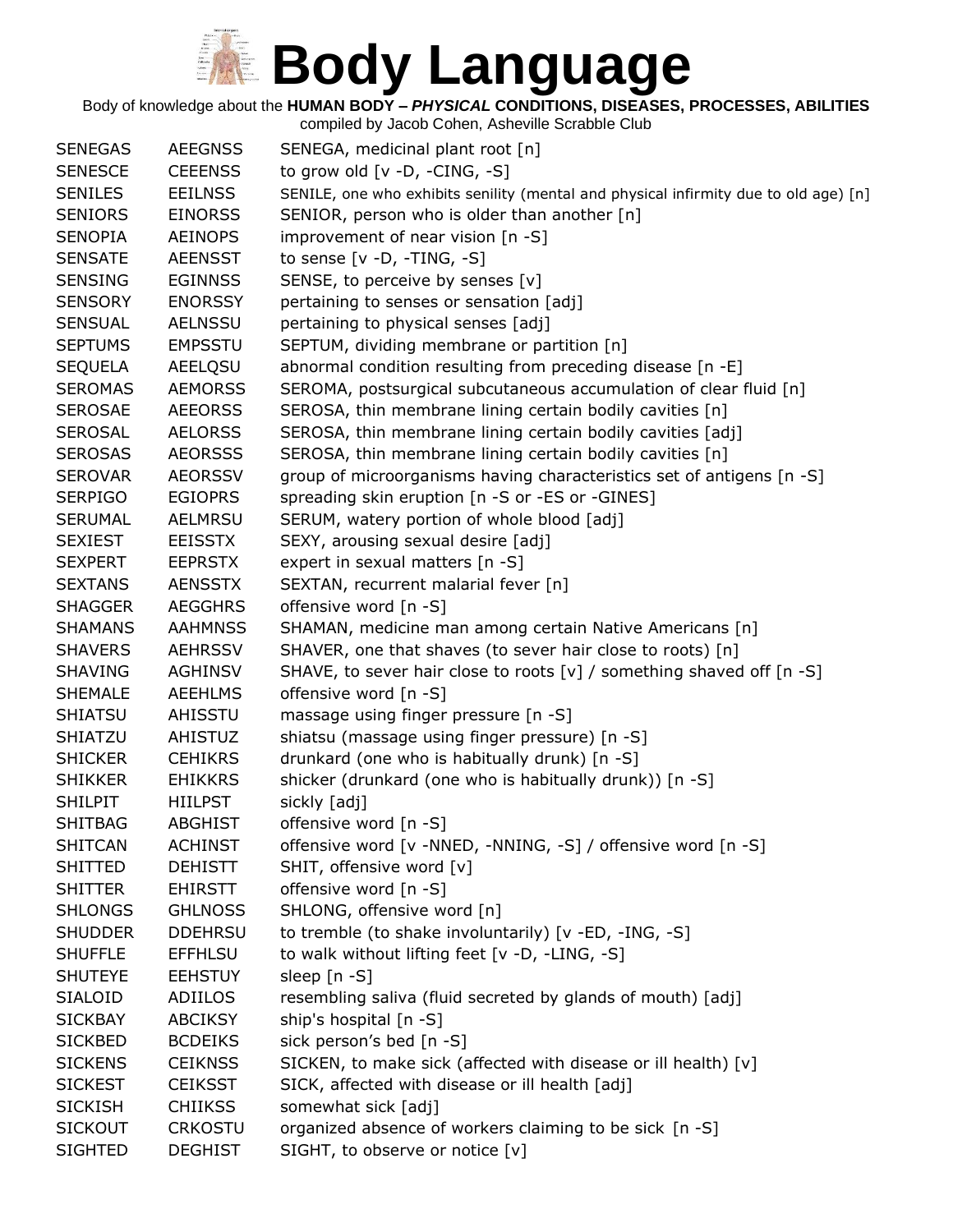# Body Language

Body of knowledge about the **HUMAN BODY – *PHYSICAL* CONDITIONS, DISEASES, PROCESSES, ABILITIES**

compiled by Jacob Cohen, Asheville Scrabble Club

| | | |
|---|---|---|
| SENEGAS | AEEGNSS | SENEGA, medicinal plant root [n] |
| SENESCE | CEEENSS | to grow old [v -D, -CING, -S] |
| SENILES | EEILNSS | SENILE, one who exhibits senility (mental and physical infirmity due to old age) [n] |
| SENIORS | EINORSS | SENIOR, person who is older than another [n] |
| SENOPIA | AEINOPS | improvement of near vision [n -S] |
| SENSATE | AEENSST | to sense [v -D, -TING, -S] |
| SENSING | EGINNSS | SENSE, to perceive by senses [v] |
| SENSORY | ENORSSY | pertaining to senses or sensation [adj] |
| SENSUAL | AELNSSU | pertaining to physical senses [adj] |
| SEPTUMS | EMPSSTU | SEPTUM, dividing membrane or partition [n] |
| SEQUELA | AEELQSU | abnormal condition resulting from preceding disease [n -E] |
| SEROMAS | AEMORSS | SEROMA, postsurgical subcutaneous accumulation of clear fluid [n] |
| SEROSAE | AEEORSS | SEROSA, thin membrane lining certain bodily cavities [n] |
| SEROSAL | AELORSS | SEROSA, thin membrane lining certain bodily cavities [adj] |
| SEROSAS | AEORSSS | SEROSA, thin membrane lining certain bodily cavities [n] |
| SEROVAR | AEORSSV | group of microorganisms having characteristics set of antigens [n -S] |
| SERPIGO | EGIOPRS | spreading skin eruption [n -S or -ES or -GINES] |
| SERUMAL | AELMRSU | SERUM, watery portion of whole blood [adj] |
| SEXIEST | EEISSTX | SEXY, arousing sexual desire [adj] |
| SEXPERT | EEPRSTX | expert in sexual matters [n -S] |
| SEXTANS | AENSSTX | SEXTAN, recurrent malarial fever [n] |
| SHAGGER | AEGGHRS | offensive word [n -S] |
| SHAMANS | AAHMNSS | SHAMAN, medicine man among certain Native Americans [n] |
| SHAVERS | AEHRSSV | SHAVER, one that shaves (to sever hair close to roots) [n] |
| SHAVING | AGHINSV | SHAVE, to sever hair close to roots [v] / something shaved off [n -S] |
| SHEMALE | AEEHLMS | offensive word [n -S] |
| SHIATSU | AHISSTU | massage using finger pressure [n -S] |
| SHIATZU | AHISTUZ | shiatsu (massage using finger pressure) [n -S] |
| SHICKER | CEHIKRS | drunkard (one who is habitually drunk) [n -S] |
| SHIKKER | EHIKKRS | shicker (drunkard (one who is habitually drunk)) [n -S] |
| SHILPIT | HIILPST | sickly [adj] |
| SHITBAG | ABGHIST | offensive word [n -S] |
| SHITCAN | ACHINST | offensive word [v -NNED, -NNING, -S] / offensive word [n -S] |
| SHITTED | DEHISTT | SHIT, offensive word [v] |
| SHITTER | EHIRSTT | offensive word [n -S] |
| SHLONGS | GHLNOSS | SHLONG, offensive word [n] |
| SHUDDER | DDEHRSU | to tremble (to shake involuntarily) [v -ED, -ING, -S] |
| SHUFFLE | EFFHLSU | to walk without lifting feet [v -D, -LING, -S] |
| SHUTEYE | EEHSTUY | sleep [n -S] |
| SIALOID | ADIILOS | resembling saliva (fluid secreted by glands of mouth) [adj] |
| SICKBAY | ABCIKSY | ship's hospital [n -S] |
| SICKBED | BCDEIKS | sick person's bed [n -S] |
| SICKENS | CEIKNSS | SICKEN, to make sick (affected with disease or ill health) [v] |
| SICKEST | CEIKSST | SICK, affected with disease or ill health [adj] |
| SICKISH | CHIIKSS | somewhat sick [adj] |
| SICKOUT | CKOSTU | organized absence of workers claiming to be sick [n -S] |
| SIGHTED | DEGHIST | SIGHT, to observe or notice [v] |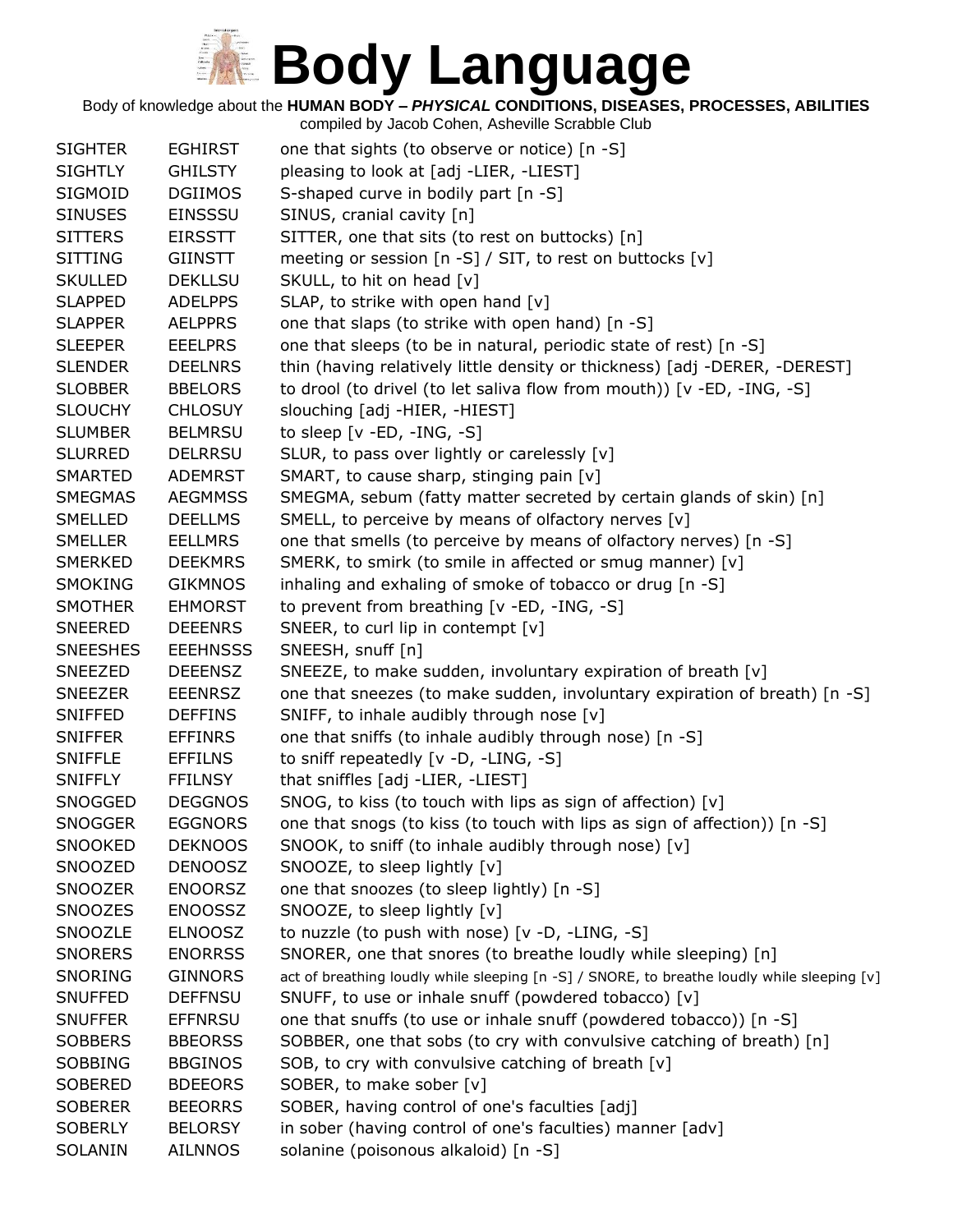# Body Language

Body of knowledge about the **HUMAN BODY – *PHYSICAL* CONDITIONS, DISEASES, PROCESSES, ABILITIES**

compiled by Jacob Cohen, Asheville Scrabble Club

| | | |
|---|---|---|
| SIGHTER | EGHIRST | one that sights (to observe or notice) [n -S] |
| SIGHTLY | GHILSTY | pleasing to look at [adj -LIER, -LIEST] |
| SIGMOID | DGIIMOS | S-shaped curve in bodily part [n -S] |
| SINUSES | EINSSSU | SINUS, cranial cavity [n] |
| SITTERS | EIRSSTT | SITTER, one that sits (to rest on buttocks) [n] |
| SITTING | GIINSTT | meeting or session [n -S] / SIT, to rest on buttocks [v] |
| SKULLED | DEKLLSU | SKULL, to hit on head [v] |
| SLAPPED | ADELPPS | SLAP, to strike with open hand [v] |
| SLAPPER | AELPPRS | one that slaps (to strike with open hand) [n -S] |
| SLEEPER | EEELPRS | one that sleeps (to be in natural, periodic state of rest) [n -S] |
| SLENDER | DEELNRS | thin (having relatively little density or thickness) [adj -DERER, -DEREST] |
| SLOBBER | BBELORS | to drool (to drivel (to let saliva flow from mouth)) [v -ED, -ING, -S] |
| SLOUCHY | CHLOSUY | slouching [adj -HIER, -HIEST] |
| SLUMBER | BELMRSU | to sleep [v -ED, -ING, -S] |
| SLURRED | DELRRSU | SLUR, to pass over lightly or carelessly [v] |
| SMARTED | ADEMRST | SMART, to cause sharp, stinging pain [v] |
| SMEGMAS | AEGMMSS | SMEGMA, sebum (fatty matter secreted by certain glands of skin) [n] |
| SMELLED | DEELLMS | SMELL, to perceive by means of olfactory nerves [v] |
| SMELLER | EELLMRS | one that smells (to perceive by means of olfactory nerves) [n -S] |
| SMERKED | DEEKMRS | SMERK, to smirk (to smile in affected or smug manner) [v] |
| SMOKING | GIKMNOS | inhaling and exhaling of smoke of tobacco or drug [n -S] |
| SMOTHER | EHMORST | to prevent from breathing [v -ED, -ING, -S] |
| SNEERED | DEEENRS | SNEER, to curl lip in contempt [v] |
| SNEESHES | EEEHNSSS | SNEESH, snuff [n] |
| SNEEZED | DEEENSZ | SNEEZE, to make sudden, involuntary expiration of breath [v] |
| SNEEZER | EEENRSZ | one that sneezes (to make sudden, involuntary expiration of breath) [n -S] |
| SNIFFED | DEFFINS | SNIFF, to inhale audibly through nose [v] |
| SNIFFER | EFFINRS | one that sniffs (to inhale audibly through nose) [n -S] |
| SNIFFLE | EFFILNS | to sniff repeatedly [v -D, -LING, -S] |
| SNIFFLY | FFILNSY | that sniffles [adj -LIER, -LIEST] |
| SNOGGED | DEGGNOS | SNOG, to kiss (to touch with lips as sign of affection) [v] |
| SNOGGER | EGGNORS | one that snogs (to kiss (to touch with lips as sign of affection)) [n -S] |
| SNOOKED | DEKNOOS | SNOOK, to sniff (to inhale audibly through nose) [v] |
| SNOOZED | DENOOSZ | SNOOZE, to sleep lightly [v] |
| SNOOZER | ENOORSZ | one that snoozes (to sleep lightly) [n -S] |
| SNOOZES | ENOOSSZ | SNOOZE, to sleep lightly [v] |
| SNOOZLE | ELNOOSZ | to nuzzle (to push with nose) [v -D, -LING, -S] |
| SNORERS | ENORRSS | SNORER, one that snores (to breathe loudly while sleeping) [n] |
| SNORING | GINNORS | act of breathing loudly while sleeping [n -S] / SNORE, to breathe loudly while sleeping [v] |
| SNUFFED | DEFFNSU | SNUFF, to use or inhale snuff (powdered tobacco) [v] |
| SNUFFER | EFFNRSU | one that snuffs (to use or inhale snuff (powdered tobacco)) [n -S] |
| SOBBERS | BBEORSS | SOBBER, one that sobs (to cry with convulsive catching of breath) [n] |
| SOBBING | BBGINOS | SOB, to cry with convulsive catching of breath [v] |
| SOBERED | BDEEORS | SOBER, to make sober [v] |
| SOBERER | BEEORRS | SOBER, having control of one's faculties [adj] |
| SOBERLY | BELORSY | in sober (having control of one's faculties) manner [adv] |
| SOLANIN | AILNNOS | solanine (poisonous alkaloid) [n -S] |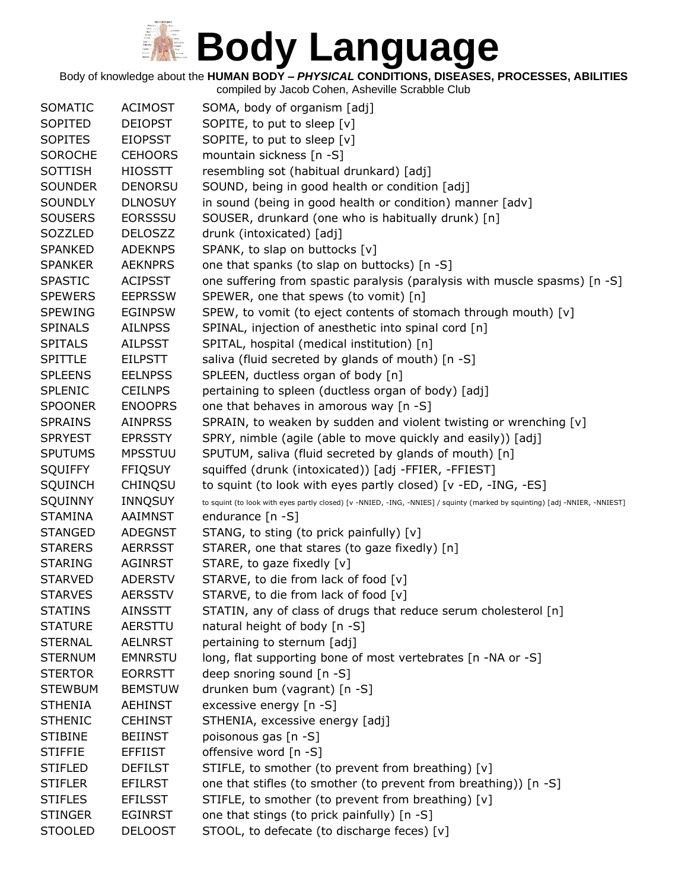# Body Language

Body of knowledge about the **HUMAN BODY – *PHYSICAL* CONDITIONS, DISEASES, PROCESSES, ABILITIES**

compiled by Jacob Cohen, Asheville Scrabble Club

| | | |
|---|---|---|
| SOMATIC | ACIMOST | SOMA, body of organism [adj] |
| SOPITED | DEIOPST | SOPITE, to put to sleep [v] |
| SOPITES | EIOPSST | SOPITE, to put to sleep [v] |
| SOROCHE | CEHOORS | mountain sickness [n -S] |
| SOTTISH | HIOSSTT | resembling sot (habitual drunkard) [adj] |
| SOUNDER | DENORSU | SOUND, being in good health or condition [adj] |
| SOUNDLY | DLNOSUY | in sound (being in good health or condition) manner [adv] |
| SOUSERS | EORSSSU | SOUSER, drunkard (one who is habitually drunk) [n] |
| SOZZLED | DELOSZZ | drunk (intoxicated) [adj] |
| SPANKED | ADEKNPS | SPANK, to slap on buttocks [v] |
| SPANKER | AEKNPRS | one that spanks (to slap on buttocks) [n -S] |
| SPASTIC | ACIPSST | one suffering from spastic paralysis (paralysis with muscle spasms) [n -S] |
| SPEWERS | EEPRSSW | SPEWER, one that spews (to vomit) [n] |
| SPEWING | EGINPSW | SPEW, to vomit (to eject contents of stomach through mouth) [v] |
| SPINALS | AILNPSS | SPINAL, injection of anesthetic into spinal cord [n] |
| SPITALS | AILPSST | SPITAL, hospital (medical institution) [n] |
| SPITTLE | EILPSTT | saliva (fluid secreted by glands of mouth) [n -S] |
| SPLEENS | EELNPSS | SPLEEN, ductless organ of body [n] |
| SPLENIC | CEILNPS | pertaining to spleen (ductless organ of body) [adj] |
| SPOONER | ENOOPRS | one that behaves in amorous way [n -S] |
| SPRAINS | AINPRSS | SPRAIN, to weaken by sudden and violent twisting or wrenching [v] |
| SPRYEST | EPRSSTY | SPRY, nimble (agile (able to move quickly and easily)) [adj] |
| SPUTUMS | MPSSTUU | SPUTUM, saliva (fluid secreted by glands of mouth) [n] |
| SQUIFFY | FFIQSUY | squiffed (drunk (intoxicated)) [adj -FFIER, -FFIEST] |
| SQUINCH | CHINQSU | to squint (to look with eyes partly closed) [v -ED, -ING, -ES] |
| SQUINNY | INNQSUY | to squint (to look with eyes partly closed) [v -NNIED, -ING, -NNIES] / squinty (marked by squinting) [adj -NNIER, -NNIEST] |
| STAMINA | AAIMNST | endurance [n -S] |
| STANGED | ADEGNST | STANG, to sting (to prick painfully) [v] |
| STARERS | AERRSST | STARER, one that stares (to gaze fixedly) [n] |
| STARING | AGINRST | STARE, to gaze fixedly [v] |
| STARVED | ADERSTV | STARVE, to die from lack of food [v] |
| STARVES | AERSSTV | STARVE, to die from lack of food [v] |
| STATINS | AINSSTT | STATIN, any of class of drugs that reduce serum cholesterol [n] |
| STATURE | AERSTTU | natural height of body [n -S] |
| STERNAL | AELNRST | pertaining to sternum [adj] |
| STERNUM | EMNRSTU | long, flat supporting bone of most vertebrates [n -NA or -S] |
| STERTOR | EORRSTT | deep snoring sound [n -S] |
| STEWBUM | BEMSTUW | drunken bum (vagrant) [n -S] |
| STHENIA | AEHINST | excessive energy [n -S] |
| STHENIC | CEHINST | STHENIA, excessive energy [adj] |
| STIBINE | BEIINST | poisonous gas [n -S] |
| STIFFIE | EFFIIST | offensive word [n -S] |
| STIFLED | DEFILST | STIFLE, to smother (to prevent from breathing) [v] |
| STIFLER | EFILRST | one that stifles (to smother (to prevent from breathing)) [n -S] |
| STIFLES | EFILSST | STIFLE, to smother (to prevent from breathing) [v] |
| STINGER | EGINRST | one that stings (to prick painfully) [n -S] |
| STOOLED | DELOOST | STOOL, to defecate (to discharge feces) [v] |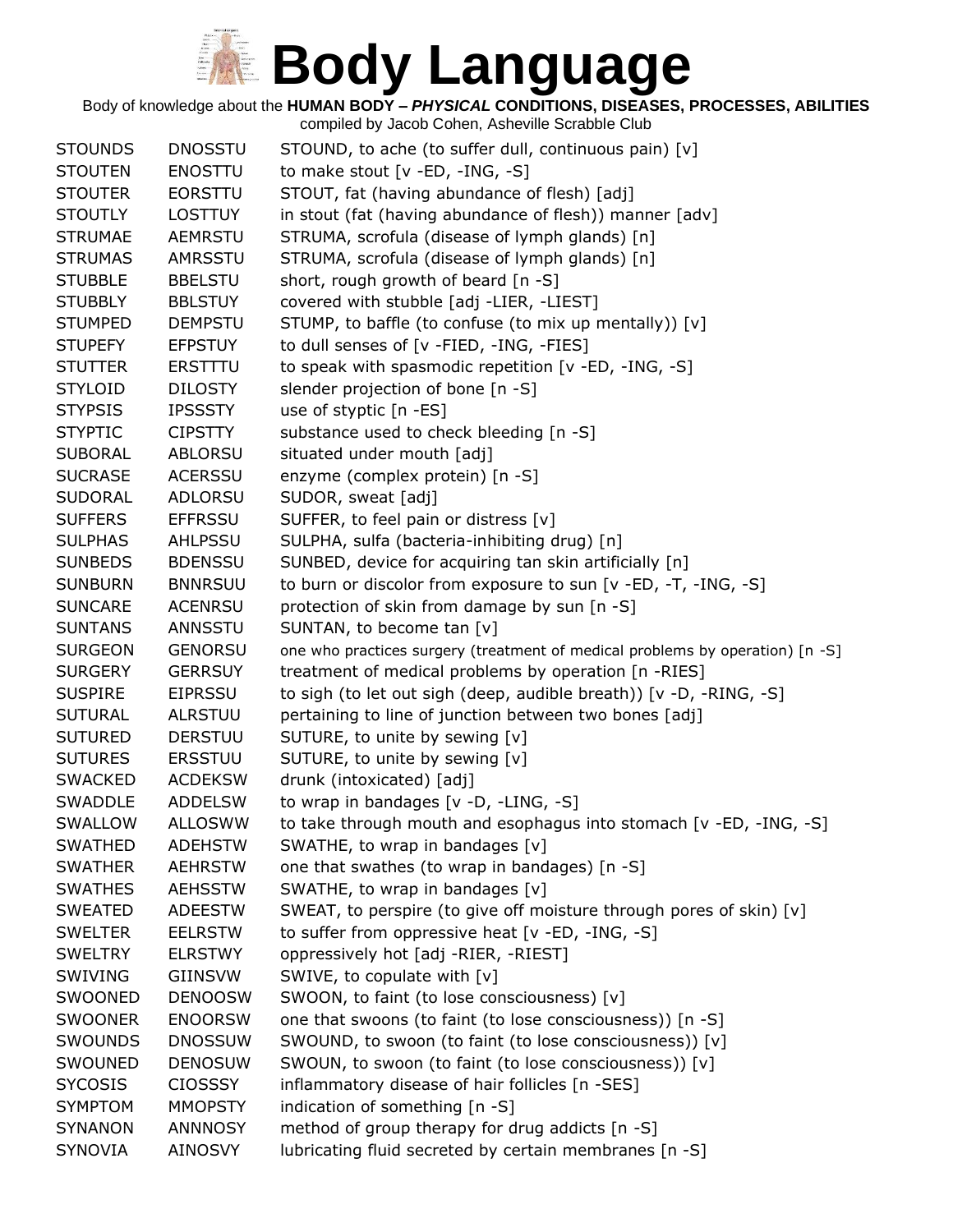# Body Language

Body of knowledge about the **HUMAN BODY – *PHYSICAL* CONDITIONS, DISEASES, PROCESSES, ABILITIES**

compiled by Jacob Cohen, Asheville Scrabble Club

| | | |
|---|---|---|
| STOUNDS | DNOSSTU | STOUND, to ache (to suffer dull, continuous pain) [v] |
| STOUTEN | ENOSTTU | to make stout [v -ED, -ING, -S] |
| STOUTER | EORSTTU | STOUT, fat (having abundance of flesh) [adj] |
| STOUTLY | LOSTTUY | in stout (fat (having abundance of flesh)) manner [adv] |
| STRUMAE | AEMRSTU | STRUMA, scrofula (disease of lymph glands) [n] |
| STRUMAS | AMRSSTU | STRUMA, scrofula (disease of lymph glands) [n] |
| STUBBLE | BBELSTU | short, rough growth of beard [n -S] |
| STUBBLY | BBLSTUY | covered with stubble [adj -LIER, -LIEST] |
| STUMPED | DEMPSTU | STUMP, to baffle (to confuse (to mix up mentally)) [v] |
| STUPEFY | EFPSTUY | to dull senses of [v -FIED, -ING, -FIES] |
| STUTTER | ERSTTTU | to speak with spasmodic repetition [v -ED, -ING, -S] |
| STYLOID | DILOSTY | slender projection of bone [n -S] |
| STYPSIS | IPSSSTY | use of styptic [n -ES] |
| STYPTIC | CIPSTTY | substance used to check bleeding [n -S] |
| SUBORAL | ABLORSU | situated under mouth [adj] |
| SUCRASE | ACERSSU | enzyme (complex protein) [n -S] |
| SUDORAL | ADLORSU | SUDOR, sweat [adj] |
| SUFFERS | EFFRSSU | SUFFER, to feel pain or distress [v] |
| SULPHAS | AHLPSSU | SULPHA, sulfa (bacteria-inhibiting drug) [n] |
| SUNBEDS | BDENSSU | SUNBED, device for acquiring tan skin artificially [n] |
| SUNBURN | BNNRSUU | to burn or discolor from exposure to sun [v -ED, -T, -ING, -S] |
| SUNCARE | ACENRSU | protection of skin from damage by sun [n -S] |
| SUNTANS | ANNSSTU | SUNTAN, to become tan [v] |
| SURGEON | GENORSU | one who practices surgery (treatment of medical problems by operation) [n -S] |
| SURGERY | GERRSUY | treatment of medical problems by operation [n -RIES] |
| SUSPIRE | EIPRSSU | to sigh (to let out sigh (deep, audible breath)) [v -D, -RING, -S] |
| SUTURAL | ALRSTUU | pertaining to line of junction between two bones [adj] |
| SUTURED | DERSTUU | SUTURE, to unite by sewing [v] |
| SUTURES | ERSSTUU | SUTURE, to unite by sewing [v] |
| SWACKED | ACDEKSW | drunk (intoxicated) [adj] |
| SWADDLE | ADDELSW | to wrap in bandages [v -D, -LING, -S] |
| SWALLOW | ALLOSWW | to take through mouth and esophagus into stomach [v -ED, -ING, -S] |
| SWATHED | ADEHSTW | SWATHE, to wrap in bandages [v] |
| SWATHER | AEHRSTW | one that swathes (to wrap in bandages) [n -S] |
| SWATHES | AEHSSTW | SWATHE, to wrap in bandages [v] |
| SWEATED | ADEESTW | SWEAT, to perspire (to give off moisture through pores of skin) [v] |
| SWELTER | EELRSTW | to suffer from oppressive heat [v -ED, -ING, -S] |
| SWELTRY | ELRSTWY | oppressively hot [adj -RIER, -RIEST] |
| SWIVING | GIINSVW | SWIVE, to copulate with [v] |
| SWOONED | DENOOSW | SWOON, to faint (to lose consciousness) [v] |
| SWOONER | ENOORSW | one that swoons (to faint (to lose consciousness)) [n -S] |
| SWOUNDS | DNOSSUW | SWOUND, to swoon (to faint (to lose consciousness)) [v] |
| SWOUNED | DENOSUW | SWOUN, to swoon (to faint (to lose consciousness)) [v] |
| SYCOSIS | CIOSSSY | inflammatory disease of hair follicles [n -SES] |
| SYMPTOM | MMOPSTY | indication of something [n -S] |
| SYNANON | ANNNOSY | method of group therapy for drug addicts [n -S] |
| SYNOVIA | AINOSVY | lubricating fluid secreted by certain membranes [n -S] |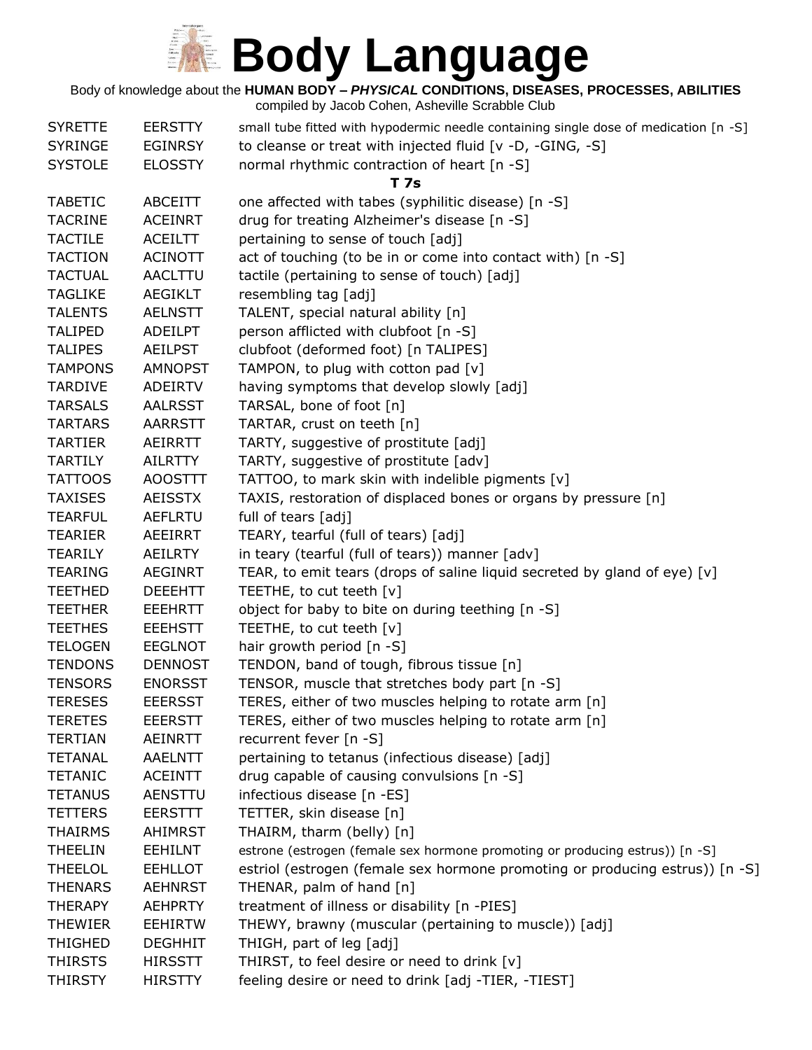# Body Language

Body of knowledge about the **HUMAN BODY – *PHYSICAL* CONDITIONS, DISEASES, PROCESSES, ABILITIES**
compiled by Jacob Cohen, Asheville Scrabble Club

| | | |
|---|---|---|
| SYRETTE | EERSTTY | small tube fitted with hypodermic needle containing single dose of medication [n -S] |
| SYRINGE | EGINRSY | to cleanse or treat with injected fluid [v -D, -GING, -S] |
| SYSTOLE | ELOSSTY | normal rhythmic contraction of heart [n -S] |

**T 7s**

| | | |
|---|---|---|
| TABETIC | ABCEITT | one affected with tabes (syphilitic disease) [n -S] |
| TACRINE | ACEINRT | drug for treating Alzheimer's disease [n -S] |
| TACTILE | ACEILTT | pertaining to sense of touch [adj] |
| TACTION | ACINOTT | act of touching (to be in or come into contact with) [n -S] |
| TACTUAL | AACLTTU | tactile (pertaining to sense of touch) [adj] |
| TAGLIKE | AEGIKLT | resembling tag [adj] |
| TALENTS | AELNSTT | TALENT, special natural ability [n] |
| TALIPED | ADEILPT | person afflicted with clubfoot [n -S] |
| TALIPES | AEILPST | clubfoot (deformed foot) [n TALIPES] |
| TAMPONS | AMNOPST | TAMPON, to plug with cotton pad [v] |
| TARDIVE | ADEIRTV | having symptoms that develop slowly [adj] |
| TARSALS | AALRSST | TARSAL, bone of foot [n] |
| TARTARS | AARRSTT | TARTAR, crust on teeth [n] |
| TARTIER | AEIRRTT | TARTY, suggestive of prostitute [adj] |
| TARTILY | AILRTTY | TARTY, suggestive of prostitute [adv] |
| TATTOOS | AOOSTTT | TATTOO, to mark skin with indelible pigments [v] |
| TAXISES | AEISSTX | TAXIS, restoration of displaced bones or organs by pressure [n] |
| TEARFUL | AEFLRTU | full of tears [adj] |
| TEARIER | AEEIRRT | TEARY, tearful (full of tears) [adj] |
| TEARILY | AEILRTY | in teary (tearful (full of tears)) manner [adv] |
| TEARING | AEGINRT | TEAR, to emit tears (drops of saline liquid secreted by gland of eye) [v] |
| TEETHED | DEEEHTT | TEETHE, to cut teeth [v] |
| TEETHER | EEEHRTT | object for baby to bite on during teething [n -S] |
| TEETHES | EEEHSTT | TEETHE, to cut teeth [v] |
| TELOGEN | EEGLNOT | hair growth period [n -S] |
| TENDONS | DENNOST | TENDON, band of tough, fibrous tissue [n] |
| TENSORS | ENORSST | TENSOR, muscle that stretches body part [n -S] |
| TERESES | EEERSST | TERES, either of two muscles helping to rotate arm [n] |
| TERETES | EEERSTT | TERES, either of two muscles helping to rotate arm [n] |
| TERTIAN | AEINRTT | recurrent fever [n -S] |
| TETANAL | AAELNTT | pertaining to tetanus (infectious disease) [adj] |
| TETANIC | ACEINTT | drug capable of causing convulsions [n -S] |
| TETANUS | AENSTTU | infectious disease [n -ES] |
| TETTERS | EERSTTT | TETTER, skin disease [n] |
| THAIRMS | AHIMRST | THAIRM, tharm (belly) [n] |
| THEELIN | EEHILNT | estrone (estrogen (female sex hormone promoting or producing estrus)) [n -S] |
| THEELOL | EEHLLOT | estriol (estrogen (female sex hormone promoting or producing estrus)) [n -S] |
| THENARS | AEHNRST | THENAR, palm of hand [n] |
| THERAPY | AEHPRTY | treatment of illness or disability [n -PIES] |
| THEWIER | EEHIRTW | THEWY, brawny (muscular (pertaining to muscle)) [adj] |
| THIGHED | DEGHHIT | THIGH, part of leg [adj] |
| THIRSTS | HIRSSTT | THIRST, to feel desire or need to drink [v] |
| THIRSTY | HIRSTTY | feeling desire or need to drink [adj -TIER, -TIEST] |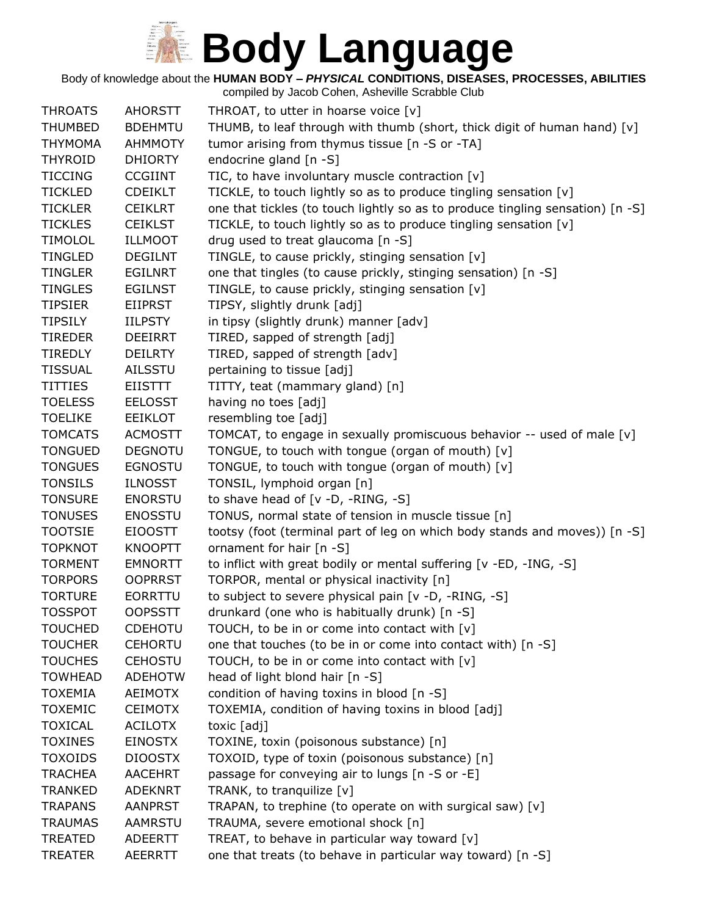# Body Language

Body of knowledge about the **HUMAN BODY – *PHYSICAL* CONDITIONS, DISEASES, PROCESSES, ABILITIES**

compiled by Jacob Cohen, Asheville Scrabble Club

| | | |
|---|---|---|
| THROATS | AHORSTT | THROAT, to utter in hoarse voice [v] |
| THUMBED | BDEHMTU | THUMB, to leaf through with thumb (short, thick digit of human hand) [v] |
| THYMOMA | AHMMOTY | tumor arising from thymus tissue [n -S or -TA] |
| THYROID | DHIORTY | endocrine gland [n -S] |
| TICCING | CCGIINT | TIC, to have involuntary muscle contraction [v] |
| TICKLED | CDEIKLT | TICKLE, to touch lightly so as to produce tingling sensation [v] |
| TICKLER | CEIKLRT | one that tickles (to touch lightly so as to produce tingling sensation) [n -S] |
| TICKLES | CEIKLST | TICKLE, to touch lightly so as to produce tingling sensation [v] |
| TIMOLOL | ILLMOOT | drug used to treat glaucoma [n -S] |
| TINGLED | DEGILNT | TINGLE, to cause prickly, stinging sensation [v] |
| TINGLER | EGILNRT | one that tingles (to cause prickly, stinging sensation) [n -S] |
| TINGLES | EGILNST | TINGLE, to cause prickly, stinging sensation [v] |
| TIPSIER | EIIPRST | TIPSY, slightly drunk [adj] |
| TIPSILY | IILPSTY | in tipsy (slightly drunk) manner [adv] |
| TIREDER | DEEIRRT | TIRED, sapped of strength [adj] |
| TIREDLY | DEILRTY | TIRED, sapped of strength [adv] |
| TISSUAL | AILSSTU | pertaining to tissue [adj] |
| TITTIES | EIISTTT | TITTY, teat (mammary gland) [n] |
| TOELESS | EELOSST | having no toes [adj] |
| TOELIKE | EEIKLOT | resembling toe [adj] |
| TOMCATS | ACMOSTT | TOMCAT, to engage in sexually promiscuous behavior -- used of male [v] |
| TONGUED | DEGNOTU | TONGUE, to touch with tongue (organ of mouth) [v] |
| TONGUES | EGNOSTU | TONGUE, to touch with tongue (organ of mouth) [v] |
| TONSILS | ILNOSST | TONSIL, lymphoid organ [n] |
| TONSURE | ENORSTU | to shave head of [v -D, -RING, -S] |
| TONUSES | ENOSSTU | TONUS, normal state of tension in muscle tissue [n] |
| TOOTSIE | EIOOSTT | tootsy (foot (terminal part of leg on which body stands and moves)) [n -S] |
| TOPKNOT | KNOOPTT | ornament for hair [n -S] |
| TORMENT | EMNORTT | to inflict with great bodily or mental suffering [v -ED, -ING, -S] |
| TORPORS | OOPRRST | TORPOR, mental or physical inactivity [n] |
| TORTURE | EORRTTU | to subject to severe physical pain [v -D, -RING, -S] |
| TOSSPOT | OOPSSTT | drunkard (one who is habitually drunk) [n -S] |
| TOUCHED | CDEHOTU | TOUCH, to be in or come into contact with [v] |
| TOUCHER | CEHORTU | one that touches (to be in or come into contact with) [n -S] |
| TOUCHES | CEHOSTU | TOUCH, to be in or come into contact with [v] |
| TOWHEAD | ADEHOTW | head of light blond hair [n -S] |
| TOXEMIA | AEIMOTX | condition of having toxins in blood [n -S] |
| TOXEMIC | CEIMOTX | TOXEMIA, condition of having toxins in blood [adj] |
| TOXICAL | ACILOTX | toxic [adj] |
| TOXINES | EINOSTX | TOXINE, toxin (poisonous substance) [n] |
| TOXOIDS | DIOOSTX | TOXOID, type of toxin (poisonous substance) [n] |
| TRACHEA | AACEHRT | passage for conveying air to lungs [n -S or -E] |
| TRANKED | ADEKNRT | TRANK, to tranquilize [v] |
| TRAPANS | AANPRST | TRAPAN, to trephine (to operate on with surgical saw) [v] |
| TRAUMAS | AAMRSTU | TRAUMA, severe emotional shock [n] |
| TREATED | ADEERTT | TREAT, to behave in particular way toward [v] |
| TREATER | AEERRTT | one that treats (to behave in particular way toward) [n -S] |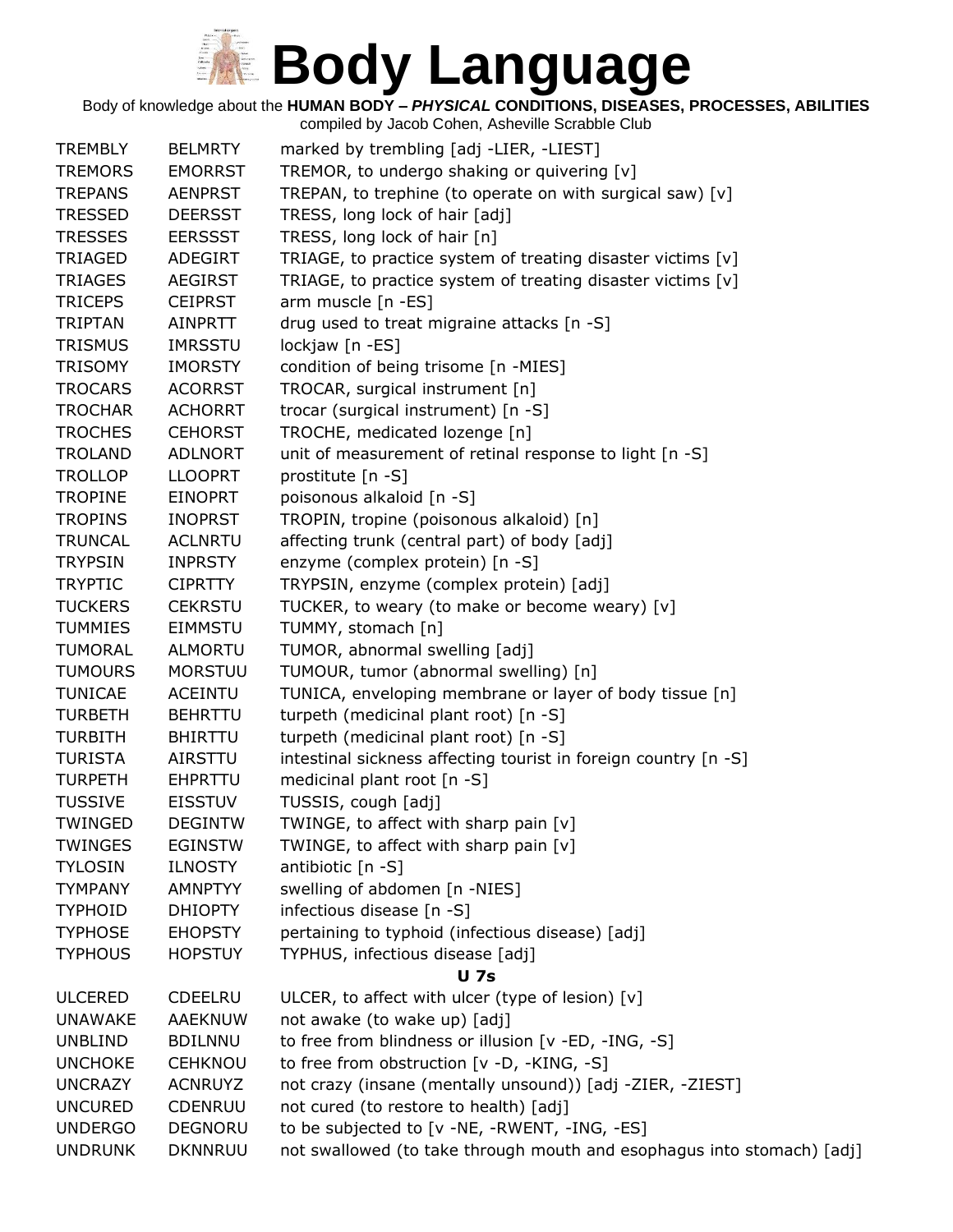# Body Language

Body of knowledge about the **HUMAN BODY – *PHYSICAL* CONDITIONS, DISEASES, PROCESSES, ABILITIES**
compiled by Jacob Cohen, Asheville Scrabble Club

| | | |
|---|---|---|
| TREMBLY | BELMRTY | marked by trembling [adj -LIER, -LIEST] |
| TREMORS | EMORRST | TREMOR, to undergo shaking or quivering [v] |
| TREPANS | AENPRST | TREPAN, to trephine (to operate on with surgical saw) [v] |
| TRESSED | DEERSST | TRESS, long lock of hair [adj] |
| TRESSES | EERSSST | TRESS, long lock of hair [n] |
| TRIAGED | ADEGIRT | TRIAGE, to practice system of treating disaster victims [v] |
| TRIAGES | AEGIRST | TRIAGE, to practice system of treating disaster victims [v] |
| TRICEPS | CEIPRST | arm muscle [n -ES] |
| TRIPTAN | AINPRTT | drug used to treat migraine attacks [n -S] |
| TRISMUS | IMRSSTU | lockjaw [n -ES] |
| TRISOMY | IMORSTY | condition of being trisome [n -MIES] |
| TROCARS | ACORRST | TROCAR, surgical instrument [n] |
| TROCHAR | ACHORRT | trocar (surgical instrument) [n -S] |
| TROCHES | CEHORST | TROCHE, medicated lozenge [n] |
| TROLAND | ADLNORT | unit of measurement of retinal response to light [n -S] |
| TROLLOP | LLOOPRT | prostitute [n -S] |
| TROPINE | EINOPRT | poisonous alkaloid [n -S] |
| TROPINS | INOPRST | TROPIN, tropine (poisonous alkaloid) [n] |
| TRUNCAL | ACLNRTU | affecting trunk (central part) of body [adj] |
| TRYPSIN | INPRSTY | enzyme (complex protein) [n -S] |
| TRYPTIC | CIPRTTY | TRYPSIN, enzyme (complex protein) [adj] |
| TUCKERS | CEKRSTU | TUCKER, to weary (to make or become weary) [v] |
| TUMMIES | EIMMSTU | TUMMY, stomach [n] |
| TUMORAL | ALMORTU | TUMOR, abnormal swelling [adj] |
| TUMOURS | MORSTUU | TUMOUR, tumor (abnormal swelling) [n] |
| TUNICAE | ACEINTU | TUNICA, enveloping membrane or layer of body tissue [n] |
| TURBETH | BEHRTTU | turpeth (medicinal plant root) [n -S] |
| TURBITH | BHIRTTU | turpeth (medicinal plant root) [n -S] |
| TURISTA | AIRSTTU | intestinal sickness affecting tourist in foreign country [n -S] |
| TURPETH | EHPRTTU | medicinal plant root [n -S] |
| TUSSIVE | EISSTUV | TUSSIS, cough [adj] |
| TWINGED | DEGINTW | TWINGE, to affect with sharp pain [v] |
| TWINGES | EGINSTW | TWINGE, to affect with sharp pain [v] |
| TYLOSIN | ILNOSTY | antibiotic [n -S] |
| TYMPANY | AMNPTYY | swelling of abdomen [n -NIES] |
| TYPHOID | DHIOPTY | infectious disease [n -S] |
| TYPHOSE | EHOPSTY | pertaining to typhoid (infectious disease) [adj] |
| TYPHOUS | HOPSTUY | TYPHUS, infectious disease [adj] |

**U 7s**

| | | |
|---|---|---|
| ULCERED | CDEELRU | ULCER, to affect with ulcer (type of lesion) [v] |
| UNAWAKE | AAEKNUW | not awake (to wake up) [adj] |
| UNBLIND | BDILNNU | to free from blindness or illusion [v -ED, -ING, -S] |
| UNCHOKE | CEHKNOU | to free from obstruction [v -D, -KING, -S] |
| UNCRAZY | ACNRUYZ | not crazy (insane (mentally unsound)) [adj -ZIER, -ZIEST] |
| UNCURED | CDENRUU | not cured (to restore to health) [adj] |
| UNDERGO | DEGNORU | to be subjected to [v -NE, -RWENT, -ING, -ES] |
| UNDRUNK | DKNNRUU | not swallowed (to take through mouth and esophagus into stomach) [adj] |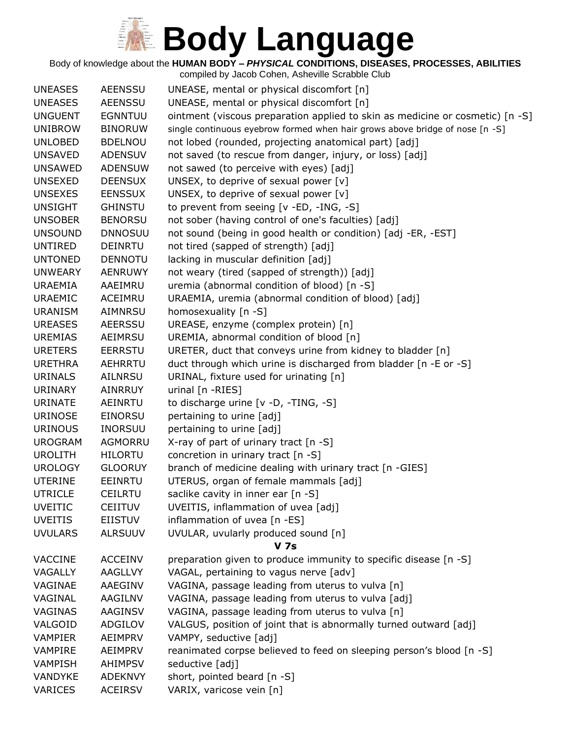# Body Language

Body of knowledge about the **HUMAN BODY – *PHYSICAL* CONDITIONS, DISEASES, PROCESSES, ABILITIES**

compiled by Jacob Cohen, Asheville Scrabble Club

| | | |
|---|---|---|
| UNEASES | AEENSSU | UNEASE, mental or physical discomfort [n] |
| UNEASES | AEENSSU | UNEASE, mental or physical discomfort [n] |
| UNGUENT | EGNNTUU | ointment (viscous preparation applied to skin as medicine or cosmetic) [n -S] |
| UNIBROW | BINORUW | single continuous eyebrow formed when hair grows above bridge of nose [n -S] |
| UNLOBED | BDELNOU | not lobed (rounded, projecting anatomical part) [adj] |
| UNSAVED | ADENSUV | not saved (to rescue from danger, injury, or loss) [adj] |
| UNSAWED | ADENSUW | not sawed (to perceive with eyes) [adj] |
| UNSEXED | DEENSUX | UNSEX, to deprive of sexual power [v] |
| UNSEXES | EENSSUX | UNSEX, to deprive of sexual power [v] |
| UNSIGHT | GHINSTU | to prevent from seeing [v -ED, -ING, -S] |
| UNSOBER | BENORSU | not sober (having control of one's faculties) [adj] |
| UNSOUND | DNNOSUU | not sound (being in good health or condition) [adj -ER, -EST] |
| UNTIRED | DEINRTU | not tired (sapped of strength) [adj] |
| UNTONED | DENNOTU | lacking in muscular definition [adj] |
| UNWEARY | AENRUWY | not weary (tired (sapped of strength)) [adj] |
| URAEMIA | AAEIMRU | uremia (abnormal condition of blood) [n -S] |
| URAEMIC | ACEIMRU | URAEMIA, uremia (abnormal condition of blood) [adj] |
| URANISM | AIMNRSU | homosexuality [n -S] |
| UREASES | AEERSSU | UREASE, enzyme (complex protein) [n] |
| UREMIAS | AEIMRSU | UREMIA, abnormal condition of blood [n] |
| URETERS | EERRSTU | URETER, duct that conveys urine from kidney to bladder [n] |
| URETHRA | AEHRRTU | duct through which urine is discharged from bladder [n -E or -S] |
| URINALS | AILNRSU | URINAL, fixture used for urinating [n] |
| URINARY | AINRRUY | urinal [n -RIES] |
| URINATE | AEINRTU | to discharge urine [v -D, -TING, -S] |
| URINOSE | EINORSU | pertaining to urine [adj] |
| URINOUS | INORSUU | pertaining to urine [adj] |
| UROGRAM | AGMORRU | X-ray of part of urinary tract [n -S] |
| UROLITH | HILORTU | concretion in urinary tract [n -S] |
| UROLOGY | GLOORUY | branch of medicine dealing with urinary tract [n -GIES] |
| UTERINE | EEINRTU | UTERUS, organ of female mammals [adj] |
| UTRICLE | CEILRTU | saclike cavity in inner ear [n -S] |
| UVEITIC | CEIITUV | UVEITIS, inflammation of uvea [adj] |
| UVEITIS | EIISTUV | inflammation of uvea [n -ES] |
| UVULARS | ALRSUUV | UVULAR, uvularly produced sound [n] |

**V 7s**

| | | |
|---|---|---|
| VACCINE | ACCEINV | preparation given to produce immunity to specific disease [n -S] |
| VAGALLY | AAGLLVY | VAGAL, pertaining to vagus nerve [adv] |
| VAGINAE | AAEGINV | VAGINA, passage leading from uterus to vulva [n] |
| VAGINAL | AAGILNV | VAGINA, passage leading from uterus to vulva [adj] |
| VAGINAS | AAGINSV | VAGINA, passage leading from uterus to vulva [n] |
| VALGOID | ADGILOV | VALGUS, position of joint that is abnormally turned outward [adj] |
| VAMPIER | AEIMPRV | VAMPY, seductive [adj] |
| VAMPIRE | AEIMPRV | reanimated corpse believed to feed on sleeping person's blood [n -S] |
| VAMPISH | AHIMPSV | seductive [adj] |
| VANDYKE | ADEKNVY | short, pointed beard [n -S] |
| VARICES | ACEIRSV | VARIX, varicose vein [n] |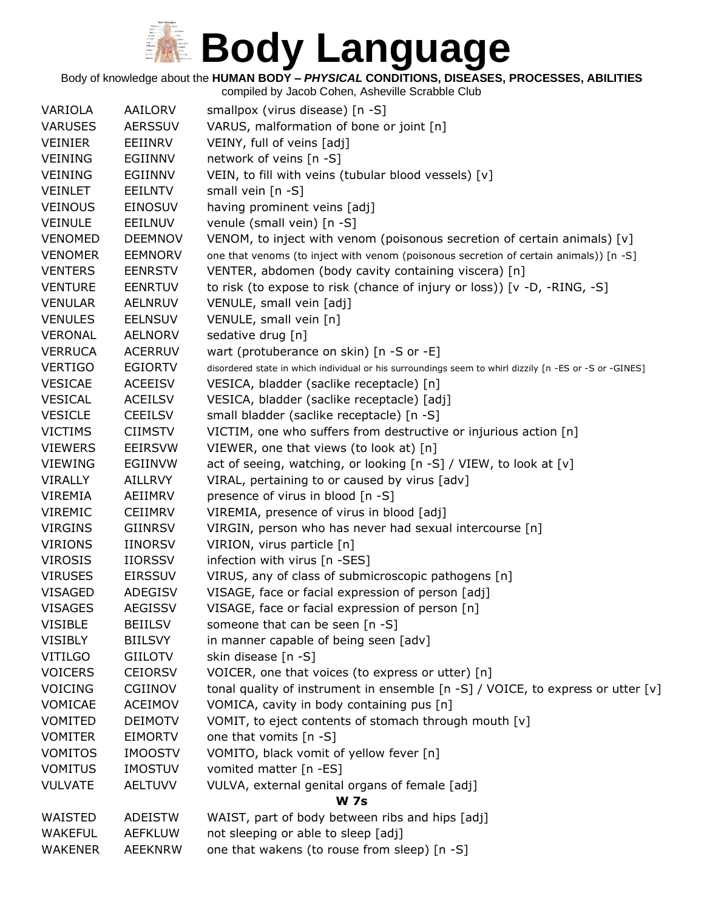# Body Language

Body of knowledge about the **HUMAN BODY – *PHYSICAL* CONDITIONS, DISEASES, PROCESSES, ABILITIES**

compiled by Jacob Cohen, Asheville Scrabble Club

| | | |
|---|---|---|
| VARIOLA | AAILORV | smallpox (virus disease) [n -S] |
| VARUSES | AERSSUV | VARUS, malformation of bone or joint [n] |
| VEINIER | EEIINRV | VEINY, full of veins [adj] |
| VEINING | EGIINNV | network of veins [n -S] |
| VEINING | EGIINNV | VEIN, to fill with veins (tubular blood vessels) [v] |
| VEINLET | EEILNTV | small vein [n -S] |
| VEINOUS | EINOSUV | having prominent veins [adj] |
| VEINULE | EEILNUV | venule (small vein) [n -S] |
| VENOMED | DEEMNOV | VENOM, to inject with venom (poisonous secretion of certain animals) [v] |
| VENOMER | EEMNORV | one that venoms (to inject with venom (poisonous secretion of certain animals)) [n -S] |
| VENTERS | EENRSTV | VENTER, abdomen (body cavity containing viscera) [n] |
| VENTURE | EENRTUV | to risk (to expose to risk (chance of injury or loss)) [v -D, -RING, -S] |
| VENULAR | AELNRUV | VENULE, small vein [adj] |
| VENULES | EELNSUV | VENULE, small vein [n] |
| VERONAL | AELNORV | sedative drug [n] |
| VERRUCA | ACERRUV | wart (protuberance on skin) [n -S or -E] |
| VERTIGO | EGIORTV | disordered state in which individual or his surroundings seem to whirl dizzily [n -ES or -S or -GINES] |
| VESICAE | ACEEISV | VESICA, bladder (saclike receptacle) [n] |
| VESICAL | ACEILSV | VESICA, bladder (saclike receptacle) [adj] |
| VESICLE | CEEILSV | small bladder (saclike receptacle) [n -S] |
| VICTIMS | CIIMSTV | VICTIM, one who suffers from destructive or injurious action [n] |
| VIEWERS | EEIRSVW | VIEWER, one that views (to look at) [n] |
| VIEWING | EGIINVW | act of seeing, watching, or looking [n -S] / VIEW, to look at [v] |
| VIRALLY | AILLRVY | VIRAL, pertaining to or caused by virus [adv] |
| VIREMIA | AEIIMRV | presence of virus in blood [n -S] |
| VIREMIC | CEIIMRV | VIREMIA, presence of virus in blood [adj] |
| VIRGINS | GIINRSV | VIRGIN, person who has never had sexual intercourse [n] |
| VIRIONS | IINORSV | VIRION, virus particle [n] |
| VIROSIS | IIORSSV | infection with virus [n -SES] |
| VIRUSES | EIRSSUV | VIRUS, any of class of submicroscopic pathogens [n] |
| VISAGED | ADEGISV | VISAGE, face or facial expression of person [adj] |
| VISAGES | AEGISSV | VISAGE, face or facial expression of person [n] |
| VISIBLE | BEIILSV | someone that can be seen [n -S] |
| VISIBLY | BIILSVY | in manner capable of being seen [adv] |
| VITILGO | GIILOTV | skin disease [n -S] |
| VOICERS | CEIORSV | VOICER, one that voices (to express or utter) [n] |
| VOICING | CGIINOV | tonal quality of instrument in ensemble [n -S] / VOICE, to express or utter [v] |
| VOMICAE | ACEIMOV | VOMICA, cavity in body containing pus [n] |
| VOMITED | DEIMOTV | VOMIT, to eject contents of stomach through mouth [v] |
| VOMITER | EIMORTV | one that vomits [n -S] |
| VOMITOS | IMOOSTV | VOMITO, black vomit of yellow fever [n] |
| VOMITUS | IMOSTUV | vomited matter [n -ES] |
| VULVATE | AELTUVV | VULVA, external genital organs of female [adj] |

**W 7s**

| | | |
|---|---|---|
| WAISTED | ADEISTW | WAIST, part of body between ribs and hips [adj] |
| WAKEFUL | AEFKLUW | not sleeping or able to sleep [adj] |
| WAKENER | AEEKNRW | one that wakens (to rouse from sleep) [n -S] |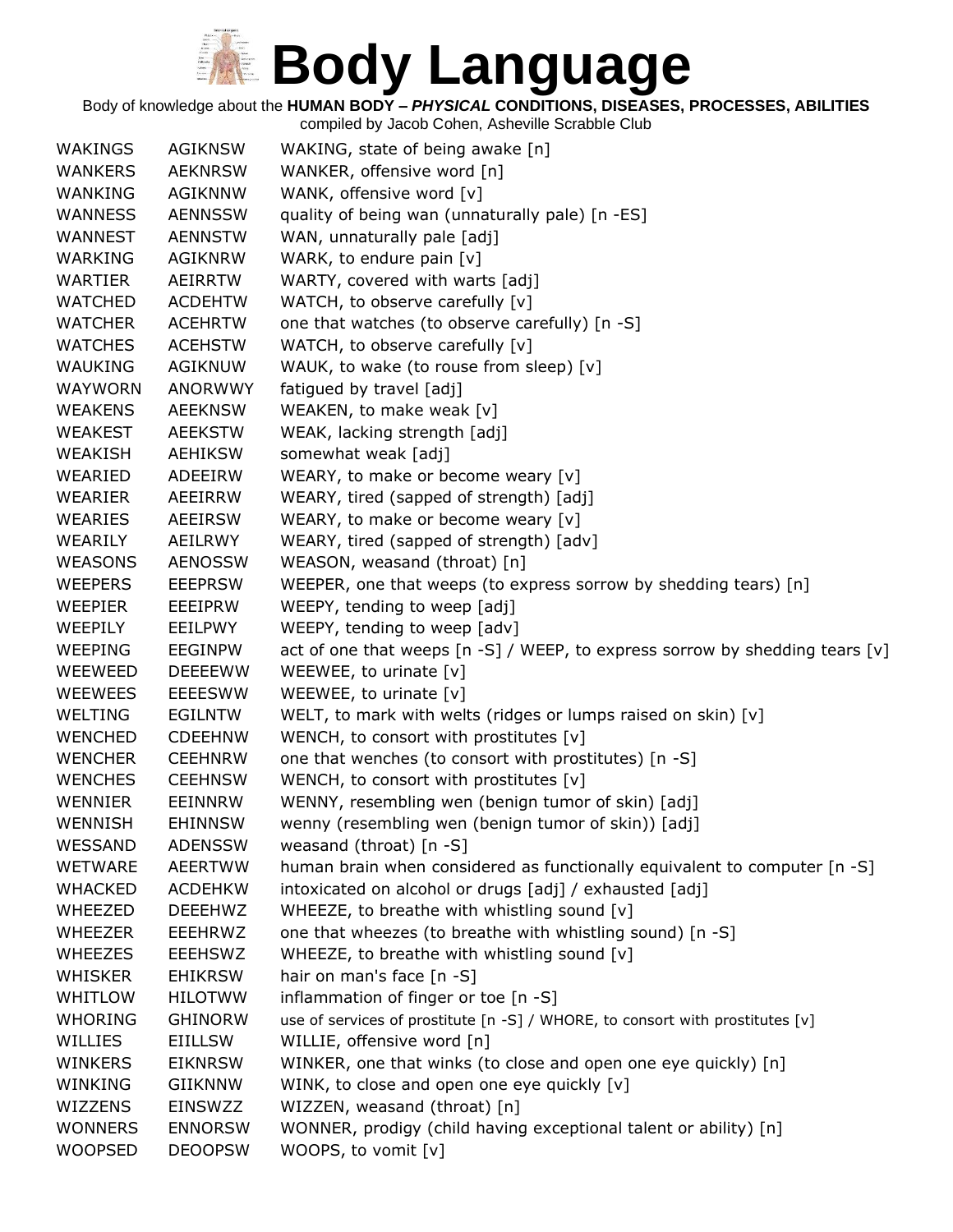# Body Language

Body of knowledge about the **HUMAN BODY – *PHYSICAL* CONDITIONS, DISEASES, PROCESSES, ABILITIES**

compiled by Jacob Cohen, Asheville Scrabble Club

| | | |
|---|---|---|
| WAKINGS | AGIKNSW | WAKING, state of being awake [n] |
| WANKERS | AEKNRSW | WANKER, offensive word [n] |
| WANKING | AGIKNNW | WANK, offensive word [v] |
| WANNESS | AENNSSW | quality of being wan (unnaturally pale) [n -ES] |
| WANNEST | AENNSTW | WAN, unnaturally pale [adj] |
| WARKING | AGIKNRW | WARK, to endure pain [v] |
| WARTIER | AEIRRTW | WARTY, covered with warts [adj] |
| WATCHED | ACDEHTW | WATCH, to observe carefully [v] |
| WATCHER | ACEHRTW | one that watches (to observe carefully) [n -S] |
| WATCHES | ACEHSTW | WATCH, to observe carefully [v] |
| WAUKING | AGIKNUW | WAUK, to wake (to rouse from sleep) [v] |
| WAYWORN | ANORWWY | fatigued by travel [adj] |
| WEAKENS | AEEKNSW | WEAKEN, to make weak [v] |
| WEAKEST | AEEKSTW | WEAK, lacking strength [adj] |
| WEAKISH | AEHIKSW | somewhat weak [adj] |
| WEARIED | ADEEIRW | WEARY, to make or become weary [v] |
| WEARIER | AEEIRRW | WEARY, tired (sapped of strength) [adj] |
| WEARIES | AEEIRSW | WEARY, to make or become weary [v] |
| WEARILY | AEILRWY | WEARY, tired (sapped of strength) [adv] |
| WEASONS | AENOSSW | WEASON, weasand (throat) [n] |
| WEEPERS | EEEPRSW | WEEPER, one that weeps (to express sorrow by shedding tears) [n] |
| WEEPIER | EEEIPRW | WEEPY, tending to weep [adj] |
| WEEPILY | EEILPWY | WEEPY, tending to weep [adv] |
| WEEPING | EEGINPW | act of one that weeps [n -S] / WEEP, to express sorrow by shedding tears [v] |
| WEEWEED | DEEEEWW | WEEWEE, to urinate [v] |
| WEEWEES | EEEESWW | WEEWEE, to urinate [v] |
| WELTING | EGILNTW | WELT, to mark with welts (ridges or lumps raised on skin) [v] |
| WENCHED | CDEEHNW | WENCH, to consort with prostitutes [v] |
| WENCHER | CEEHNRW | one that wenches (to consort with prostitutes) [n -S] |
| WENCHES | CEEHNSW | WENCH, to consort with prostitutes [v] |
| WENNIER | EEINNRW | WENNY, resembling wen (benign tumor of skin) [adj] |
| WENNISH | EHINNSW | wenny (resembling wen (benign tumor of skin)) [adj] |
| WESSAND | ADENSSW | weasand (throat) [n -S] |
| WETWARE | AEERTWW | human brain when considered as functionally equivalent to computer [n -S] |
| WHACKED | ACDEHKW | intoxicated on alcohol or drugs [adj] / exhausted [adj] |
| WHEEZED | DEEEHWZ | WHEEZE, to breathe with whistling sound [v] |
| WHEEZER | EEEHRWZ | one that wheezes (to breathe with whistling sound) [n -S] |
| WHEEZES | EEEHSWZ | WHEEZE, to breathe with whistling sound [v] |
| WHISKER | EHIKRSW | hair on man's face [n -S] |
| WHITLOW | HILOTWW | inflammation of finger or toe [n -S] |
| WHORING | GHINORW | use of services of prostitute [n -S] / WHORE, to consort with prostitutes [v] |
| WILLIES | EIILLSW | WILLIE, offensive word [n] |
| WINKERS | EIKNRSW | WINKER, one that winks (to close and open one eye quickly) [n] |
| WINKING | GIIKNNW | WINK, to close and open one eye quickly [v] |
| WIZZENS | EINSWZZ | WIZZEN, weasand (throat) [n] |
| WONNERS | ENNORSW | WONNER, prodigy (child having exceptional talent or ability) [n] |
| WOOPSED | DEOOPSW | WOOPS, to vomit [v] |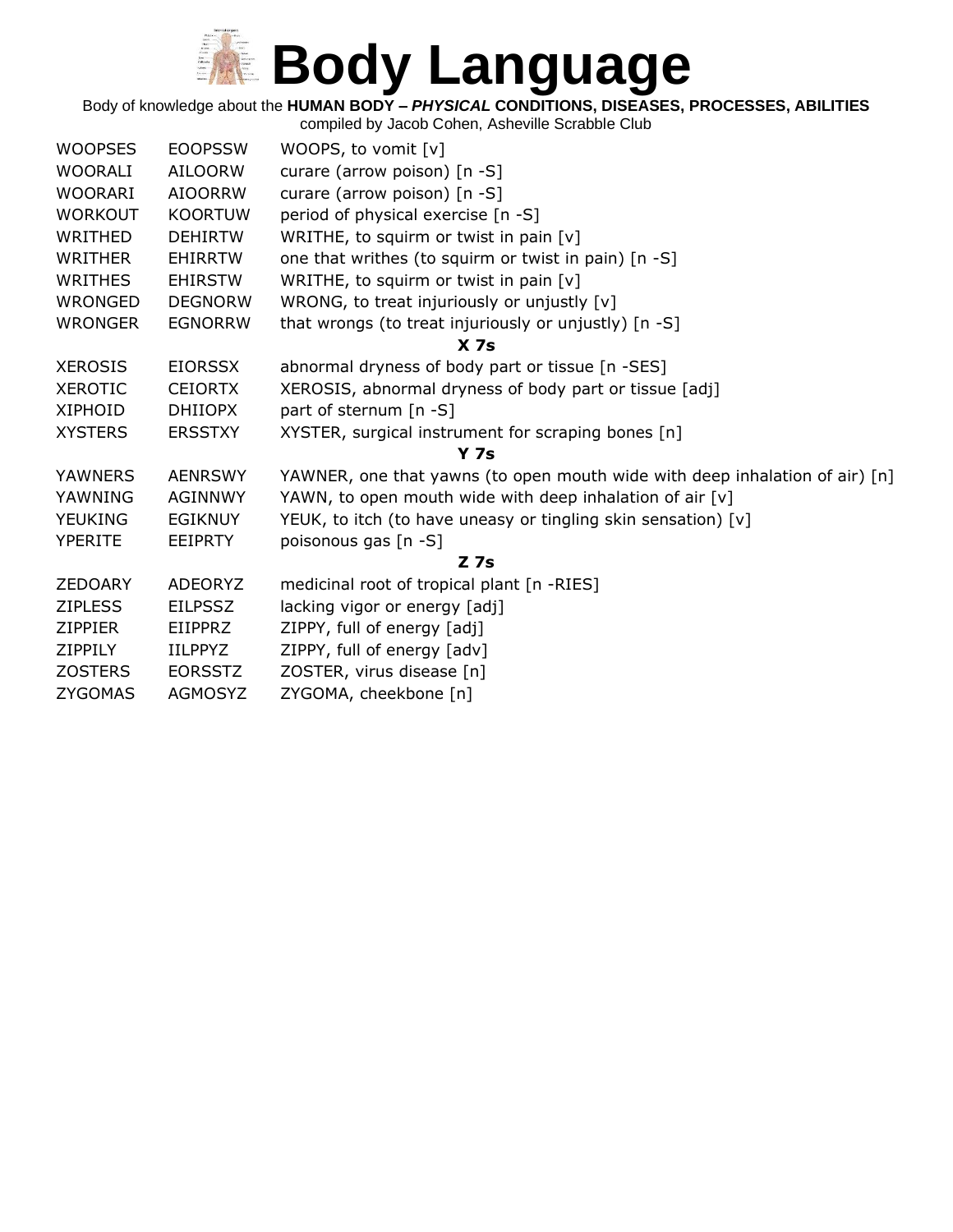# Body Language

Body of knowledge about the **HUMAN BODY – *PHYSICAL* CONDITIONS, DISEASES, PROCESSES, ABILITIES**
compiled by Jacob Cohen, Asheville Scrabble Club

| | | |
|---|---|---|
| WOOPSES | EOOPSSW | WOOPS, to vomit [v] |
| WOORALI | AILOORW | curare (arrow poison) [n -S] |
| WOORARI | AIOORRW | curare (arrow poison) [n -S] |
| WORKOUT | KOORTUW | period of physical exercise [n -S] |
| WRITHED | DEHIRTW | WRITHE, to squirm or twist in pain [v] |
| WRITHER | EHIRRTW | one that writhes (to squirm or twist in pain) [n -S] |
| WRITHES | EHIRSTW | WRITHE, to squirm or twist in pain [v] |
| WRONGED | DEGNORW | WRONG, to treat injuriously or unjustly [v] |
| WRONGER | EGNORRW | that wrongs (to treat injuriously or unjustly) [n -S] |
| | | **X 7s** |
| XEROSIS | EIORSSX | abnormal dryness of body part or tissue [n -SES] |
| XEROTIC | CEIORTX | XEROSIS, abnormal dryness of body part or tissue [adj] |
| XIPHOID | DHIIOPX | part of sternum [n -S] |
| XYSTERS | ERSSTXY | XYSTER, surgical instrument for scraping bones [n] |
| | | **Y 7s** |
| YAWNERS | AENRSWY | YAWNER, one that yawns (to open mouth wide with deep inhalation of air) [n] |
| YAWNING | AGINNWY | YAWN, to open mouth wide with deep inhalation of air [v] |
| YEUKING | EGIKNUY | YEUK, to itch (to have uneasy or tingling skin sensation) [v] |
| YPERITE | EEIPRTY | poisonous gas [n -S] |
| | | **Z 7s** |
| ZEDOARY | ADEORYZ | medicinal root of tropical plant [n -RIES] |
| ZIPLESS | EILPSSZ | lacking vigor or energy [adj] |
| ZIPPIER | EIIPPRZ | ZIPPY, full of energy [adj] |
| ZIPPILY | IILPPYZ | ZIPPY, full of energy [adv] |
| ZOSTERS | EORSSTZ | ZOSTER, virus disease [n] |
| ZYGOMAS | AGMOSYZ | ZYGOMA, cheekbone [n] |